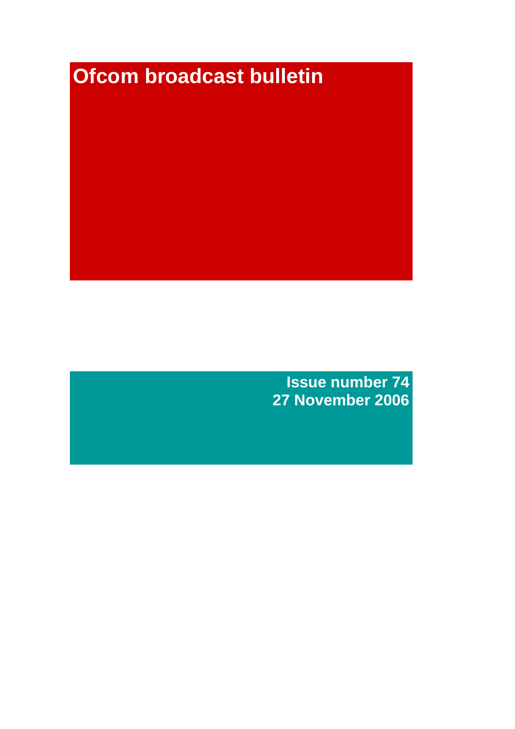# Ofcom broadcast bulletin

**Issue number 74**
**27 November 2006**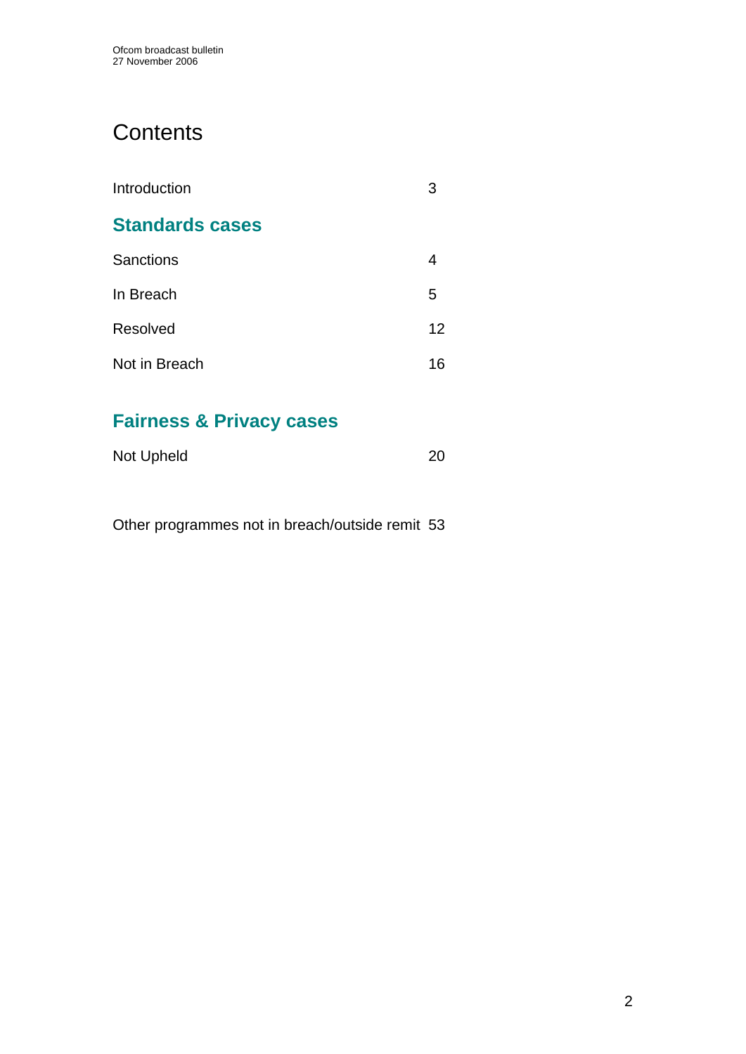# Contents

| | |
|---|---|
| Introduction | 3 |

## Standards cases

| | |
|---|---|
| Sanctions | 4 |
| In Breach | 5 |
| Resolved | 12 |
| Not in Breach | 16 |

## Fairness & Privacy cases

| | |
|---|---|
| Not Upheld | 20 |

| | |
|---|---|
| Other programmes not in breach/outside remit | 53 |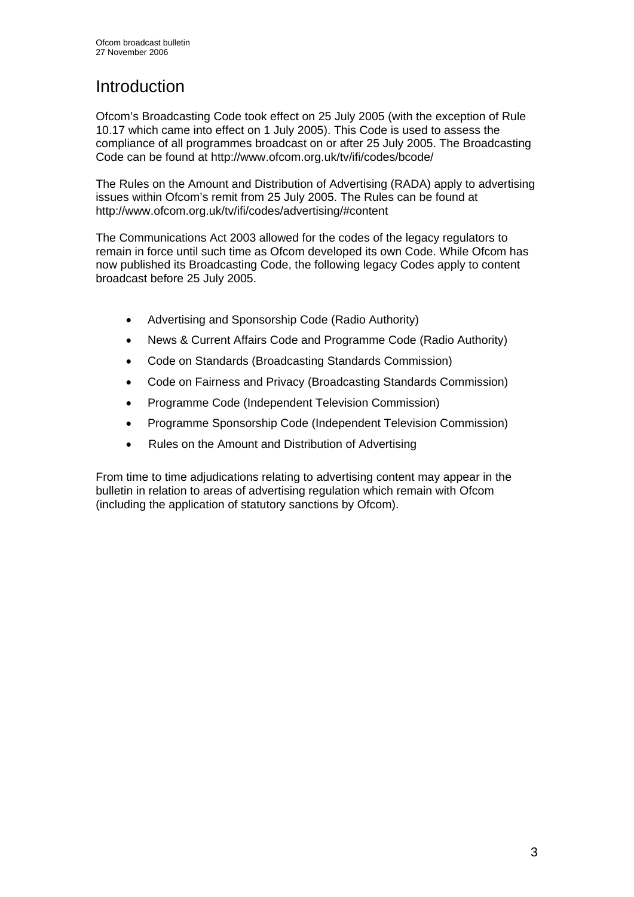# Introduction

Ofcom's Broadcasting Code took effect on 25 July 2005 (with the exception of Rule 10.17 which came into effect on 1 July 2005). This Code is used to assess the compliance of all programmes broadcast on or after 25 July 2005. The Broadcasting Code can be found at http://www.ofcom.org.uk/tv/ifi/codes/bcode/

The Rules on the Amount and Distribution of Advertising (RADA) apply to advertising issues within Ofcom's remit from 25 July 2005. The Rules can be found at http://www.ofcom.org.uk/tv/ifi/codes/advertising/#content

The Communications Act 2003 allowed for the codes of the legacy regulators to remain in force until such time as Ofcom developed its own Code. While Ofcom has now published its Broadcasting Code, the following legacy Codes apply to content broadcast before 25 July 2005.

- Advertising and Sponsorship Code (Radio Authority)
- News & Current Affairs Code and Programme Code (Radio Authority)
- Code on Standards (Broadcasting Standards Commission)
- Code on Fairness and Privacy (Broadcasting Standards Commission)
- Programme Code (Independent Television Commission)
- Programme Sponsorship Code (Independent Television Commission)
- Rules on the Amount and Distribution of Advertising

From time to time adjudications relating to advertising content may appear in the bulletin in relation to areas of advertising regulation which remain with Ofcom (including the application of statutory sanctions by Ofcom).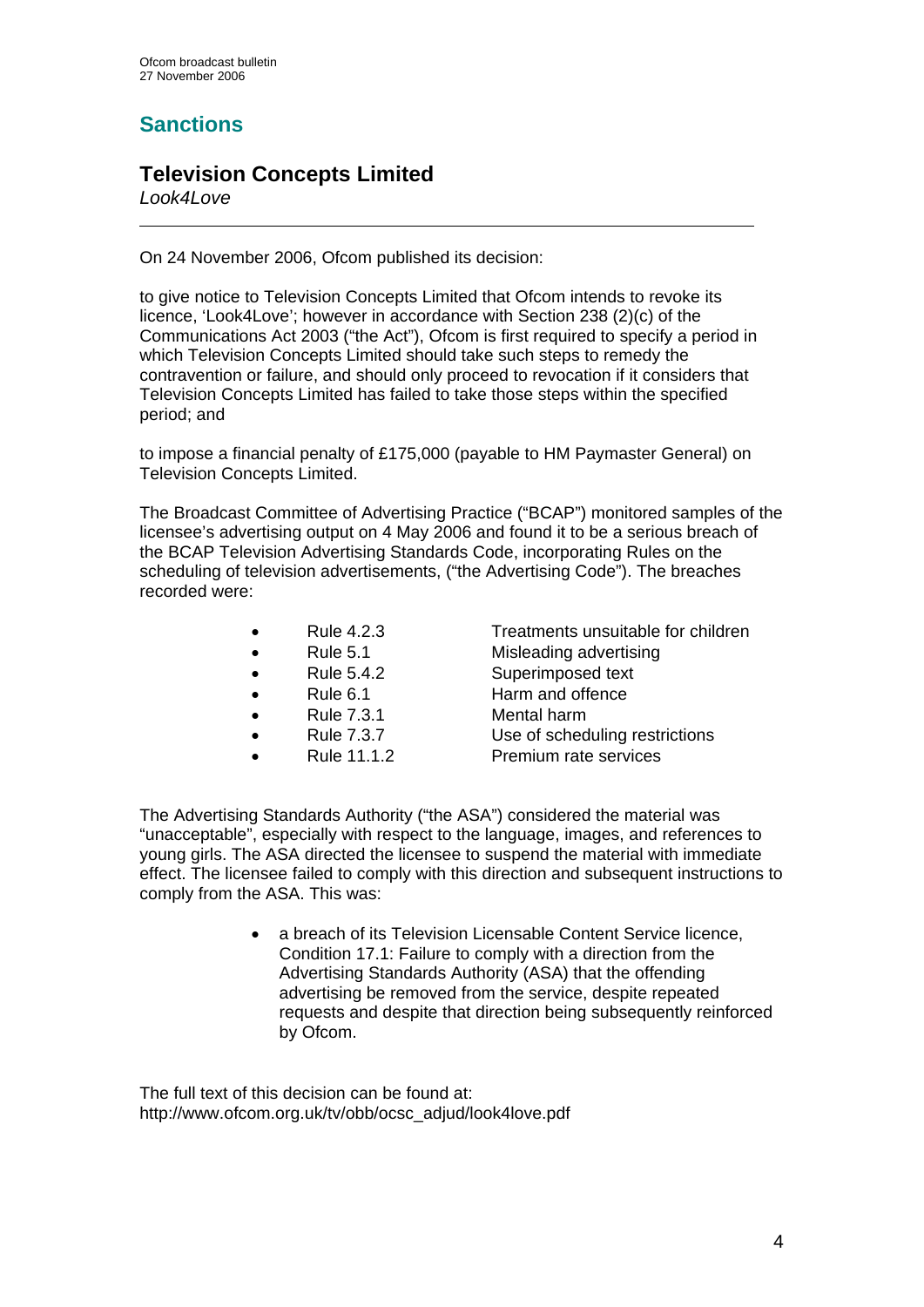## Sanctions

### Television Concepts Limited

*Look4Love*

---

On 24 November 2006, Ofcom published its decision:

to give notice to Television Concepts Limited that Ofcom intends to revoke its licence, 'Look4Love'; however in accordance with Section 238 (2)(c) of the Communications Act 2003 ("the Act"), Ofcom is first required to specify a period in which Television Concepts Limited should take such steps to remedy the contravention or failure, and should only proceed to revocation if it considers that Television Concepts Limited has failed to take those steps within the specified period; and

to impose a financial penalty of £175,000 (payable to HM Paymaster General) on Television Concepts Limited.

The Broadcast Committee of Advertising Practice ("BCAP") monitored samples of the licensee's advertising output on 4 May 2006 and found it to be a serious breach of the BCAP Television Advertising Standards Code, incorporating Rules on the scheduling of television advertisements, ("the Advertising Code"). The breaches recorded were:

- Rule 4.2.3 Treatments unsuitable for children
- Rule 5.1 Misleading advertising
- Rule 5.4.2 Superimposed text
- Rule 6.1 Harm and offence
- Rule 7.3.1 Mental harm
- Rule 7.3.7 Use of scheduling restrictions
- Rule 11.1.2 Premium rate services

The Advertising Standards Authority ("the ASA") considered the material was "unacceptable", especially with respect to the language, images, and references to young girls. The ASA directed the licensee to suspend the material with immediate effect. The licensee failed to comply with this direction and subsequent instructions to comply from the ASA. This was:

- a breach of its Television Licensable Content Service licence, Condition 17.1: Failure to comply with a direction from the Advertising Standards Authority (ASA) that the offending advertising be removed from the service, despite repeated requests and despite that direction being subsequently reinforced by Ofcom.

The full text of this decision can be found at:
http://www.ofcom.org.uk/tv/obb/ocsc_adjud/look4love.pdf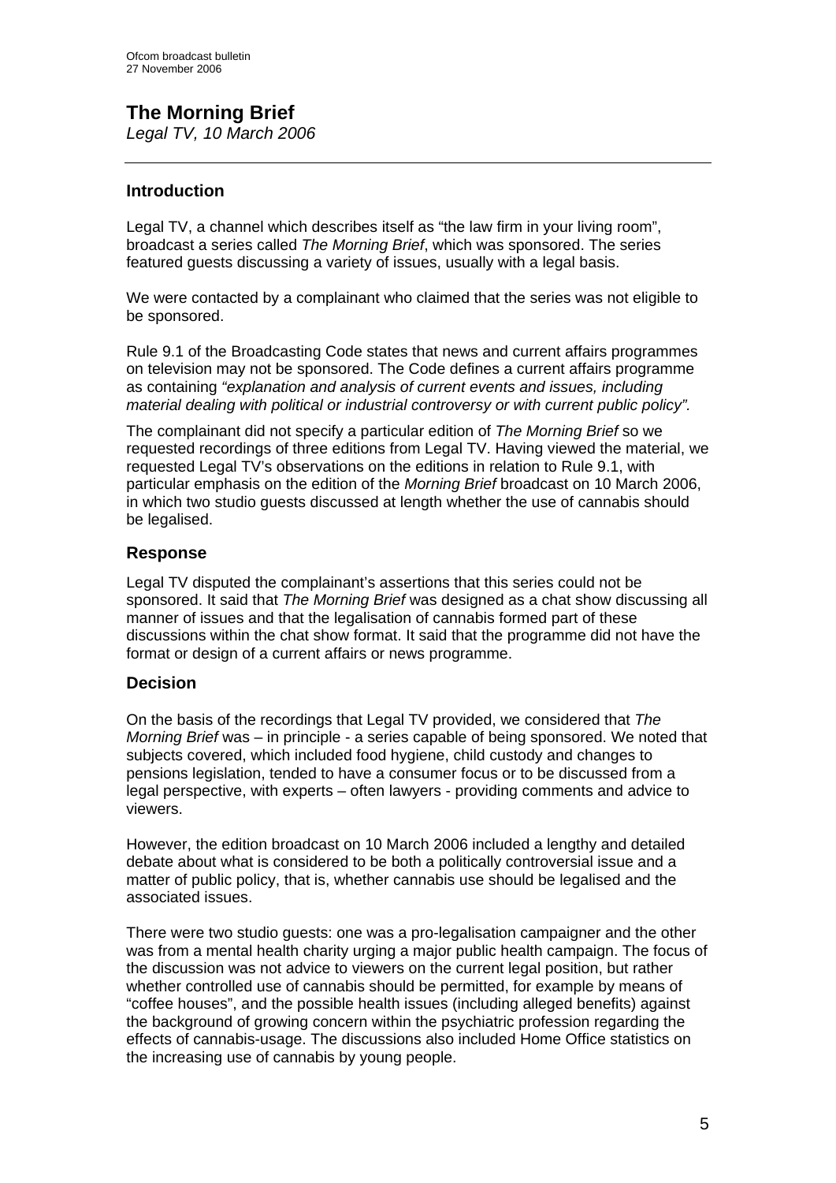## The Morning Brief

*Legal TV, 10 March 2006*

### Introduction

Legal TV, a channel which describes itself as "the law firm in your living room", broadcast a series called *The Morning Brief*, which was sponsored. The series featured guests discussing a variety of issues, usually with a legal basis.

We were contacted by a complainant who claimed that the series was not eligible to be sponsored.

Rule 9.1 of the Broadcasting Code states that news and current affairs programmes on television may not be sponsored. The Code defines a current affairs programme as containing *"explanation and analysis of current events and issues, including material dealing with political or industrial controversy or with current public policy".*

The complainant did not specify a particular edition of *The Morning Brief* so we requested recordings of three editions from Legal TV. Having viewed the material, we requested Legal TV's observations on the editions in relation to Rule 9.1, with particular emphasis on the edition of the *Morning Brief* broadcast on 10 March 2006, in which two studio guests discussed at length whether the use of cannabis should be legalised.

### Response

Legal TV disputed the complainant's assertions that this series could not be sponsored. It said that *The Morning Brief* was designed as a chat show discussing all manner of issues and that the legalisation of cannabis formed part of these discussions within the chat show format. It said that the programme did not have the format or design of a current affairs or news programme.

### Decision

On the basis of the recordings that Legal TV provided, we considered that *The Morning Brief* was – in principle - a series capable of being sponsored. We noted that subjects covered, which included food hygiene, child custody and changes to pensions legislation, tended to have a consumer focus or to be discussed from a legal perspective, with experts – often lawyers - providing comments and advice to viewers.

However, the edition broadcast on 10 March 2006 included a lengthy and detailed debate about what is considered to be both a politically controversial issue and a matter of public policy, that is, whether cannabis use should be legalised and the associated issues.

There were two studio guests: one was a pro-legalisation campaigner and the other was from a mental health charity urging a major public health campaign. The focus of the discussion was not advice to viewers on the current legal position, but rather whether controlled use of cannabis should be permitted, for example by means of "coffee houses", and the possible health issues (including alleged benefits) against the background of growing concern within the psychiatric profession regarding the effects of cannabis-usage. The discussions also included Home Office statistics on the increasing use of cannabis by young people.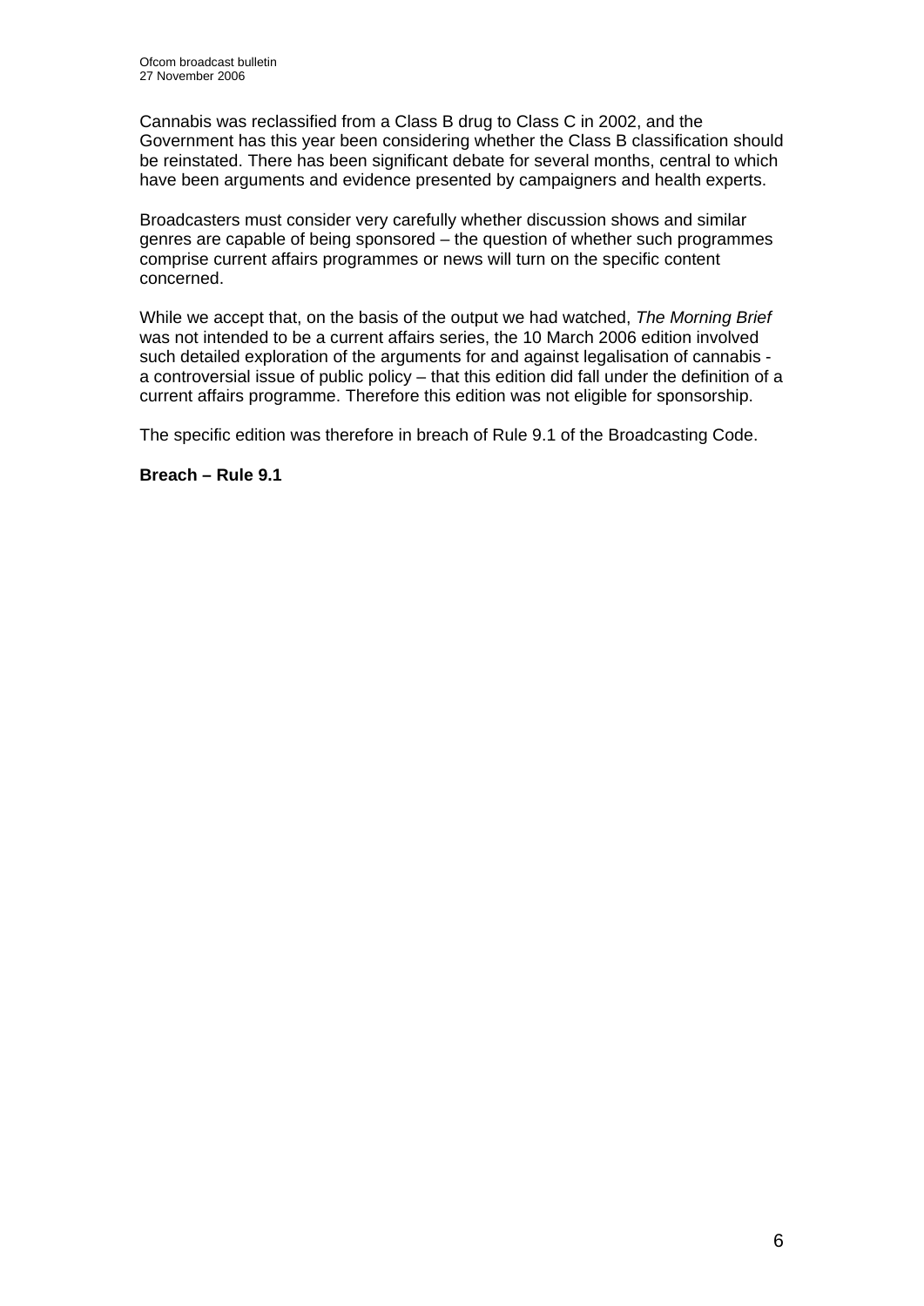Cannabis was reclassified from a Class B drug to Class C in 2002, and the Government has this year been considering whether the Class B classification should be reinstated. There has been significant debate for several months, central to which have been arguments and evidence presented by campaigners and health experts.

Broadcasters must consider very carefully whether discussion shows and similar genres are capable of being sponsored – the question of whether such programmes comprise current affairs programmes or news will turn on the specific content concerned.

While we accept that, on the basis of the output we had watched, *The Morning Brief* was not intended to be a current affairs series, the 10 March 2006 edition involved such detailed exploration of the arguments for and against legalisation of cannabis - a controversial issue of public policy – that this edition did fall under the definition of a current affairs programme. Therefore this edition was not eligible for sponsorship.

The specific edition was therefore in breach of Rule 9.1 of the Broadcasting Code.

**Breach – Rule 9.1**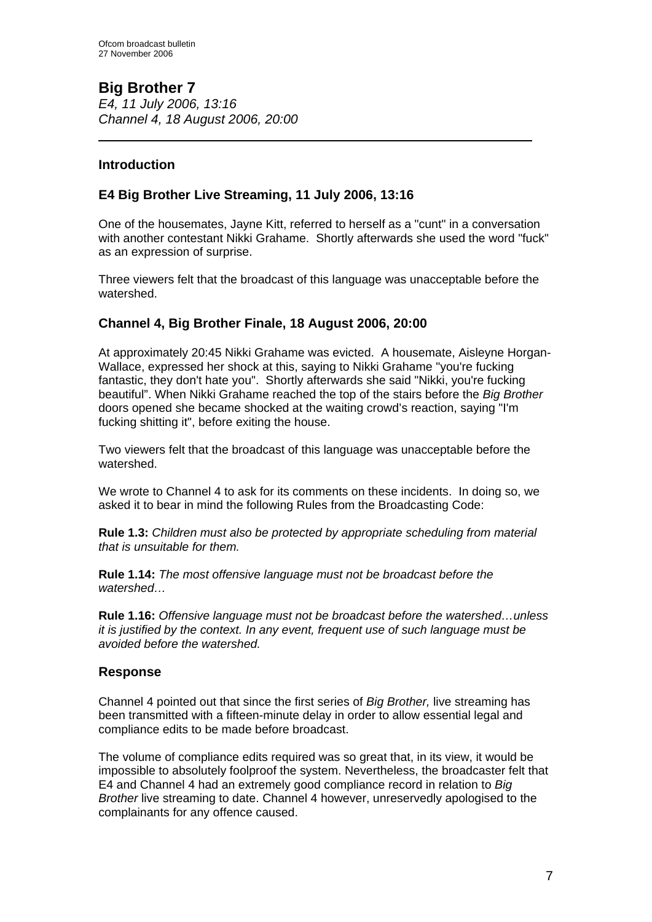## Big Brother 7

*E4, 11 July 2006, 13:16*
*Channel 4, 18 August 2006, 20:00*

---

### Introduction

### E4 Big Brother Live Streaming, 11 July 2006, 13:16

One of the housemates, Jayne Kitt, referred to herself as a "cunt" in a conversation with another contestant Nikki Grahame. Shortly afterwards she used the word "fuck" as an expression of surprise.

Three viewers felt that the broadcast of this language was unacceptable before the watershed.

### Channel 4, Big Brother Finale, 18 August 2006, 20:00

At approximately 20:45 Nikki Grahame was evicted. A housemate, Aisleyne Horgan-Wallace, expressed her shock at this, saying to Nikki Grahame "you're fucking fantastic, they don't hate you". Shortly afterwards she said "Nikki, you're fucking beautiful". When Nikki Grahame reached the top of the stairs before the *Big Brother* doors opened she became shocked at the waiting crowd's reaction, saying "I'm fucking shitting it", before exiting the house.

Two viewers felt that the broadcast of this language was unacceptable before the watershed.

We wrote to Channel 4 to ask for its comments on these incidents. In doing so, we asked it to bear in mind the following Rules from the Broadcasting Code:

**Rule 1.3:** *Children must also be protected by appropriate scheduling from material that is unsuitable for them.*

**Rule 1.14:** *The most offensive language must not be broadcast before the watershed…*

**Rule 1.16:** *Offensive language must not be broadcast before the watershed…unless it is justified by the context. In any event, frequent use of such language must be avoided before the watershed.*

### Response

Channel 4 pointed out that since the first series of *Big Brother,* live streaming has been transmitted with a fifteen-minute delay in order to allow essential legal and compliance edits to be made before broadcast.

The volume of compliance edits required was so great that, in its view, it would be impossible to absolutely foolproof the system. Nevertheless, the broadcaster felt that E4 and Channel 4 had an extremely good compliance record in relation to *Big Brother* live streaming to date. Channel 4 however, unreservedly apologised to the complainants for any offence caused.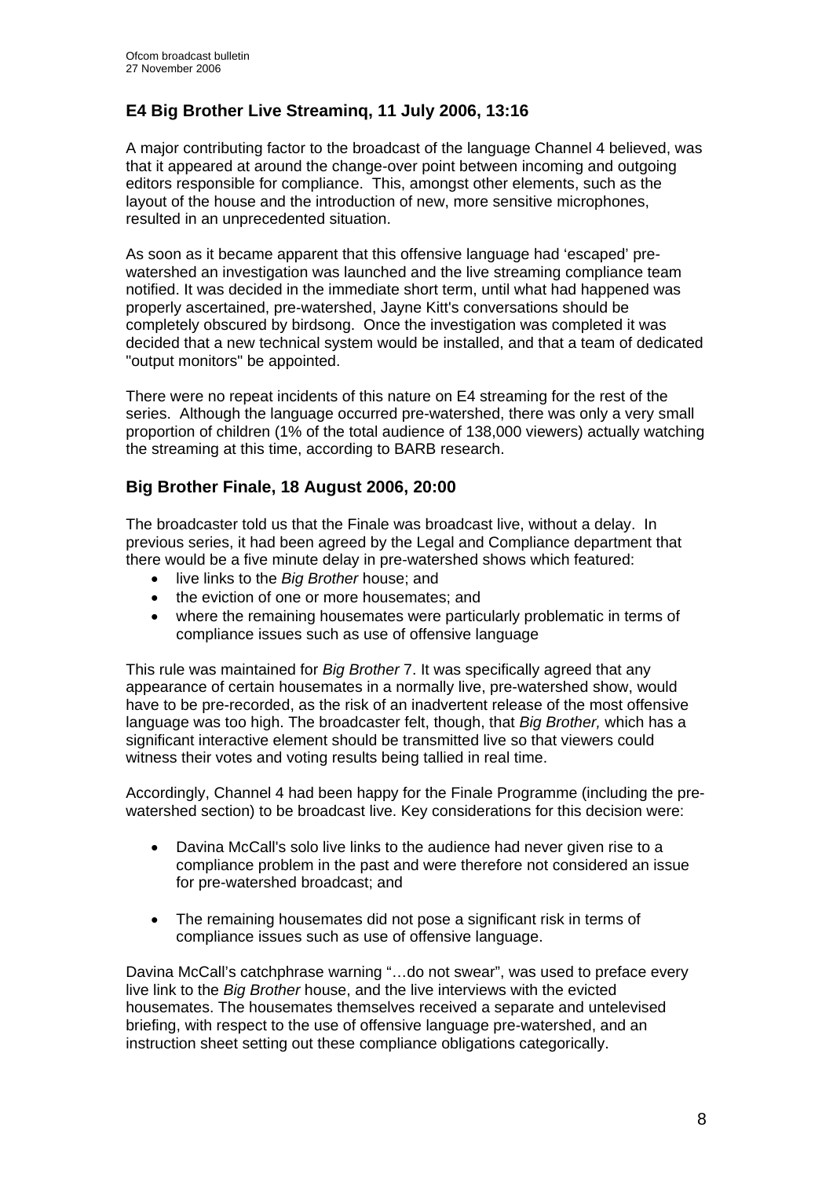## E4 Big Brother Live Streaminq, 11 July 2006, 13:16

A major contributing factor to the broadcast of the language Channel 4 believed, was that it appeared at around the change-over point between incoming and outgoing editors responsible for compliance. This, amongst other elements, such as the layout of the house and the introduction of new, more sensitive microphones, resulted in an unprecedented situation.

As soon as it became apparent that this offensive language had 'escaped' pre-watershed an investigation was launched and the live streaming compliance team notified. It was decided in the immediate short term, until what had happened was properly ascertained, pre-watershed, Jayne Kitt's conversations should be completely obscured by birdsong. Once the investigation was completed it was decided that a new technical system would be installed, and that a team of dedicated "output monitors" be appointed.

There were no repeat incidents of this nature on E4 streaming for the rest of the series. Although the language occurred pre-watershed, there was only a very small proportion of children (1% of the total audience of 138,000 viewers) actually watching the streaming at this time, according to BARB research.

## Big Brother Finale, 18 August 2006, 20:00

The broadcaster told us that the Finale was broadcast live, without a delay. In previous series, it had been agreed by the Legal and Compliance department that there would be a five minute delay in pre-watershed shows which featured:

- live links to the *Big Brother* house; and
- the eviction of one or more housemates; and
- where the remaining housemates were particularly problematic in terms of compliance issues such as use of offensive language

This rule was maintained for *Big Brother* 7. It was specifically agreed that any appearance of certain housemates in a normally live, pre-watershed show, would have to be pre-recorded, as the risk of an inadvertent release of the most offensive language was too high. The broadcaster felt, though, that *Big Brother,* which has a significant interactive element should be transmitted live so that viewers could witness their votes and voting results being tallied in real time.

Accordingly, Channel 4 had been happy for the Finale Programme (including the pre-watershed section) to be broadcast live. Key considerations for this decision were:

- Davina McCall's solo live links to the audience had never given rise to a compliance problem in the past and were therefore not considered an issue for pre-watershed broadcast; and

- The remaining housemates did not pose a significant risk in terms of compliance issues such as use of offensive language.

Davina McCall's catchphrase warning "…do not swear", was used to preface every live link to the *Big Brother* house, and the live interviews with the evicted housemates. The housemates themselves received a separate and untelevised briefing, with respect to the use of offensive language pre-watershed, and an instruction sheet setting out these compliance obligations categorically.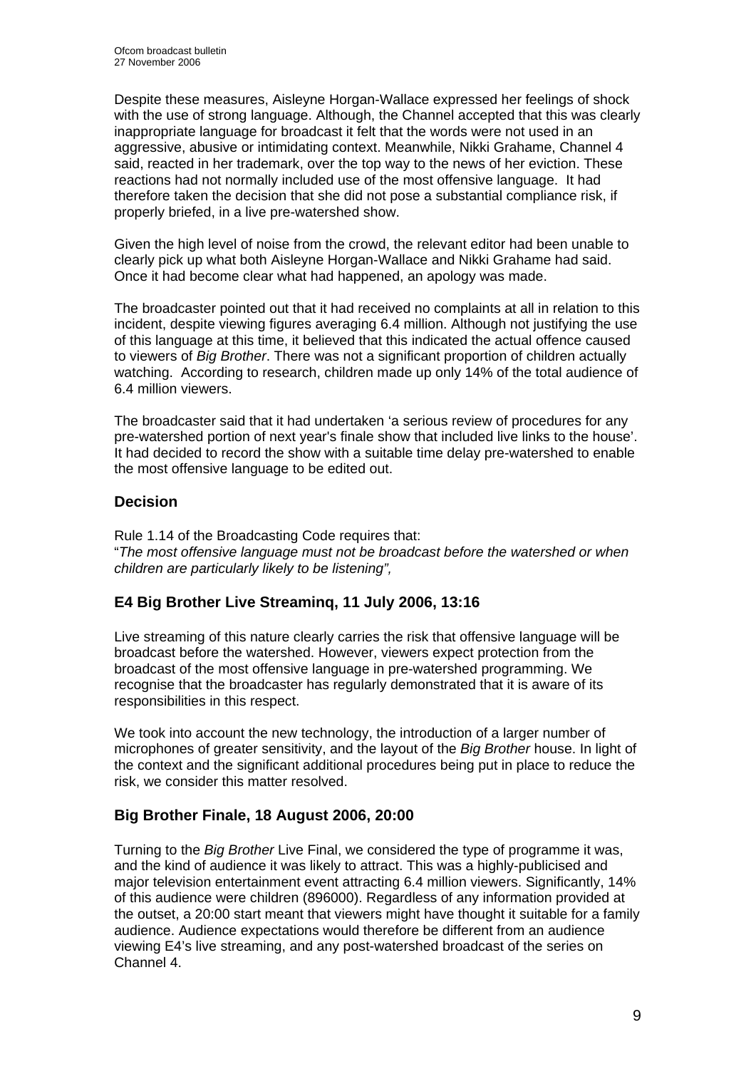Despite these measures, Aisleyne Horgan-Wallace expressed her feelings of shock with the use of strong language. Although, the Channel accepted that this was clearly inappropriate language for broadcast it felt that the words were not used in an aggressive, abusive or intimidating context. Meanwhile, Nikki Grahame, Channel 4 said, reacted in her trademark, over the top way to the news of her eviction. These reactions had not normally included use of the most offensive language. It had therefore taken the decision that she did not pose a substantial compliance risk, if properly briefed, in a live pre-watershed show.

Given the high level of noise from the crowd, the relevant editor had been unable to clearly pick up what both Aisleyne Horgan-Wallace and Nikki Grahame had said. Once it had become clear what had happened, an apology was made.

The broadcaster pointed out that it had received no complaints at all in relation to this incident, despite viewing figures averaging 6.4 million. Although not justifying the use of this language at this time, it believed that this indicated the actual offence caused to viewers of *Big Brother*. There was not a significant proportion of children actually watching. According to research, children made up only 14% of the total audience of 6.4 million viewers.

The broadcaster said that it had undertaken 'a serious review of procedures for any pre-watershed portion of next year's finale show that included live links to the house'. It had decided to record the show with a suitable time delay pre-watershed to enable the most offensive language to be edited out.

## Decision

Rule 1.14 of the Broadcasting Code requires that:
"*The most offensive language must not be broadcast before the watershed or when children are particularly likely to be listening",*

### E4 Big Brother Live Streaminq, 11 July 2006, 13:16

Live streaming of this nature clearly carries the risk that offensive language will be broadcast before the watershed. However, viewers expect protection from the broadcast of the most offensive language in pre-watershed programming. We recognise that the broadcaster has regularly demonstrated that it is aware of its responsibilities in this respect.

We took into account the new technology, the introduction of a larger number of microphones of greater sensitivity, and the layout of the *Big Brother* house. In light of the context and the significant additional procedures being put in place to reduce the risk, we consider this matter resolved.

### Big Brother Finale, 18 August 2006, 20:00

Turning to the *Big Brother* Live Final, we considered the type of programme it was, and the kind of audience it was likely to attract. This was a highly-publicised and major television entertainment event attracting 6.4 million viewers. Significantly, 14% of this audience were children (896000). Regardless of any information provided at the outset, a 20:00 start meant that viewers might have thought it suitable for a family audience. Audience expectations would therefore be different from an audience viewing E4's live streaming, and any post-watershed broadcast of the series on Channel 4.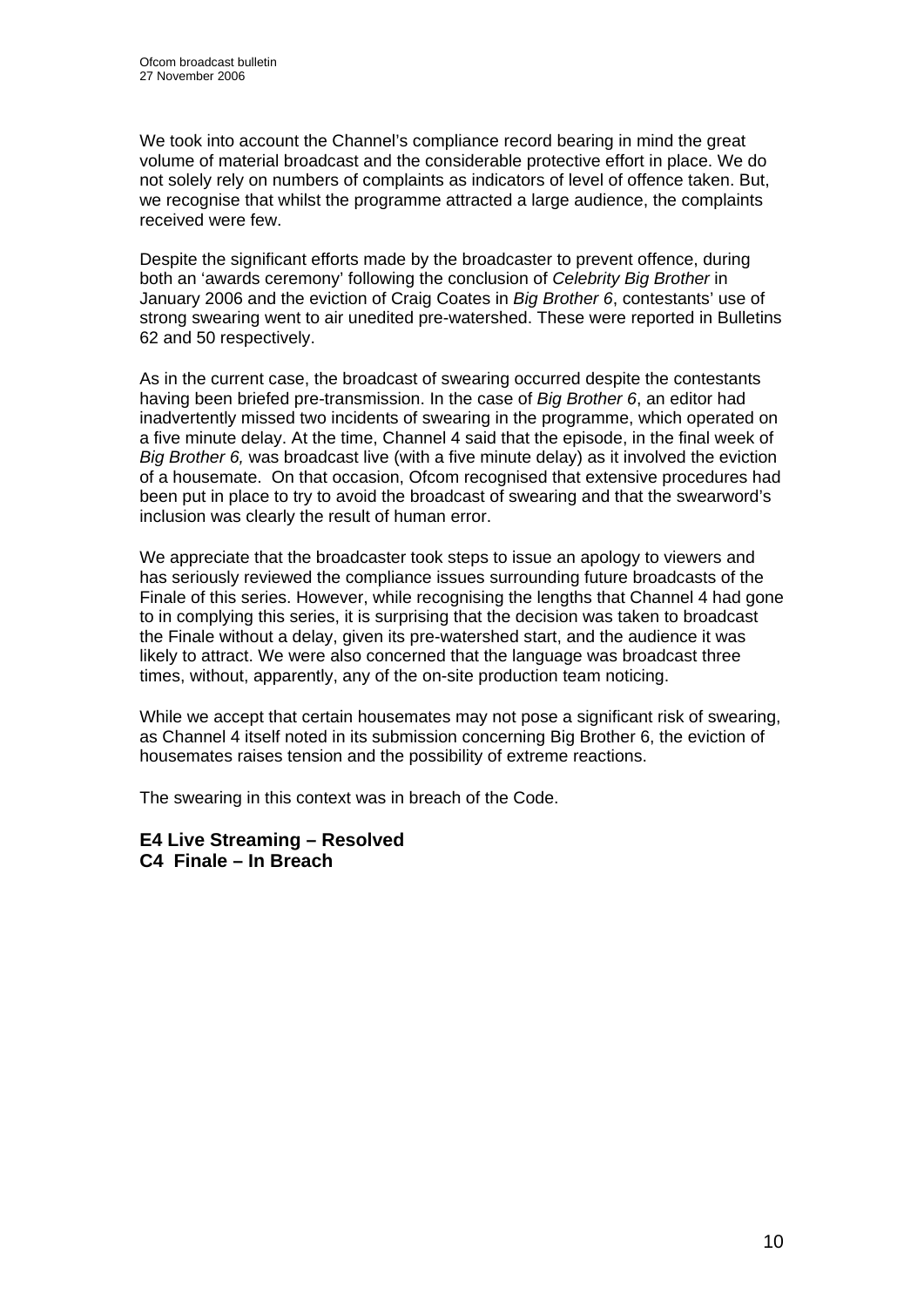We took into account the Channel's compliance record bearing in mind the great volume of material broadcast and the considerable protective effort in place. We do not solely rely on numbers of complaints as indicators of level of offence taken. But, we recognise that whilst the programme attracted a large audience, the complaints received were few.

Despite the significant efforts made by the broadcaster to prevent offence, during both an 'awards ceremony' following the conclusion of *Celebrity Big Brother* in January 2006 and the eviction of Craig Coates in *Big Brother 6*, contestants' use of strong swearing went to air unedited pre-watershed. These were reported in Bulletins 62 and 50 respectively.

As in the current case, the broadcast of swearing occurred despite the contestants having been briefed pre-transmission. In the case of *Big Brother 6*, an editor had inadvertently missed two incidents of swearing in the programme, which operated on a five minute delay. At the time, Channel 4 said that the episode, in the final week of *Big Brother 6,* was broadcast live (with a five minute delay) as it involved the eviction of a housemate. On that occasion, Ofcom recognised that extensive procedures had been put in place to try to avoid the broadcast of swearing and that the swearword's inclusion was clearly the result of human error.

We appreciate that the broadcaster took steps to issue an apology to viewers and has seriously reviewed the compliance issues surrounding future broadcasts of the Finale of this series. However, while recognising the lengths that Channel 4 had gone to in complying this series, it is surprising that the decision was taken to broadcast the Finale without a delay, given its pre-watershed start, and the audience it was likely to attract. We were also concerned that the language was broadcast three times, without, apparently, any of the on-site production team noticing.

While we accept that certain housemates may not pose a significant risk of swearing, as Channel 4 itself noted in its submission concerning Big Brother 6, the eviction of housemates raises tension and the possibility of extreme reactions.

The swearing in this context was in breach of the Code.

**E4 Live Streaming – Resolved**
**C4 Finale – In Breach**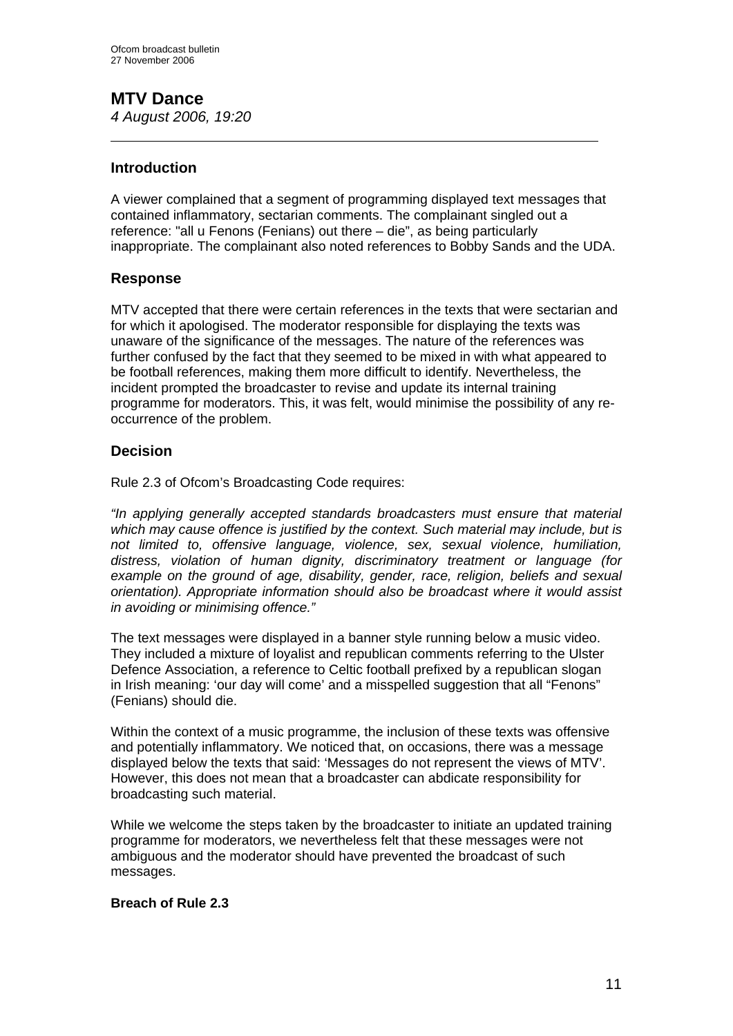## MTV Dance

*4 August 2006, 19:20*

---

### Introduction

A viewer complained that a segment of programming displayed text messages that contained inflammatory, sectarian comments. The complainant singled out a reference: "all u Fenons (Fenians) out there – die", as being particularly inappropriate. The complainant also noted references to Bobby Sands and the UDA.

### Response

MTV accepted that there were certain references in the texts that were sectarian and for which it apologised. The moderator responsible for displaying the texts was unaware of the significance of the messages. The nature of the references was further confused by the fact that they seemed to be mixed in with what appeared to be football references, making them more difficult to identify. Nevertheless, the incident prompted the broadcaster to revise and update its internal training programme for moderators. This, it was felt, would minimise the possibility of any re-occurrence of the problem.

### Decision

Rule 2.3 of Ofcom's Broadcasting Code requires:

*"In applying generally accepted standards broadcasters must ensure that material which may cause offence is justified by the context. Such material may include, but is not limited to, offensive language, violence, sex, sexual violence, humiliation, distress, violation of human dignity, discriminatory treatment or language (for example on the ground of age, disability, gender, race, religion, beliefs and sexual orientation). Appropriate information should also be broadcast where it would assist in avoiding or minimising offence."*

The text messages were displayed in a banner style running below a music video. They included a mixture of loyalist and republican comments referring to the Ulster Defence Association, a reference to Celtic football prefixed by a republican slogan in Irish meaning: 'our day will come' and a misspelled suggestion that all "Fenons" (Fenians) should die.

Within the context of a music programme, the inclusion of these texts was offensive and potentially inflammatory. We noticed that, on occasions, there was a message displayed below the texts that said: 'Messages do not represent the views of MTV'. However, this does not mean that a broadcaster can abdicate responsibility for broadcasting such material.

While we welcome the steps taken by the broadcaster to initiate an updated training programme for moderators, we nevertheless felt that these messages were not ambiguous and the moderator should have prevented the broadcast of such messages.

**Breach of Rule 2.3**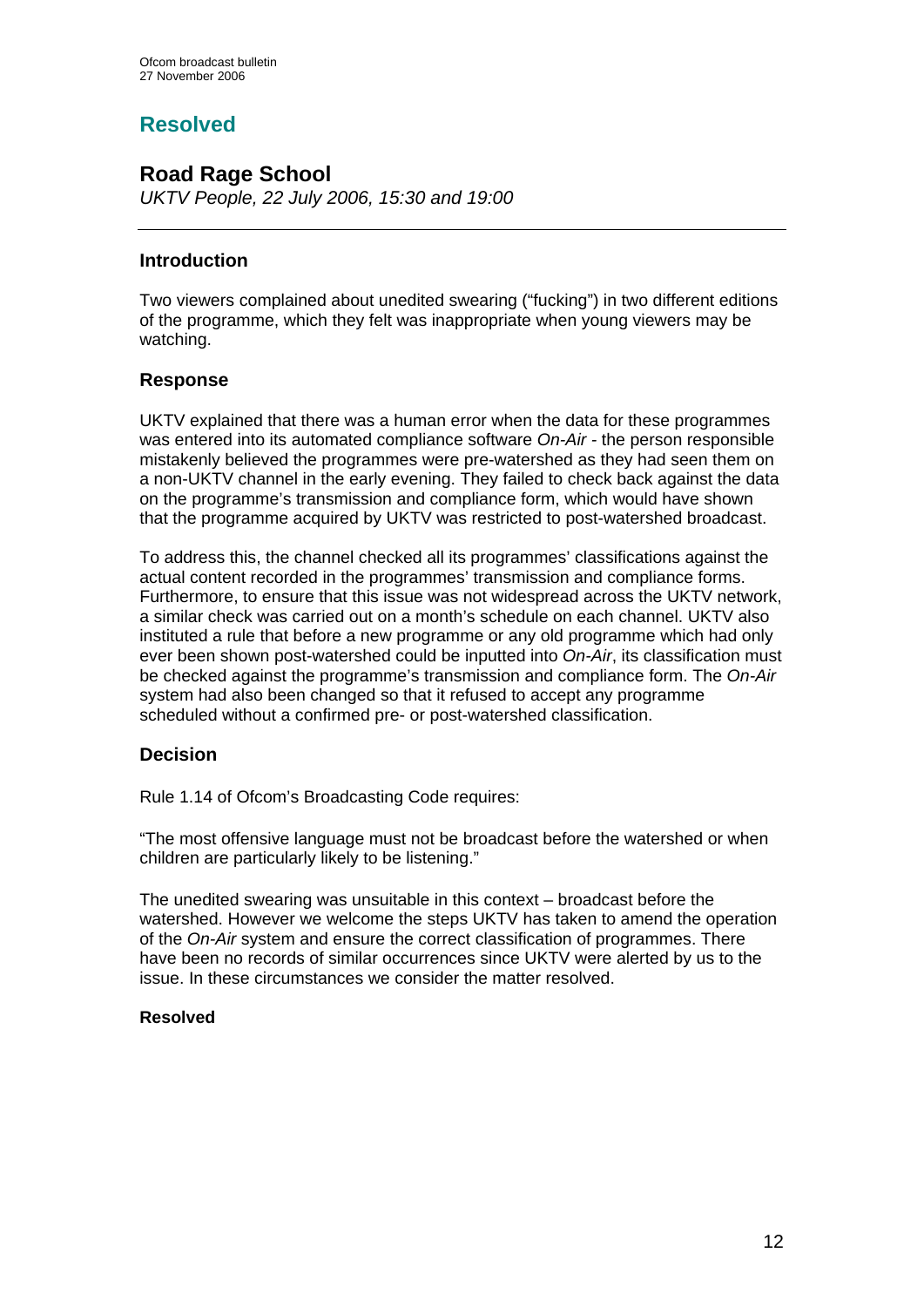## Resolved

### Road Rage School

*UKTV People, 22 July 2006, 15:30 and 19:00*

---

#### Introduction

Two viewers complained about unedited swearing ("fucking") in two different editions of the programme, which they felt was inappropriate when young viewers may be watching.

#### Response

UKTV explained that there was a human error when the data for these programmes was entered into its automated compliance software *On-Air* - the person responsible mistakenly believed the programmes were pre-watershed as they had seen them on a non-UKTV channel in the early evening. They failed to check back against the data on the programme's transmission and compliance form, which would have shown that the programme acquired by UKTV was restricted to post-watershed broadcast.

To address this, the channel checked all its programmes' classifications against the actual content recorded in the programmes' transmission and compliance forms. Furthermore, to ensure that this issue was not widespread across the UKTV network, a similar check was carried out on a month's schedule on each channel. UKTV also instituted a rule that before a new programme or any old programme which had only ever been shown post-watershed could be inputted into *On-Air*, its classification must be checked against the programme's transmission and compliance form. The *On-Air* system had also been changed so that it refused to accept any programme scheduled without a confirmed pre- or post-watershed classification.

#### Decision

Rule 1.14 of Ofcom's Broadcasting Code requires:

"The most offensive language must not be broadcast before the watershed or when children are particularly likely to be listening."

The unedited swearing was unsuitable in this context – broadcast before the watershed. However we welcome the steps UKTV has taken to amend the operation of the *On-Air* system and ensure the correct classification of programmes. There have been no records of similar occurrences since UKTV were alerted by us to the issue. In these circumstances we consider the matter resolved.

**Resolved**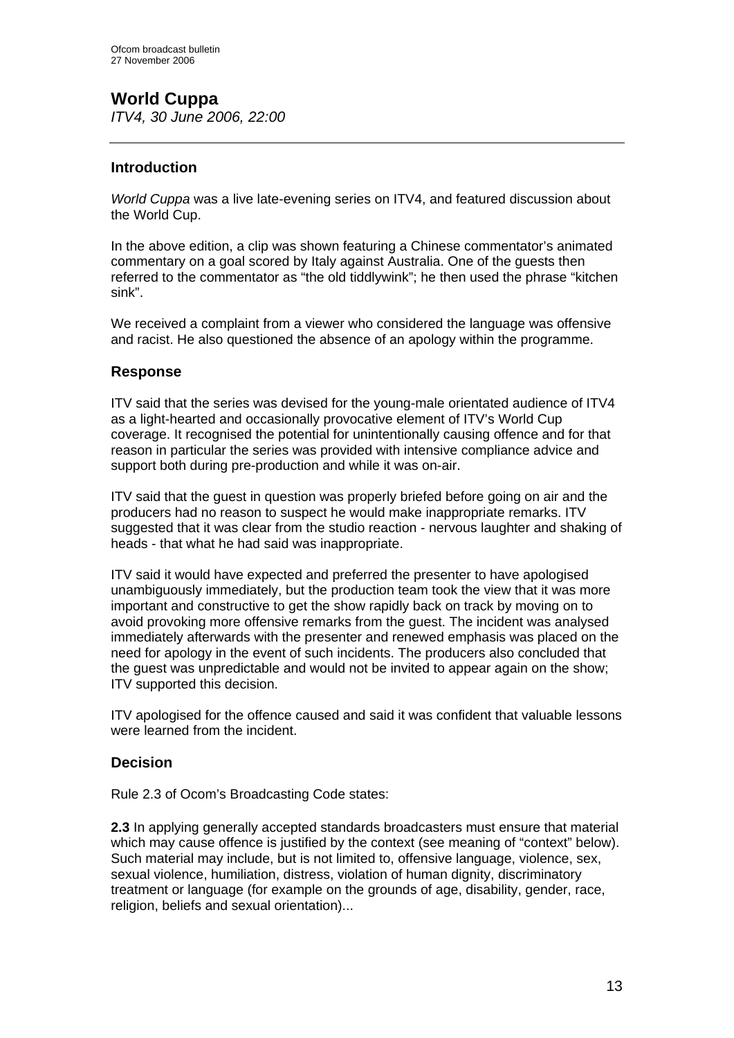# World Cuppa

*ITV4, 30 June 2006, 22:00*

---

## Introduction

*World Cuppa* was a live late-evening series on ITV4, and featured discussion about the World Cup.

In the above edition, a clip was shown featuring a Chinese commentator's animated commentary on a goal scored by Italy against Australia. One of the guests then referred to the commentator as "the old tiddlywink"; he then used the phrase "kitchen sink".

We received a complaint from a viewer who considered the language was offensive and racist. He also questioned the absence of an apology within the programme.

## Response

ITV said that the series was devised for the young-male orientated audience of ITV4 as a light-hearted and occasionally provocative element of ITV's World Cup coverage. It recognised the potential for unintentionally causing offence and for that reason in particular the series was provided with intensive compliance advice and support both during pre-production and while it was on-air.

ITV said that the guest in question was properly briefed before going on air and the producers had no reason to suspect he would make inappropriate remarks. ITV suggested that it was clear from the studio reaction - nervous laughter and shaking of heads - that what he had said was inappropriate.

ITV said it would have expected and preferred the presenter to have apologised unambiguously immediately, but the production team took the view that it was more important and constructive to get the show rapidly back on track by moving on to avoid provoking more offensive remarks from the guest. The incident was analysed immediately afterwards with the presenter and renewed emphasis was placed on the need for apology in the event of such incidents. The producers also concluded that the guest was unpredictable and would not be invited to appear again on the show; ITV supported this decision.

ITV apologised for the offence caused and said it was confident that valuable lessons were learned from the incident.

## Decision

Rule 2.3 of Ocom's Broadcasting Code states:

**2.3** In applying generally accepted standards broadcasters must ensure that material which may cause offence is justified by the context (see meaning of "context" below). Such material may include, but is not limited to, offensive language, violence, sex, sexual violence, humiliation, distress, violation of human dignity, discriminatory treatment or language (for example on the grounds of age, disability, gender, race, religion, beliefs and sexual orientation)...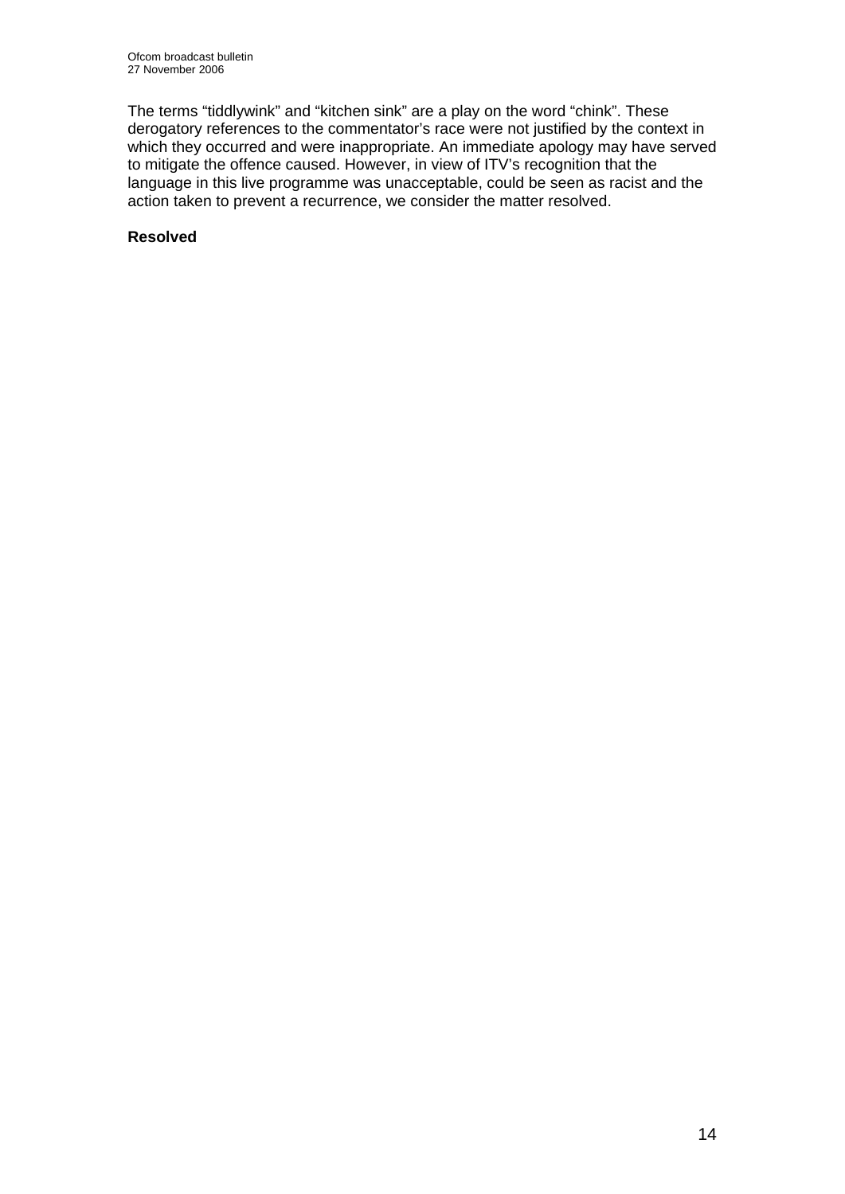The terms "tiddlywink" and "kitchen sink" are a play on the word "chink". These derogatory references to the commentator's race were not justified by the context in which they occurred and were inappropriate. An immediate apology may have served to mitigate the offence caused. However, in view of ITV's recognition that the language in this live programme was unacceptable, could be seen as racist and the action taken to prevent a recurrence, we consider the matter resolved.

**Resolved**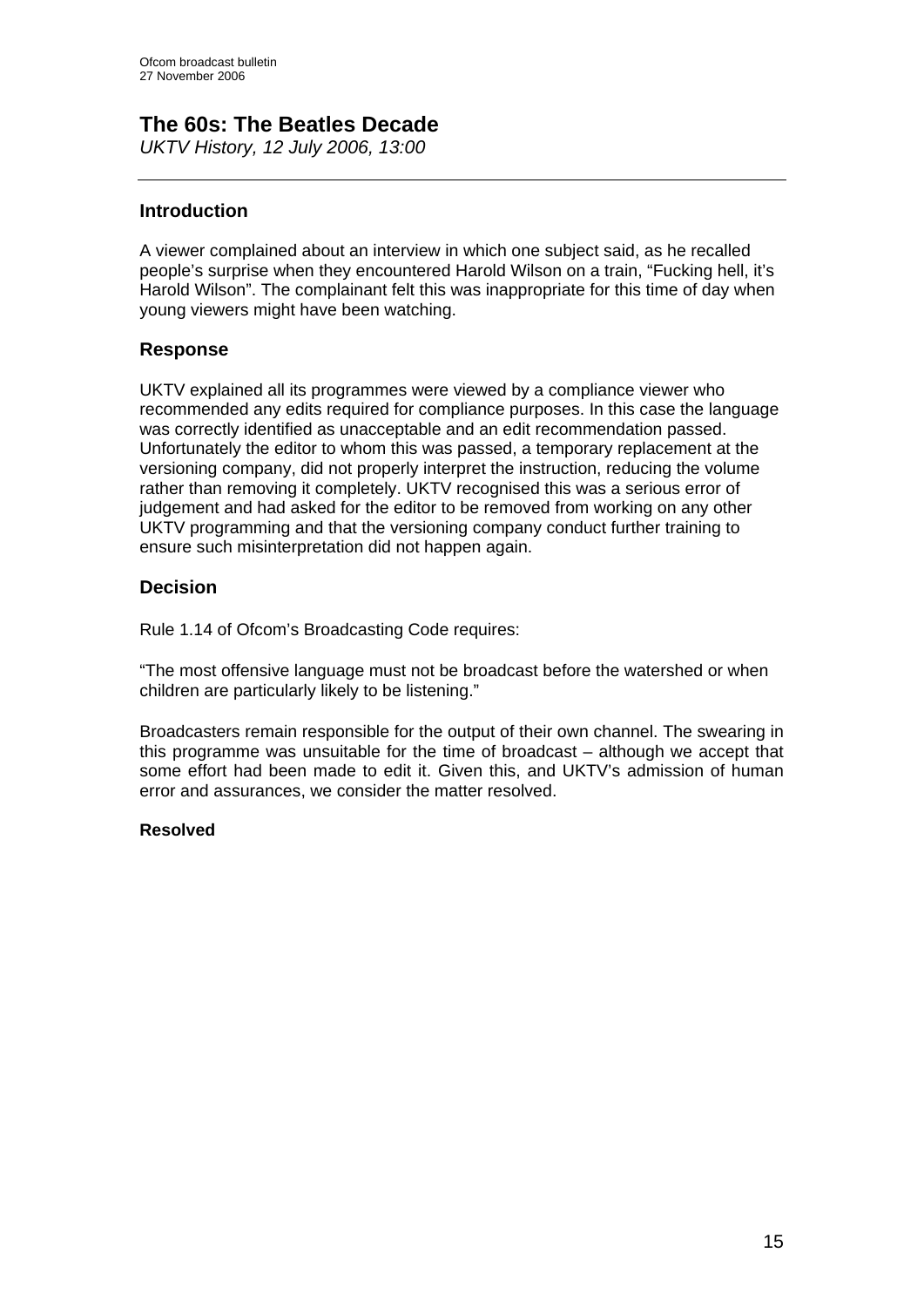# The 60s: The Beatles Decade

*UKTV History, 12 July 2006, 13:00*

---

## Introduction

A viewer complained about an interview in which one subject said, as he recalled people's surprise when they encountered Harold Wilson on a train, "Fucking hell, it's Harold Wilson". The complainant felt this was inappropriate for this time of day when young viewers might have been watching.

## Response

UKTV explained all its programmes were viewed by a compliance viewer who recommended any edits required for compliance purposes. In this case the language was correctly identified as unacceptable and an edit recommendation passed. Unfortunately the editor to whom this was passed, a temporary replacement at the versioning company, did not properly interpret the instruction, reducing the volume rather than removing it completely. UKTV recognised this was a serious error of judgement and had asked for the editor to be removed from working on any other UKTV programming and that the versioning company conduct further training to ensure such misinterpretation did not happen again.

## Decision

Rule 1.14 of Ofcom's Broadcasting Code requires:

"The most offensive language must not be broadcast before the watershed or when children are particularly likely to be listening."

Broadcasters remain responsible for the output of their own channel. The swearing in this programme was unsuitable for the time of broadcast – although we accept that some effort had been made to edit it. Given this, and UKTV's admission of human error and assurances, we consider the matter resolved.

**Resolved**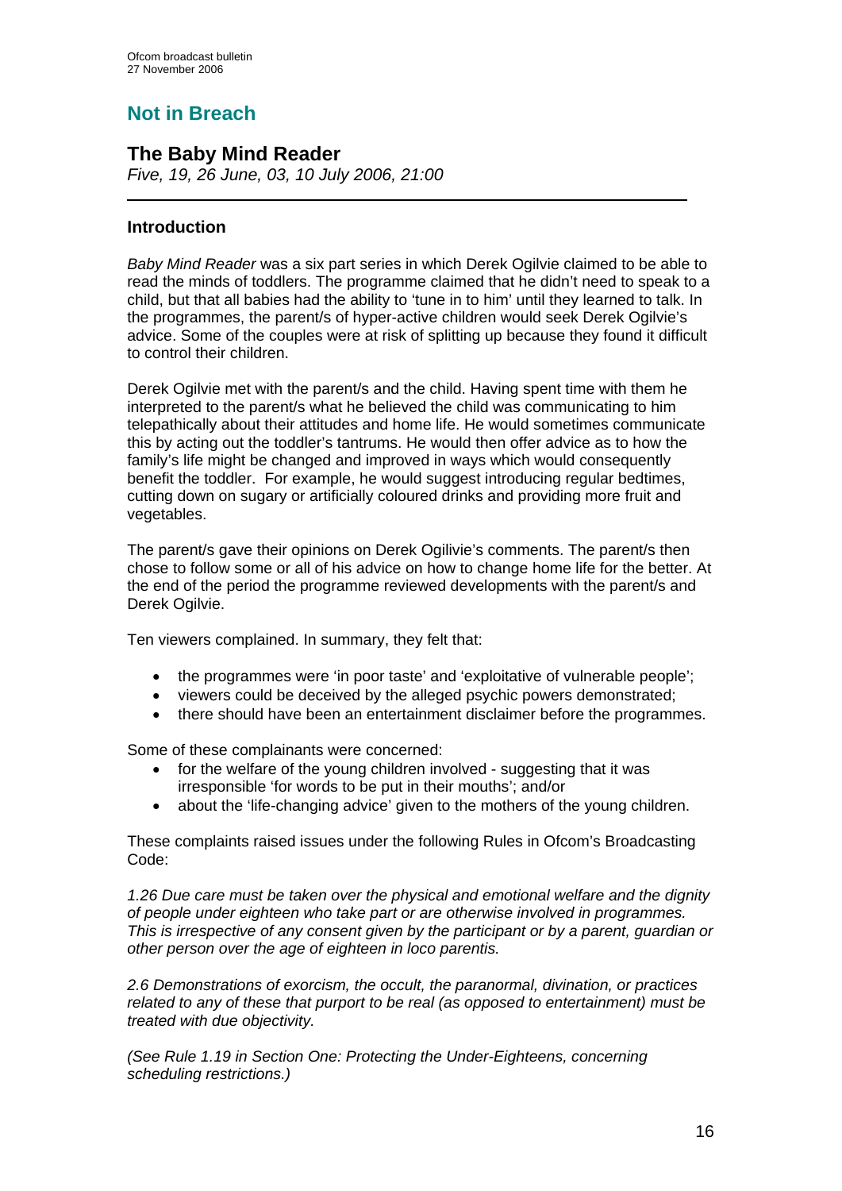## Not in Breach

### The Baby Mind Reader

*Five, 19, 26 June, 03, 10 July 2006, 21:00*

---

#### Introduction

*Baby Mind Reader* was a six part series in which Derek Ogilvie claimed to be able to read the minds of toddlers. The programme claimed that he didn't need to speak to a child, but that all babies had the ability to 'tune in to him' until they learned to talk. In the programmes, the parent/s of hyper-active children would seek Derek Ogilvie's advice. Some of the couples were at risk of splitting up because they found it difficult to control their children.

Derek Ogilvie met with the parent/s and the child. Having spent time with them he interpreted to the parent/s what he believed the child was communicating to him telepathically about their attitudes and home life. He would sometimes communicate this by acting out the toddler's tantrums. He would then offer advice as to how the family's life might be changed and improved in ways which would consequently benefit the toddler. For example, he would suggest introducing regular bedtimes, cutting down on sugary or artificially coloured drinks and providing more fruit and vegetables.

The parent/s gave their opinions on Derek Ogilivie's comments. The parent/s then chose to follow some or all of his advice on how to change home life for the better. At the end of the period the programme reviewed developments with the parent/s and Derek Ogilvie.

Ten viewers complained. In summary, they felt that:

- the programmes were 'in poor taste' and 'exploitative of vulnerable people';
- viewers could be deceived by the alleged psychic powers demonstrated;
- there should have been an entertainment disclaimer before the programmes.

Some of these complainants were concerned:

- for the welfare of the young children involved - suggesting that it was irresponsible 'for words to be put in their mouths'; and/or
- about the 'life-changing advice' given to the mothers of the young children.

These complaints raised issues under the following Rules in Ofcom's Broadcasting Code:

*1.26 Due care must be taken over the physical and emotional welfare and the dignity of people under eighteen who take part or are otherwise involved in programmes. This is irrespective of any consent given by the participant or by a parent, guardian or other person over the age of eighteen in loco parentis.*

*2.6 Demonstrations of exorcism, the occult, the paranormal, divination, or practices related to any of these that purport to be real (as opposed to entertainment) must be treated with due objectivity.*

*(See Rule 1.19 in Section One: Protecting the Under-Eighteens, concerning scheduling restrictions.)*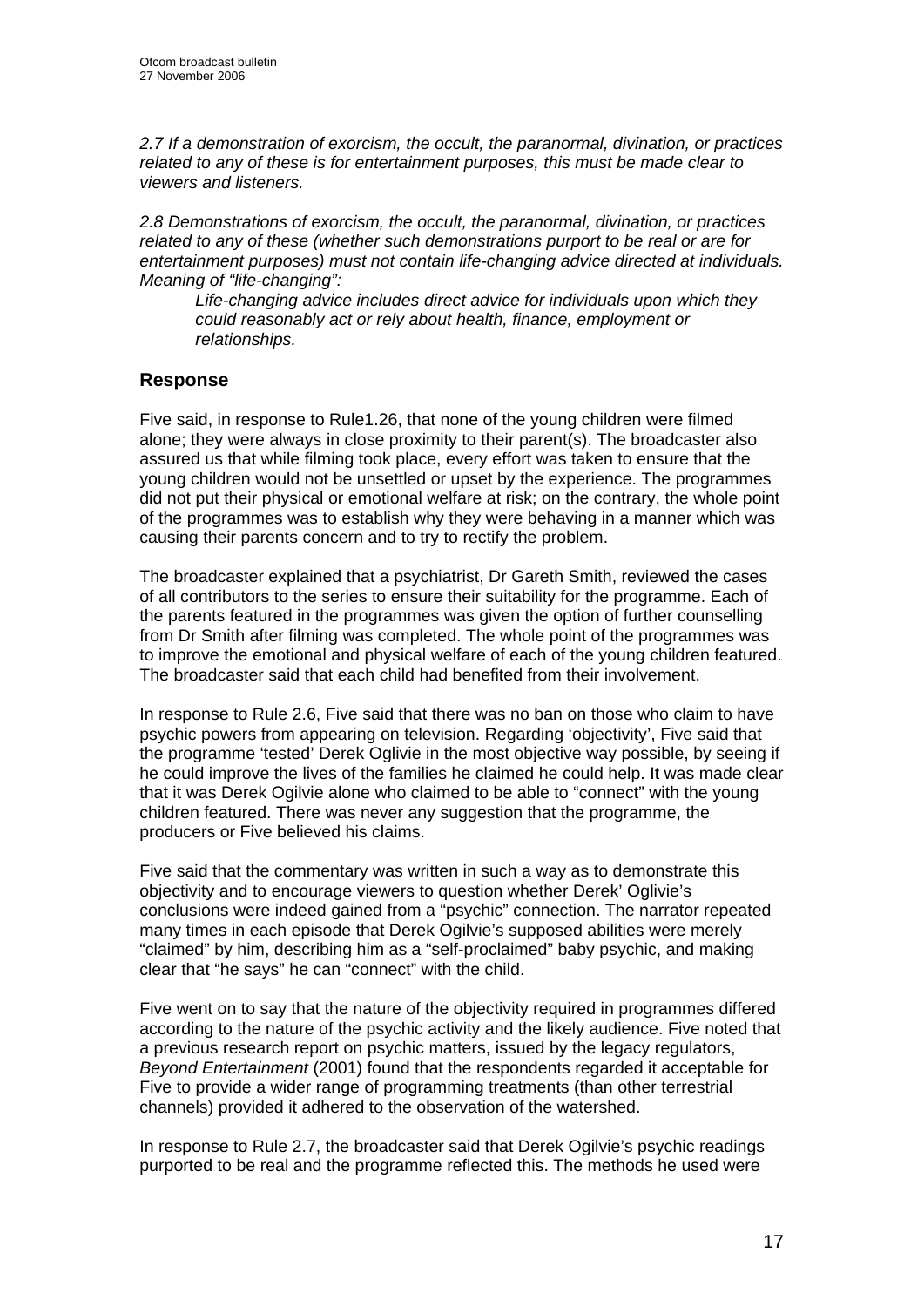*2.7 If a demonstration of exorcism, the occult, the paranormal, divination, or practices related to any of these is for entertainment purposes, this must be made clear to viewers and listeners.*

*2.8 Demonstrations of exorcism, the occult, the paranormal, divination, or practices related to any of these (whether such demonstrations purport to be real or are for entertainment purposes) must not contain life-changing advice directed at individuals. Meaning of "life-changing":*

> *Life-changing advice includes direct advice for individuals upon which they could reasonably act or rely about health, finance, employment or relationships.*

## Response

Five said, in response to Rule1.26, that none of the young children were filmed alone; they were always in close proximity to their parent(s). The broadcaster also assured us that while filming took place, every effort was taken to ensure that the young children would not be unsettled or upset by the experience. The programmes did not put their physical or emotional welfare at risk; on the contrary, the whole point of the programmes was to establish why they were behaving in a manner which was causing their parents concern and to try to rectify the problem.

The broadcaster explained that a psychiatrist, Dr Gareth Smith, reviewed the cases of all contributors to the series to ensure their suitability for the programme. Each of the parents featured in the programmes was given the option of further counselling from Dr Smith after filming was completed. The whole point of the programmes was to improve the emotional and physical welfare of each of the young children featured. The broadcaster said that each child had benefited from their involvement.

In response to Rule 2.6, Five said that there was no ban on those who claim to have psychic powers from appearing on television. Regarding 'objectivity', Five said that the programme 'tested' Derek Oglivie in the most objective way possible, by seeing if he could improve the lives of the families he claimed he could help. It was made clear that it was Derek Ogilvie alone who claimed to be able to "connect" with the young children featured. There was never any suggestion that the programme, the producers or Five believed his claims.

Five said that the commentary was written in such a way as to demonstrate this objectivity and to encourage viewers to question whether Derek' Oglivie's conclusions were indeed gained from a "psychic" connection. The narrator repeated many times in each episode that Derek Ogilvie's supposed abilities were merely "claimed" by him, describing him as a "self-proclaimed" baby psychic, and making clear that "he says" he can "connect" with the child.

Five went on to say that the nature of the objectivity required in programmes differed according to the nature of the psychic activity and the likely audience. Five noted that a previous research report on psychic matters, issued by the legacy regulators, *Beyond Entertainment* (2001) found that the respondents regarded it acceptable for Five to provide a wider range of programming treatments (than other terrestrial channels) provided it adhered to the observation of the watershed.

In response to Rule 2.7, the broadcaster said that Derek Ogilvie's psychic readings purported to be real and the programme reflected this. The methods he used were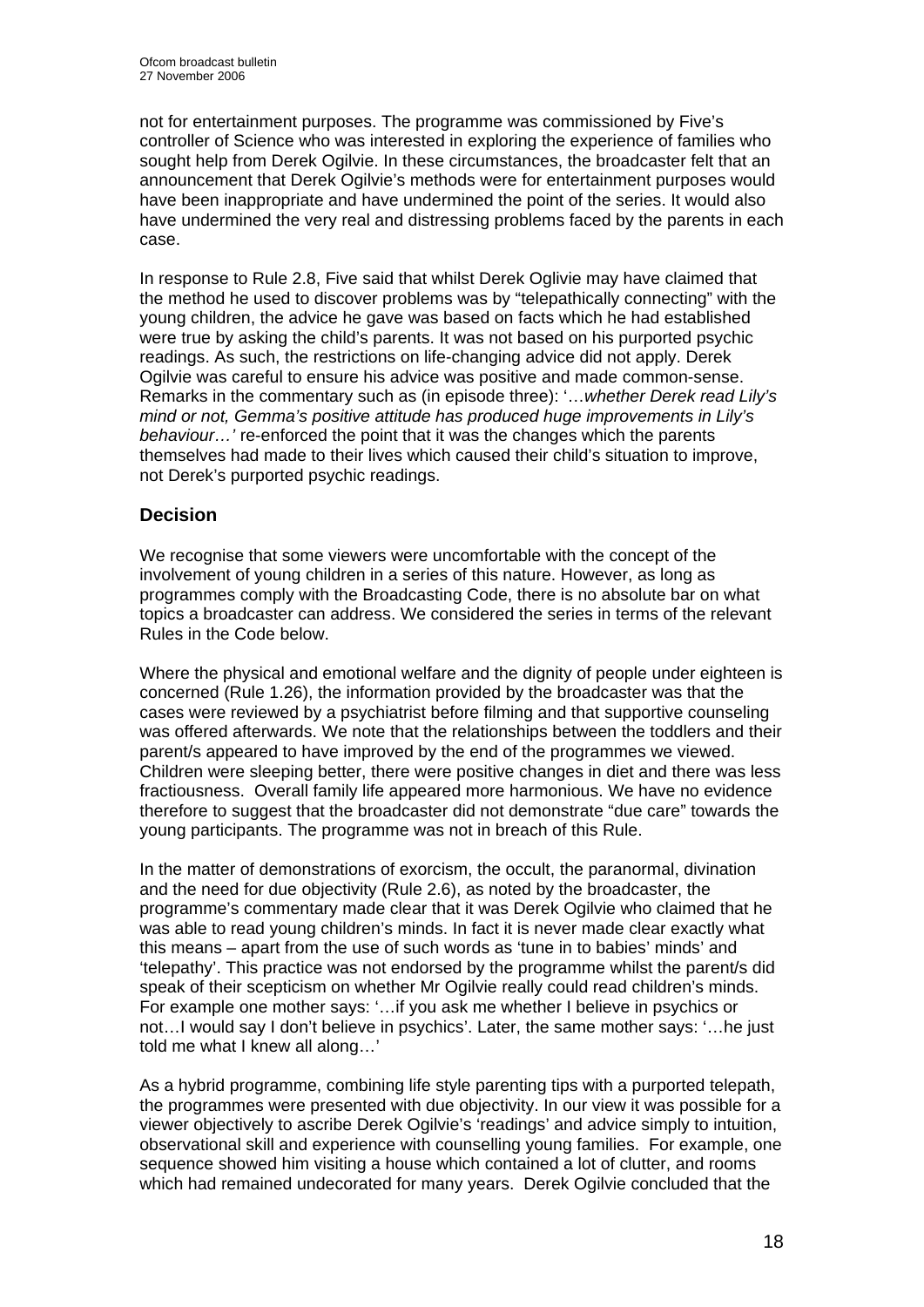not for entertainment purposes. The programme was commissioned by Five's controller of Science who was interested in exploring the experience of families who sought help from Derek Ogilvie. In these circumstances, the broadcaster felt that an announcement that Derek Ogilvie's methods were for entertainment purposes would have been inappropriate and have undermined the point of the series. It would also have undermined the very real and distressing problems faced by the parents in each case.

In response to Rule 2.8, Five said that whilst Derek Oglivie may have claimed that the method he used to discover problems was by "telepathically connecting" with the young children, the advice he gave was based on facts which he had established were true by asking the child's parents. It was not based on his purported psychic readings. As such, the restrictions on life-changing advice did not apply. Derek Ogilvie was careful to ensure his advice was positive and made common-sense. Remarks in the commentary such as (in episode three): '*…whether Derek read Lily's mind or not, Gemma's positive attitude has produced huge improvements in Lily's behaviour…'* re-enforced the point that it was the changes which the parents themselves had made to their lives which caused their child's situation to improve, not Derek's purported psychic readings.

## Decision

We recognise that some viewers were uncomfortable with the concept of the involvement of young children in a series of this nature. However, as long as programmes comply with the Broadcasting Code, there is no absolute bar on what topics a broadcaster can address. We considered the series in terms of the relevant Rules in the Code below.

Where the physical and emotional welfare and the dignity of people under eighteen is concerned (Rule 1.26), the information provided by the broadcaster was that the cases were reviewed by a psychiatrist before filming and that supportive counseling was offered afterwards. We note that the relationships between the toddlers and their parent/s appeared to have improved by the end of the programmes we viewed. Children were sleeping better, there were positive changes in diet and there was less fractiousness. Overall family life appeared more harmonious. We have no evidence therefore to suggest that the broadcaster did not demonstrate "due care" towards the young participants. The programme was not in breach of this Rule.

In the matter of demonstrations of exorcism, the occult, the paranormal, divination and the need for due objectivity (Rule 2.6), as noted by the broadcaster, the programme's commentary made clear that it was Derek Ogilvie who claimed that he was able to read young children's minds. In fact it is never made clear exactly what this means – apart from the use of such words as 'tune in to babies' minds' and 'telepathy'. This practice was not endorsed by the programme whilst the parent/s did speak of their scepticism on whether Mr Ogilvie really could read children's minds. For example one mother says: '…if you ask me whether I believe in psychics or not…I would say I don't believe in psychics'. Later, the same mother says: '…he just told me what I knew all along…'

As a hybrid programme, combining life style parenting tips with a purported telepath, the programmes were presented with due objectivity. In our view it was possible for a viewer objectively to ascribe Derek Ogilvie's 'readings' and advice simply to intuition, observational skill and experience with counselling young families. For example, one sequence showed him visiting a house which contained a lot of clutter, and rooms which had remained undecorated for many years. Derek Ogilvie concluded that the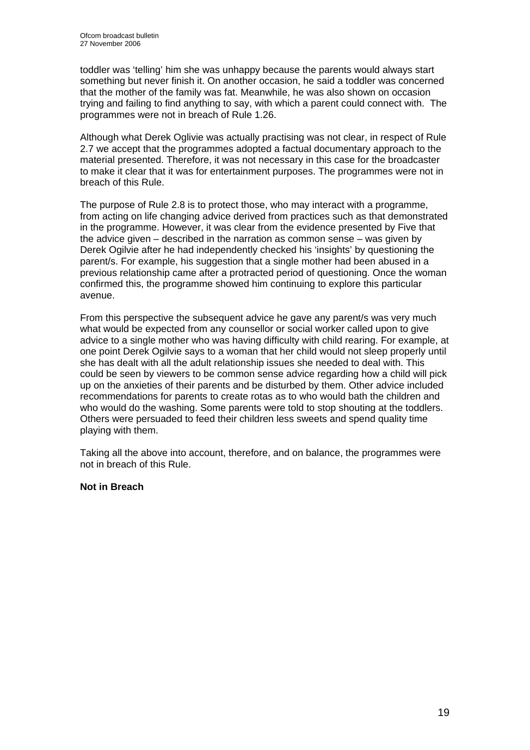toddler was 'telling' him she was unhappy because the parents would always start something but never finish it. On another occasion, he said a toddler was concerned that the mother of the family was fat. Meanwhile, he was also shown on occasion trying and failing to find anything to say, with which a parent could connect with. The programmes were not in breach of Rule 1.26.

Although what Derek Oglivie was actually practising was not clear, in respect of Rule 2.7 we accept that the programmes adopted a factual documentary approach to the material presented. Therefore, it was not necessary in this case for the broadcaster to make it clear that it was for entertainment purposes. The programmes were not in breach of this Rule.

The purpose of Rule 2.8 is to protect those, who may interact with a programme, from acting on life changing advice derived from practices such as that demonstrated in the programme. However, it was clear from the evidence presented by Five that the advice given – described in the narration as common sense – was given by Derek Ogilvie after he had independently checked his 'insights' by questioning the parent/s. For example, his suggestion that a single mother had been abused in a previous relationship came after a protracted period of questioning. Once the woman confirmed this, the programme showed him continuing to explore this particular avenue.

From this perspective the subsequent advice he gave any parent/s was very much what would be expected from any counsellor or social worker called upon to give advice to a single mother who was having difficulty with child rearing. For example, at one point Derek Ogilvie says to a woman that her child would not sleep properly until she has dealt with all the adult relationship issues she needed to deal with. This could be seen by viewers to be common sense advice regarding how a child will pick up on the anxieties of their parents and be disturbed by them. Other advice included recommendations for parents to create rotas as to who would bath the children and who would do the washing. Some parents were told to stop shouting at the toddlers. Others were persuaded to feed their children less sweets and spend quality time playing with them.

Taking all the above into account, therefore, and on balance, the programmes were not in breach of this Rule.

**Not in Breach**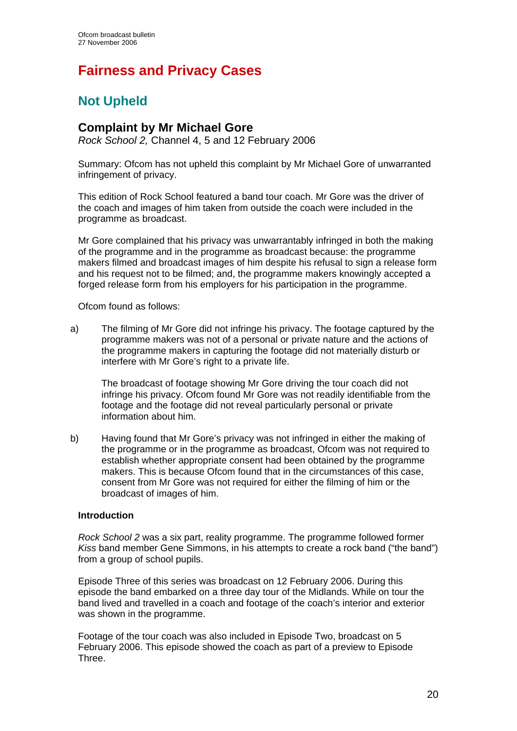# Fairness and Privacy Cases

## Not Upheld

### Complaint by Mr Michael Gore

*Rock School 2,* Channel 4, 5 and 12 February 2006

Summary: Ofcom has not upheld this complaint by Mr Michael Gore of unwarranted infringement of privacy.

This edition of Rock School featured a band tour coach. Mr Gore was the driver of the coach and images of him taken from outside the coach were included in the programme as broadcast.

Mr Gore complained that his privacy was unwarrantably infringed in both the making of the programme and in the programme as broadcast because: the programme makers filmed and broadcast images of him despite his refusal to sign a release form and his request not to be filmed; and, the programme makers knowingly accepted a forged release form from his employers for his participation in the programme.

Ofcom found as follows:

a) The filming of Mr Gore did not infringe his privacy. The footage captured by the programme makers was not of a personal or private nature and the actions of the programme makers in capturing the footage did not materially disturb or interfere with Mr Gore's right to a private life.

   The broadcast of footage showing Mr Gore driving the tour coach did not infringe his privacy. Ofcom found Mr Gore was not readily identifiable from the footage and the footage did not reveal particularly personal or private information about him.

b) Having found that Mr Gore's privacy was not infringed in either the making of the programme or in the programme as broadcast, Ofcom was not required to establish whether appropriate consent had been obtained by the programme makers. This is because Ofcom found that in the circumstances of this case, consent from Mr Gore was not required for either the filming of him or the broadcast of images of him.

**Introduction**

*Rock School 2* was a six part, reality programme. The programme followed former *Kiss* band member Gene Simmons, in his attempts to create a rock band ("the band") from a group of school pupils.

Episode Three of this series was broadcast on 12 February 2006. During this episode the band embarked on a three day tour of the Midlands. While on tour the band lived and travelled in a coach and footage of the coach's interior and exterior was shown in the programme.

Footage of the tour coach was also included in Episode Two, broadcast on 5 February 2006. This episode showed the coach as part of a preview to Episode Three.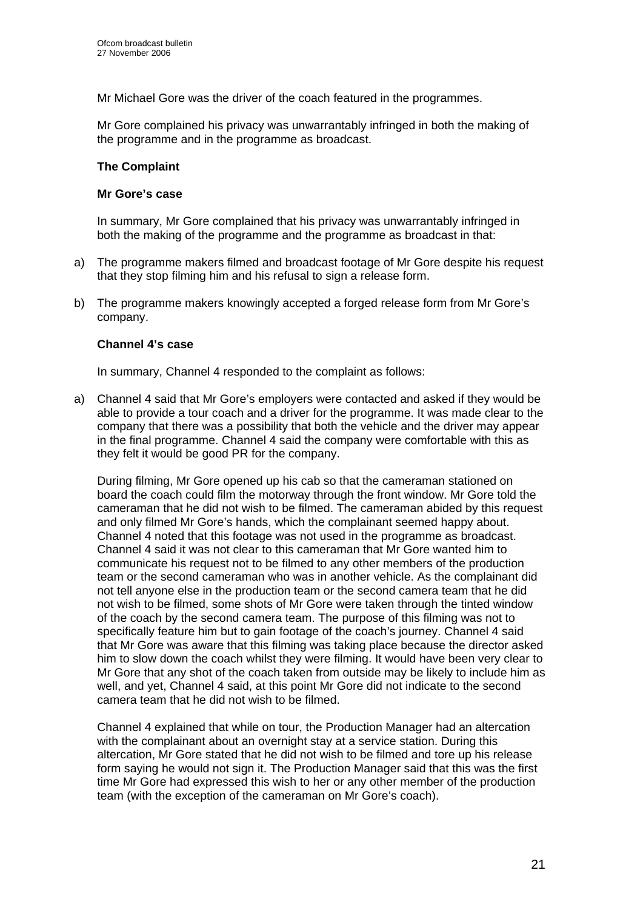Mr Michael Gore was the driver of the coach featured in the programmes.

Mr Gore complained his privacy was unwarrantably infringed in both the making of the programme and in the programme as broadcast.

**The Complaint**

**Mr Gore's case**

In summary, Mr Gore complained that his privacy was unwarrantably infringed in both the making of the programme and the programme as broadcast in that:

a) The programme makers filmed and broadcast footage of Mr Gore despite his request that they stop filming him and his refusal to sign a release form.

b) The programme makers knowingly accepted a forged release form from Mr Gore's company.

**Channel 4's case**

In summary, Channel 4 responded to the complaint as follows:

a) Channel 4 said that Mr Gore's employers were contacted and asked if they would be able to provide a tour coach and a driver for the programme. It was made clear to the company that there was a possibility that both the vehicle and the driver may appear in the final programme. Channel 4 said the company were comfortable with this as they felt it would be good PR for the company.

During filming, Mr Gore opened up his cab so that the cameraman stationed on board the coach could film the motorway through the front window. Mr Gore told the cameraman that he did not wish to be filmed. The cameraman abided by this request and only filmed Mr Gore's hands, which the complainant seemed happy about. Channel 4 noted that this footage was not used in the programme as broadcast. Channel 4 said it was not clear to this cameraman that Mr Gore wanted him to communicate his request not to be filmed to any other members of the production team or the second cameraman who was in another vehicle. As the complainant did not tell anyone else in the production team or the second camera team that he did not wish to be filmed, some shots of Mr Gore were taken through the tinted window of the coach by the second camera team. The purpose of this filming was not to specifically feature him but to gain footage of the coach's journey. Channel 4 said that Mr Gore was aware that this filming was taking place because the director asked him to slow down the coach whilst they were filming. It would have been very clear to Mr Gore that any shot of the coach taken from outside may be likely to include him as well, and yet, Channel 4 said, at this point Mr Gore did not indicate to the second camera team that he did not wish to be filmed.

Channel 4 explained that while on tour, the Production Manager had an altercation with the complainant about an overnight stay at a service station. During this altercation, Mr Gore stated that he did not wish to be filmed and tore up his release form saying he would not sign it. The Production Manager said that this was the first time Mr Gore had expressed this wish to her or any other member of the production team (with the exception of the cameraman on Mr Gore's coach).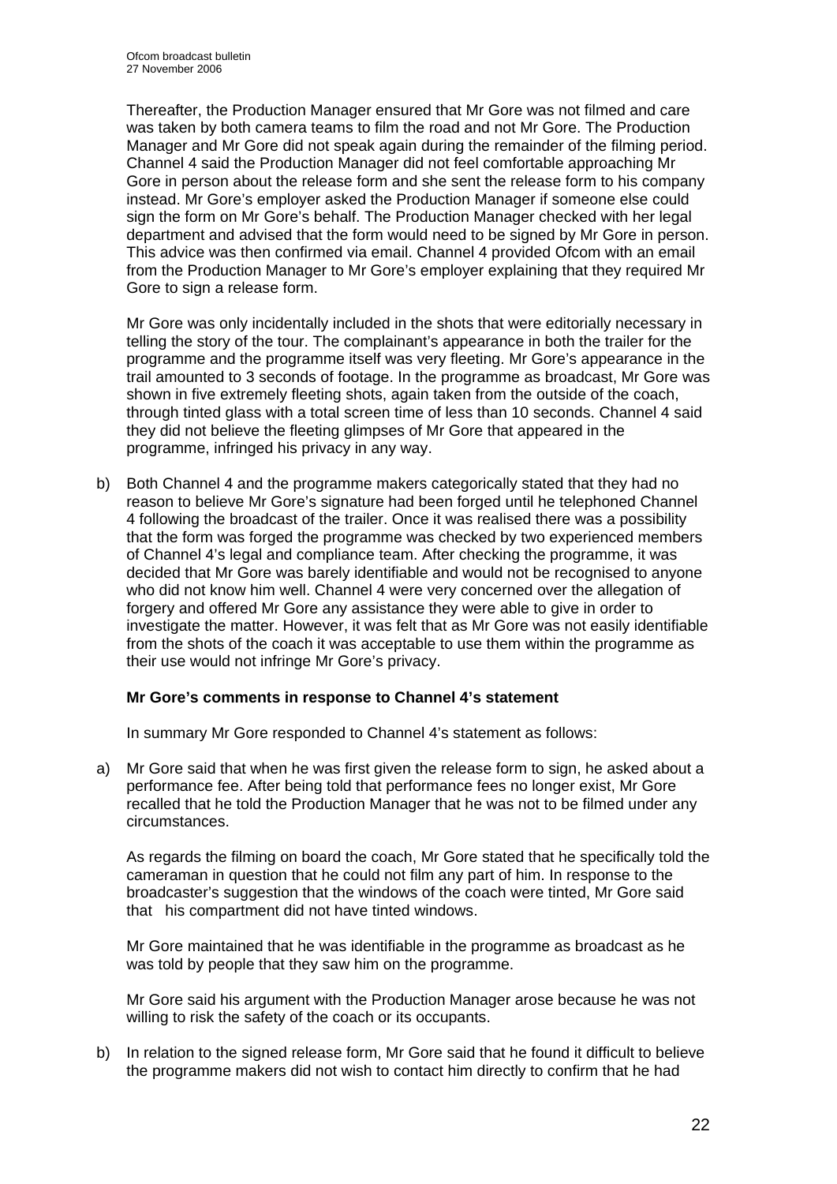Thereafter, the Production Manager ensured that Mr Gore was not filmed and care was taken by both camera teams to film the road and not Mr Gore. The Production Manager and Mr Gore did not speak again during the remainder of the filming period. Channel 4 said the Production Manager did not feel comfortable approaching Mr Gore in person about the release form and she sent the release form to his company instead. Mr Gore's employer asked the Production Manager if someone else could sign the form on Mr Gore's behalf. The Production Manager checked with her legal department and advised that the form would need to be signed by Mr Gore in person. This advice was then confirmed via email. Channel 4 provided Ofcom with an email from the Production Manager to Mr Gore's employer explaining that they required Mr Gore to sign a release form.

Mr Gore was only incidentally included in the shots that were editorially necessary in telling the story of the tour. The complainant's appearance in both the trailer for the programme and the programme itself was very fleeting. Mr Gore's appearance in the trail amounted to 3 seconds of footage. In the programme as broadcast, Mr Gore was shown in five extremely fleeting shots, again taken from the outside of the coach, through tinted glass with a total screen time of less than 10 seconds. Channel 4 said they did not believe the fleeting glimpses of Mr Gore that appeared in the programme, infringed his privacy in any way.

b) Both Channel 4 and the programme makers categorically stated that they had no reason to believe Mr Gore's signature had been forged until he telephoned Channel 4 following the broadcast of the trailer. Once it was realised there was a possibility that the form was forged the programme was checked by two experienced members of Channel 4's legal and compliance team. After checking the programme, it was decided that Mr Gore was barely identifiable and would not be recognised to anyone who did not know him well. Channel 4 were very concerned over the allegation of forgery and offered Mr Gore any assistance they were able to give in order to investigate the matter. However, it was felt that as Mr Gore was not easily identifiable from the shots of the coach it was acceptable to use them within the programme as their use would not infringe Mr Gore's privacy.

**Mr Gore's comments in response to Channel 4's statement**

In summary Mr Gore responded to Channel 4's statement as follows:

a) Mr Gore said that when he was first given the release form to sign, he asked about a performance fee. After being told that performance fees no longer exist, Mr Gore recalled that he told the Production Manager that he was not to be filmed under any circumstances.

As regards the filming on board the coach, Mr Gore stated that he specifically told the cameraman in question that he could not film any part of him. In response to the broadcaster's suggestion that the windows of the coach were tinted, Mr Gore said that his compartment did not have tinted windows.

Mr Gore maintained that he was identifiable in the programme as broadcast as he was told by people that they saw him on the programme.

Mr Gore said his argument with the Production Manager arose because he was not willing to risk the safety of the coach or its occupants.

b) In relation to the signed release form, Mr Gore said that he found it difficult to believe the programme makers did not wish to contact him directly to confirm that he had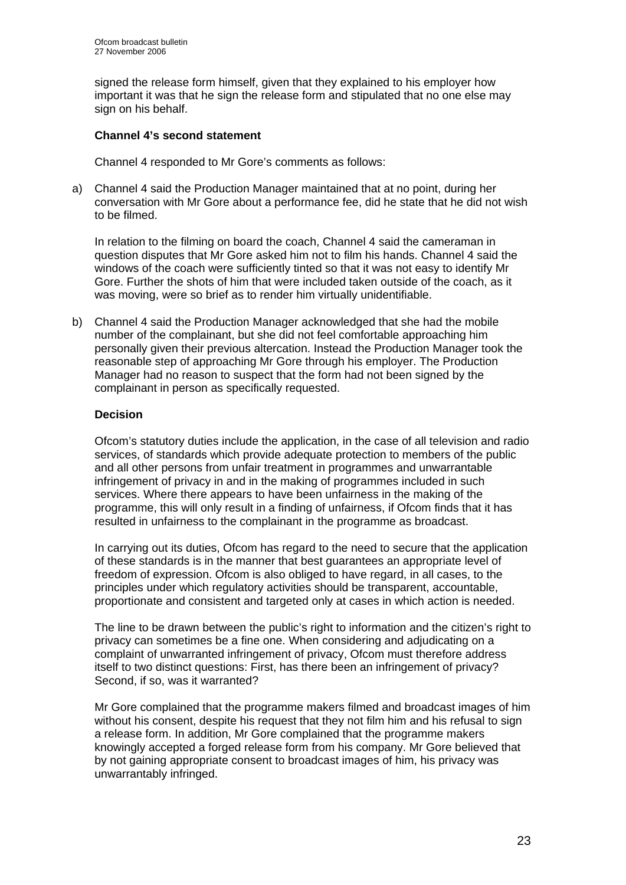signed the release form himself, given that they explained to his employer how important it was that he sign the release form and stipulated that no one else may sign on his behalf.

**Channel 4's second statement**

Channel 4 responded to Mr Gore's comments as follows:

a) Channel 4 said the Production Manager maintained that at no point, during her conversation with Mr Gore about a performance fee, did he state that he did not wish to be filmed.

   In relation to the filming on board the coach, Channel 4 said the cameraman in question disputes that Mr Gore asked him not to film his hands. Channel 4 said the windows of the coach were sufficiently tinted so that it was not easy to identify Mr Gore. Further the shots of him that were included taken outside of the coach, as it was moving, were so brief as to render him virtually unidentifiable.

b) Channel 4 said the Production Manager acknowledged that she had the mobile number of the complainant, but she did not feel comfortable approaching him personally given their previous altercation. Instead the Production Manager took the reasonable step of approaching Mr Gore through his employer. The Production Manager had no reason to suspect that the form had not been signed by the complainant in person as specifically requested.

**Decision**

Ofcom's statutory duties include the application, in the case of all television and radio services, of standards which provide adequate protection to members of the public and all other persons from unfair treatment in programmes and unwarrantable infringement of privacy in and in the making of programmes included in such services. Where there appears to have been unfairness in the making of the programme, this will only result in a finding of unfairness, if Ofcom finds that it has resulted in unfairness to the complainant in the programme as broadcast.

In carrying out its duties, Ofcom has regard to the need to secure that the application of these standards is in the manner that best guarantees an appropriate level of freedom of expression. Ofcom is also obliged to have regard, in all cases, to the principles under which regulatory activities should be transparent, accountable, proportionate and consistent and targeted only at cases in which action is needed.

The line to be drawn between the public's right to information and the citizen's right to privacy can sometimes be a fine one. When considering and adjudicating on a complaint of unwarranted infringement of privacy, Ofcom must therefore address itself to two distinct questions: First, has there been an infringement of privacy? Second, if so, was it warranted?

Mr Gore complained that the programme makers filmed and broadcast images of him without his consent, despite his request that they not film him and his refusal to sign a release form. In addition, Mr Gore complained that the programme makers knowingly accepted a forged release form from his company. Mr Gore believed that by not gaining appropriate consent to broadcast images of him, his privacy was unwarrantably infringed.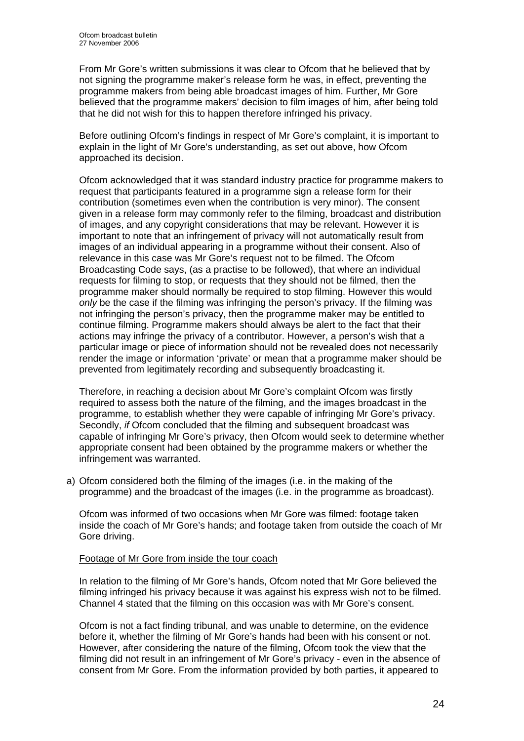From Mr Gore's written submissions it was clear to Ofcom that he believed that by not signing the programme maker's release form he was, in effect, preventing the programme makers from being able broadcast images of him. Further, Mr Gore believed that the programme makers' decision to film images of him, after being told that he did not wish for this to happen therefore infringed his privacy.

Before outlining Ofcom's findings in respect of Mr Gore's complaint, it is important to explain in the light of Mr Gore's understanding, as set out above, how Ofcom approached its decision.

Ofcom acknowledged that it was standard industry practice for programme makers to request that participants featured in a programme sign a release form for their contribution (sometimes even when the contribution is very minor). The consent given in a release form may commonly refer to the filming, broadcast and distribution of images, and any copyright considerations that may be relevant. However it is important to note that an infringement of privacy will not automatically result from images of an individual appearing in a programme without their consent. Also of relevance in this case was Mr Gore's request not to be filmed. The Ofcom Broadcasting Code says, (as a practise to be followed), that where an individual requests for filming to stop, or requests that they should not be filmed, then the programme maker should normally be required to stop filming. However this would *only* be the case if the filming was infringing the person's privacy. If the filming was not infringing the person's privacy, then the programme maker may be entitled to continue filming. Programme makers should always be alert to the fact that their actions may infringe the privacy of a contributor. However, a person's wish that a particular image or piece of information should not be revealed does not necessarily render the image or information 'private' or mean that a programme maker should be prevented from legitimately recording and subsequently broadcasting it.

Therefore, in reaching a decision about Mr Gore's complaint Ofcom was firstly required to assess both the nature of the filming, and the images broadcast in the programme, to establish whether they were capable of infringing Mr Gore's privacy. Secondly, *if* Ofcom concluded that the filming and subsequent broadcast was capable of infringing Mr Gore's privacy, then Ofcom would seek to determine whether appropriate consent had been obtained by the programme makers or whether the infringement was warranted.

a) Ofcom considered both the filming of the images (i.e. in the making of the programme) and the broadcast of the images (i.e. in the programme as broadcast).

   Ofcom was informed of two occasions when Mr Gore was filmed: footage taken inside the coach of Mr Gore's hands; and footage taken from outside the coach of Mr Gore driving.

   <u>Footage of Mr Gore from inside the tour coach</u>

   In relation to the filming of Mr Gore's hands, Ofcom noted that Mr Gore believed the filming infringed his privacy because it was against his express wish not to be filmed. Channel 4 stated that the filming on this occasion was with Mr Gore's consent.

   Ofcom is not a fact finding tribunal, and was unable to determine, on the evidence before it, whether the filming of Mr Gore's hands had been with his consent or not. However, after considering the nature of the filming, Ofcom took the view that the filming did not result in an infringement of Mr Gore's privacy - even in the absence of consent from Mr Gore. From the information provided by both parties, it appeared to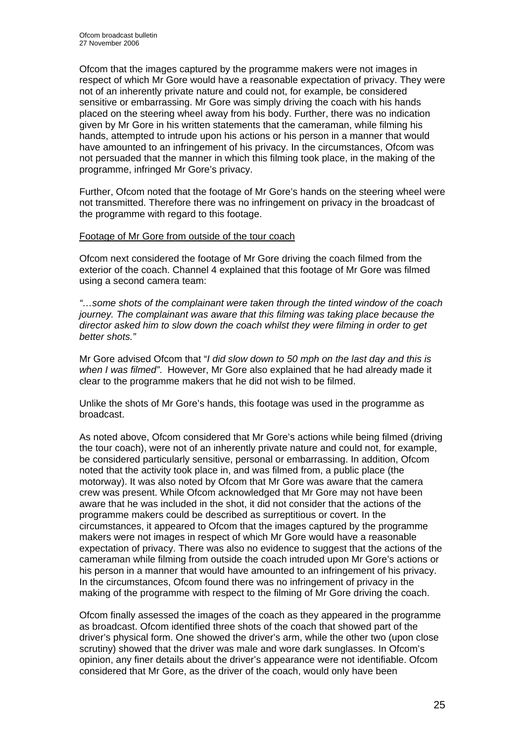Ofcom that the images captured by the programme makers were not images in respect of which Mr Gore would have a reasonable expectation of privacy. They were not of an inherently private nature and could not, for example, be considered sensitive or embarrassing. Mr Gore was simply driving the coach with his hands placed on the steering wheel away from his body. Further, there was no indication given by Mr Gore in his written statements that the cameraman, while filming his hands, attempted to intrude upon his actions or his person in a manner that would have amounted to an infringement of his privacy. In the circumstances, Ofcom was not persuaded that the manner in which this filming took place, in the making of the programme, infringed Mr Gore's privacy.

Further, Ofcom noted that the footage of Mr Gore's hands on the steering wheel were not transmitted. Therefore there was no infringement on privacy in the broadcast of the programme with regard to this footage.

<u>Footage of Mr Gore from outside of the tour coach</u>

Ofcom next considered the footage of Mr Gore driving the coach filmed from the exterior of the coach. Channel 4 explained that this footage of Mr Gore was filmed using a second camera team:

*"…some shots of the complainant were taken through the tinted window of the coach journey. The complainant was aware that this filming was taking place because the director asked him to slow down the coach whilst they were filming in order to get better shots."*

Mr Gore advised Ofcom that "*I did slow down to 50 mph on the last day and this is when I was filmed*". However, Mr Gore also explained that he had already made it clear to the programme makers that he did not wish to be filmed.

Unlike the shots of Mr Gore's hands, this footage was used in the programme as broadcast.

As noted above, Ofcom considered that Mr Gore's actions while being filmed (driving the tour coach), were not of an inherently private nature and could not, for example, be considered particularly sensitive, personal or embarrassing. In addition, Ofcom noted that the activity took place in, and was filmed from, a public place (the motorway). It was also noted by Ofcom that Mr Gore was aware that the camera crew was present. While Ofcom acknowledged that Mr Gore may not have been aware that he was included in the shot, it did not consider that the actions of the programme makers could be described as surreptitious or covert. In the circumstances, it appeared to Ofcom that the images captured by the programme makers were not images in respect of which Mr Gore would have a reasonable expectation of privacy. There was also no evidence to suggest that the actions of the cameraman while filming from outside the coach intruded upon Mr Gore's actions or his person in a manner that would have amounted to an infringement of his privacy. In the circumstances, Ofcom found there was no infringement of privacy in the making of the programme with respect to the filming of Mr Gore driving the coach.

Ofcom finally assessed the images of the coach as they appeared in the programme as broadcast. Ofcom identified three shots of the coach that showed part of the driver's physical form. One showed the driver's arm, while the other two (upon close scrutiny) showed that the driver was male and wore dark sunglasses. In Ofcom's opinion, any finer details about the driver's appearance were not identifiable. Ofcom considered that Mr Gore, as the driver of the coach, would only have been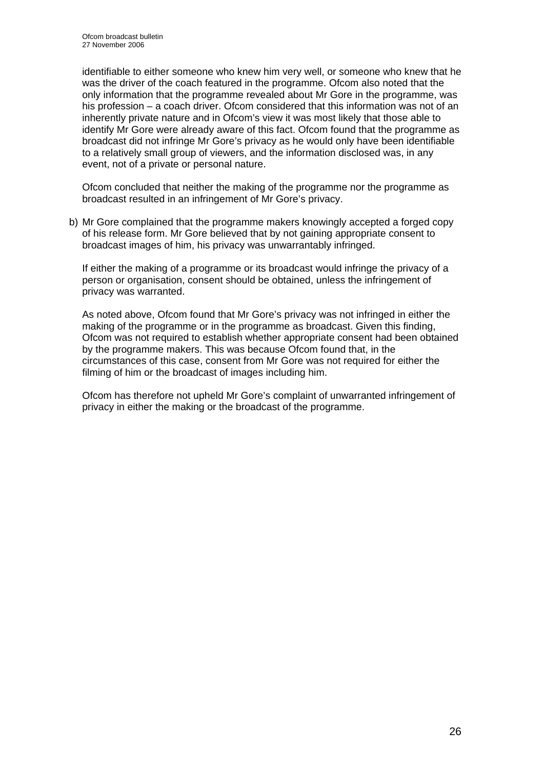identifiable to either someone who knew him very well, or someone who knew that he was the driver of the coach featured in the programme. Ofcom also noted that the only information that the programme revealed about Mr Gore in the programme, was his profession – a coach driver. Ofcom considered that this information was not of an inherently private nature and in Ofcom's view it was most likely that those able to identify Mr Gore were already aware of this fact. Ofcom found that the programme as broadcast did not infringe Mr Gore's privacy as he would only have been identifiable to a relatively small group of viewers, and the information disclosed was, in any event, not of a private or personal nature.

Ofcom concluded that neither the making of the programme nor the programme as broadcast resulted in an infringement of Mr Gore's privacy.

b) Mr Gore complained that the programme makers knowingly accepted a forged copy of his release form. Mr Gore believed that by not gaining appropriate consent to broadcast images of him, his privacy was unwarrantably infringed.

If either the making of a programme or its broadcast would infringe the privacy of a person or organisation, consent should be obtained, unless the infringement of privacy was warranted.

As noted above, Ofcom found that Mr Gore's privacy was not infringed in either the making of the programme or in the programme as broadcast. Given this finding, Ofcom was not required to establish whether appropriate consent had been obtained by the programme makers. This was because Ofcom found that, in the circumstances of this case, consent from Mr Gore was not required for either the filming of him or the broadcast of images including him.

Ofcom has therefore not upheld Mr Gore's complaint of unwarranted infringement of privacy in either the making or the broadcast of the programme.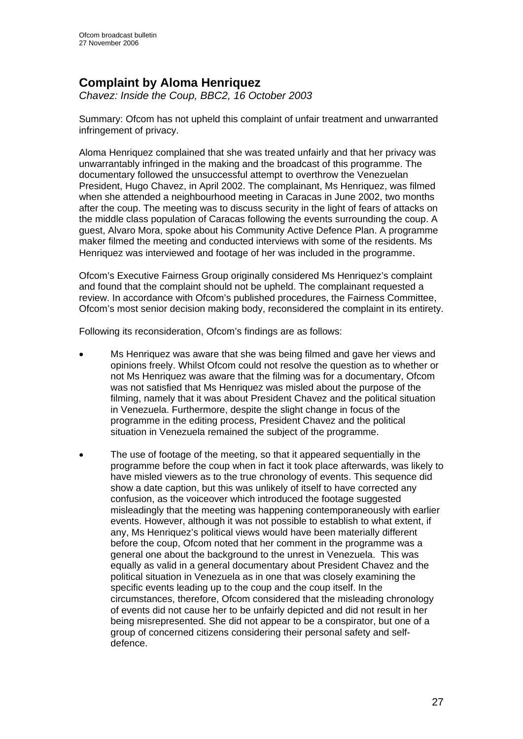## Complaint by Aloma Henriquez

*Chavez: Inside the Coup, BBC2, 16 October 2003*

Summary: Ofcom has not upheld this complaint of unfair treatment and unwarranted infringement of privacy.

Aloma Henriquez complained that she was treated unfairly and that her privacy was unwarrantably infringed in the making and the broadcast of this programme. The documentary followed the unsuccessful attempt to overthrow the Venezuelan President, Hugo Chavez, in April 2002. The complainant, Ms Henriquez, was filmed when she attended a neighbourhood meeting in Caracas in June 2002, two months after the coup. The meeting was to discuss security in the light of fears of attacks on the middle class population of Caracas following the events surrounding the coup. A guest, Alvaro Mora, spoke about his Community Active Defence Plan. A programme maker filmed the meeting and conducted interviews with some of the residents. Ms Henriquez was interviewed and footage of her was included in the programme.

Ofcom's Executive Fairness Group originally considered Ms Henriquez's complaint and found that the complaint should not be upheld. The complainant requested a review. In accordance with Ofcom's published procedures, the Fairness Committee, Ofcom's most senior decision making body, reconsidered the complaint in its entirety.

Following its reconsideration, Ofcom's findings are as follows:

- Ms Henriquez was aware that she was being filmed and gave her views and opinions freely. Whilst Ofcom could not resolve the question as to whether or not Ms Henriquez was aware that the filming was for a documentary, Ofcom was not satisfied that Ms Henriquez was misled about the purpose of the filming, namely that it was about President Chavez and the political situation in Venezuela. Furthermore, despite the slight change in focus of the programme in the editing process, President Chavez and the political situation in Venezuela remained the subject of the programme.
- The use of footage of the meeting, so that it appeared sequentially in the programme before the coup when in fact it took place afterwards, was likely to have misled viewers as to the true chronology of events. This sequence did show a date caption, but this was unlikely of itself to have corrected any confusion, as the voiceover which introduced the footage suggested misleadingly that the meeting was happening contemporaneously with earlier events. However, although it was not possible to establish to what extent, if any, Ms Henriquez's political views would have been materially different before the coup, Ofcom noted that her comment in the programme was a general one about the background to the unrest in Venezuela. This was equally as valid in a general documentary about President Chavez and the political situation in Venezuela as in one that was closely examining the specific events leading up to the coup and the coup itself. In the circumstances, therefore, Ofcom considered that the misleading chronology of events did not cause her to be unfairly depicted and did not result in her being misrepresented. She did not appear to be a conspirator, but one of a group of concerned citizens considering their personal safety and self-defence.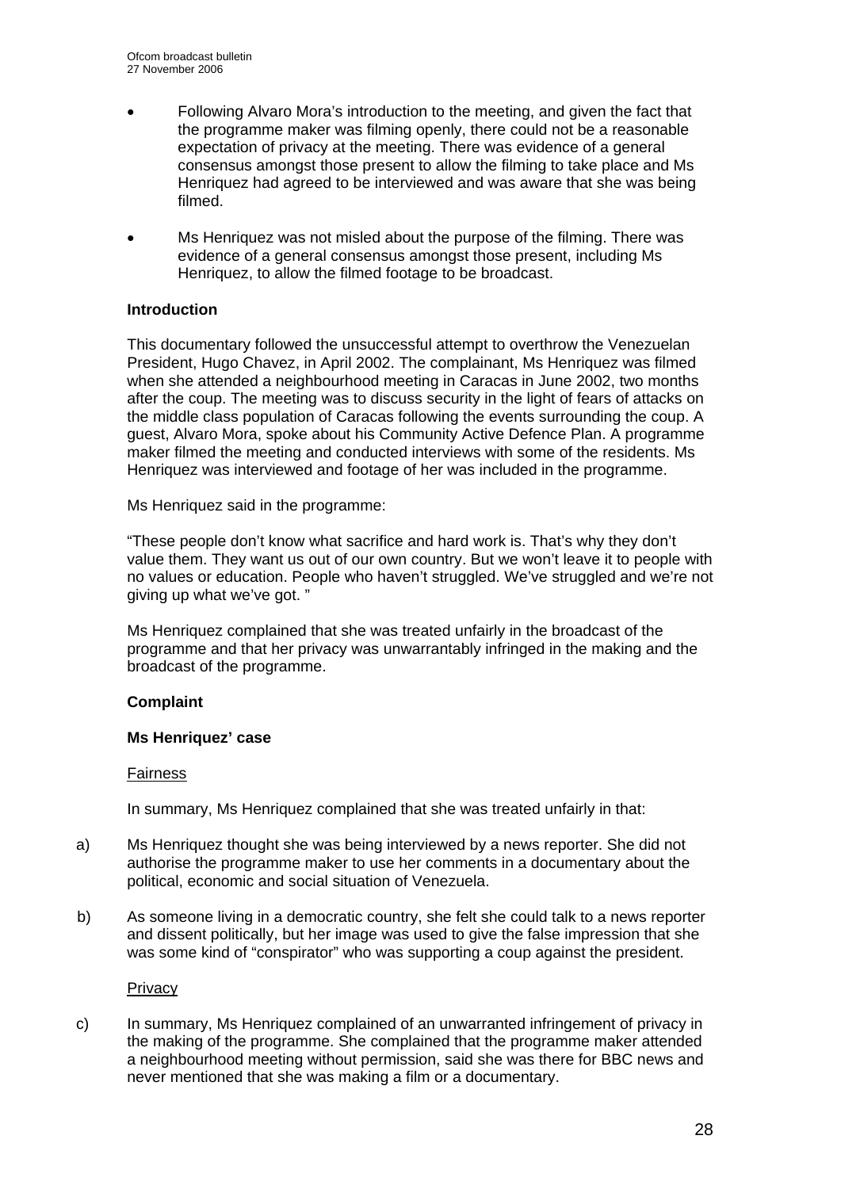- Following Alvaro Mora's introduction to the meeting, and given the fact that the programme maker was filming openly, there could not be a reasonable expectation of privacy at the meeting. There was evidence of a general consensus amongst those present to allow the filming to take place and Ms Henriquez had agreed to be interviewed and was aware that she was being filmed.

- Ms Henriquez was not misled about the purpose of the filming. There was evidence of a general consensus amongst those present, including Ms Henriquez, to allow the filmed footage to be broadcast.

**Introduction**

This documentary followed the unsuccessful attempt to overthrow the Venezuelan President, Hugo Chavez, in April 2002. The complainant, Ms Henriquez was filmed when she attended a neighbourhood meeting in Caracas in June 2002, two months after the coup. The meeting was to discuss security in the light of fears of attacks on the middle class population of Caracas following the events surrounding the coup. A guest, Alvaro Mora, spoke about his Community Active Defence Plan. A programme maker filmed the meeting and conducted interviews with some of the residents. Ms Henriquez was interviewed and footage of her was included in the programme.

Ms Henriquez said in the programme:

"These people don't know what sacrifice and hard work is. That's why they don't value them. They want us out of our own country. But we won't leave it to people with no values or education. People who haven't struggled. We've struggled and we're not giving up what we've got. "

Ms Henriquez complained that she was treated unfairly in the broadcast of the programme and that her privacy was unwarrantably infringed in the making and the broadcast of the programme.

**Complaint**

**Ms Henriquez' case**

Fairness

In summary, Ms Henriquez complained that she was treated unfairly in that:

a) Ms Henriquez thought she was being interviewed by a news reporter. She did not authorise the programme maker to use her comments in a documentary about the political, economic and social situation of Venezuela.

b) As someone living in a democratic country, she felt she could talk to a news reporter and dissent politically, but her image was used to give the false impression that she was some kind of "conspirator" who was supporting a coup against the president.

Privacy

c) In summary, Ms Henriquez complained of an unwarranted infringement of privacy in the making of the programme. She complained that the programme maker attended a neighbourhood meeting without permission, said she was there for BBC news and never mentioned that she was making a film or a documentary.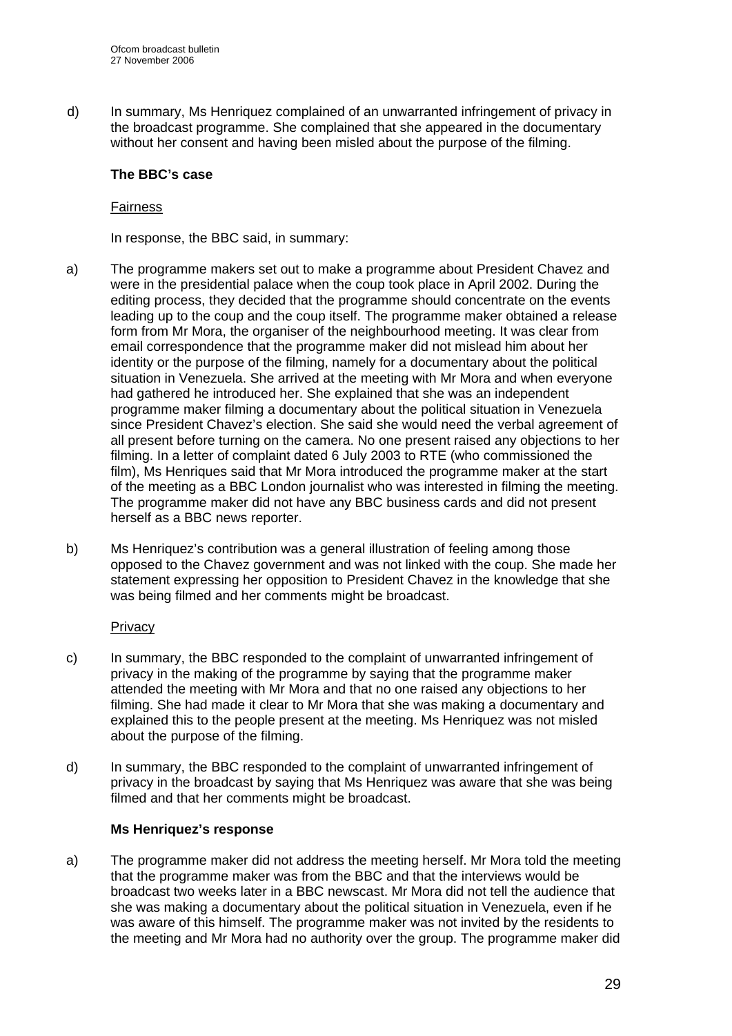d) In summary, Ms Henriquez complained of an unwarranted infringement of privacy in the broadcast programme. She complained that she appeared in the documentary without her consent and having been misled about the purpose of the filming.

**The BBC's case**

Fairness

In response, the BBC said, in summary:

a) The programme makers set out to make a programme about President Chavez and were in the presidential palace when the coup took place in April 2002. During the editing process, they decided that the programme should concentrate on the events leading up to the coup and the coup itself. The programme maker obtained a release form from Mr Mora, the organiser of the neighbourhood meeting. It was clear from email correspondence that the programme maker did not mislead him about her identity or the purpose of the filming, namely for a documentary about the political situation in Venezuela. She arrived at the meeting with Mr Mora and when everyone had gathered he introduced her. She explained that she was an independent programme maker filming a documentary about the political situation in Venezuela since President Chavez's election. She said she would need the verbal agreement of all present before turning on the camera. No one present raised any objections to her filming. In a letter of complaint dated 6 July 2003 to RTE (who commissioned the film), Ms Henriques said that Mr Mora introduced the programme maker at the start of the meeting as a BBC London journalist who was interested in filming the meeting. The programme maker did not have any BBC business cards and did not present herself as a BBC news reporter.

b) Ms Henriquez's contribution was a general illustration of feeling among those opposed to the Chavez government and was not linked with the coup. She made her statement expressing her opposition to President Chavez in the knowledge that she was being filmed and her comments might be broadcast.

Privacy

c) In summary, the BBC responded to the complaint of unwarranted infringement of privacy in the making of the programme by saying that the programme maker attended the meeting with Mr Mora and that no one raised any objections to her filming. She had made it clear to Mr Mora that she was making a documentary and explained this to the people present at the meeting. Ms Henriquez was not misled about the purpose of the filming.

d) In summary, the BBC responded to the complaint of unwarranted infringement of privacy in the broadcast by saying that Ms Henriquez was aware that she was being filmed and that her comments might be broadcast.

**Ms Henriquez's response**

a) The programme maker did not address the meeting herself. Mr Mora told the meeting that the programme maker was from the BBC and that the interviews would be broadcast two weeks later in a BBC newscast. Mr Mora did not tell the audience that she was making a documentary about the political situation in Venezuela, even if he was aware of this himself. The programme maker was not invited by the residents to the meeting and Mr Mora had no authority over the group. The programme maker did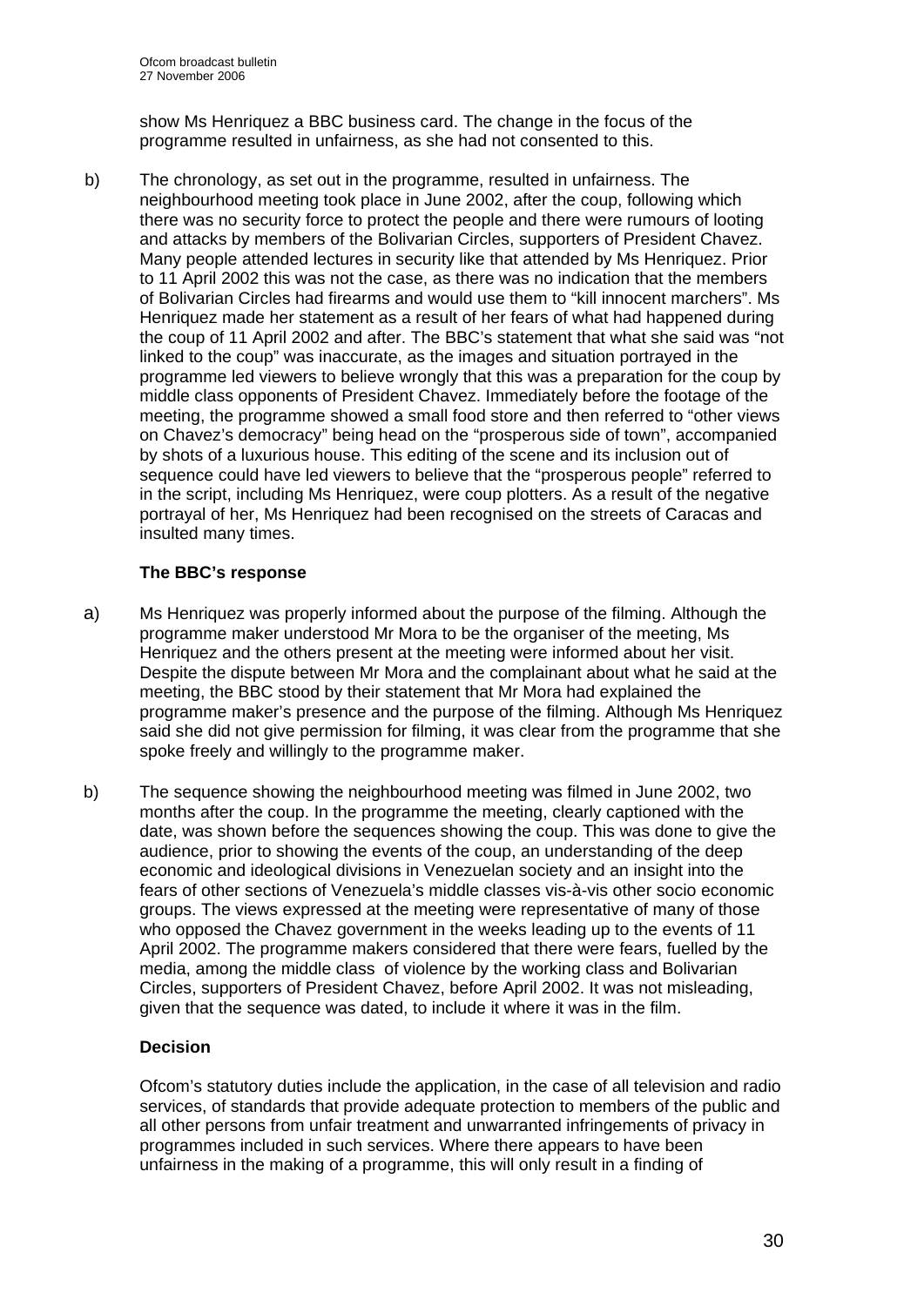show Ms Henriquez a BBC business card. The change in the focus of the programme resulted in unfairness, as she had not consented to this.

b) The chronology, as set out in the programme, resulted in unfairness. The neighbourhood meeting took place in June 2002, after the coup, following which there was no security force to protect the people and there were rumours of looting and attacks by members of the Bolivarian Circles, supporters of President Chavez. Many people attended lectures in security like that attended by Ms Henriquez. Prior to 11 April 2002 this was not the case, as there was no indication that the members of Bolivarian Circles had firearms and would use them to "kill innocent marchers". Ms Henriquez made her statement as a result of her fears of what had happened during the coup of 11 April 2002 and after. The BBC's statement that what she said was "not linked to the coup" was inaccurate, as the images and situation portrayed in the programme led viewers to believe wrongly that this was a preparation for the coup by middle class opponents of President Chavez. Immediately before the footage of the meeting, the programme showed a small food store and then referred to "other views on Chavez's democracy" being head on the "prosperous side of town", accompanied by shots of a luxurious house. This editing of the scene and its inclusion out of sequence could have led viewers to believe that the "prosperous people" referred to in the script, including Ms Henriquez, were coup plotters. As a result of the negative portrayal of her, Ms Henriquez had been recognised on the streets of Caracas and insulted many times.

**The BBC's response**

a) Ms Henriquez was properly informed about the purpose of the filming. Although the programme maker understood Mr Mora to be the organiser of the meeting, Ms Henriquez and the others present at the meeting were informed about her visit. Despite the dispute between Mr Mora and the complainant about what he said at the meeting, the BBC stood by their statement that Mr Mora had explained the programme maker's presence and the purpose of the filming. Although Ms Henriquez said she did not give permission for filming, it was clear from the programme that she spoke freely and willingly to the programme maker.

b) The sequence showing the neighbourhood meeting was filmed in June 2002, two months after the coup. In the programme the meeting, clearly captioned with the date, was shown before the sequences showing the coup. This was done to give the audience, prior to showing the events of the coup, an understanding of the deep economic and ideological divisions in Venezuelan society and an insight into the fears of other sections of Venezuela's middle classes vis-à-vis other socio economic groups. The views expressed at the meeting were representative of many of those who opposed the Chavez government in the weeks leading up to the events of 11 April 2002. The programme makers considered that there were fears, fuelled by the media, among the middle class of violence by the working class and Bolivarian Circles, supporters of President Chavez, before April 2002. It was not misleading, given that the sequence was dated, to include it where it was in the film.

**Decision**

Ofcom's statutory duties include the application, in the case of all television and radio services, of standards that provide adequate protection to members of the public and all other persons from unfair treatment and unwarranted infringements of privacy in programmes included in such services. Where there appears to have been unfairness in the making of a programme, this will only result in a finding of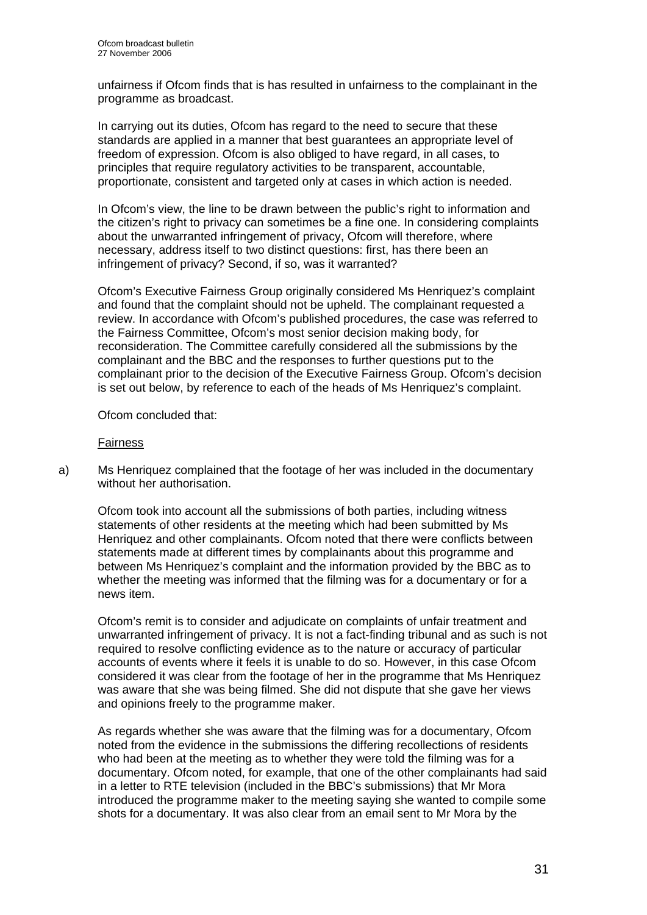unfairness if Ofcom finds that is has resulted in unfairness to the complainant in the programme as broadcast.

In carrying out its duties, Ofcom has regard to the need to secure that these standards are applied in a manner that best guarantees an appropriate level of freedom of expression. Ofcom is also obliged to have regard, in all cases, to principles that require regulatory activities to be transparent, accountable, proportionate, consistent and targeted only at cases in which action is needed.

In Ofcom's view, the line to be drawn between the public's right to information and the citizen's right to privacy can sometimes be a fine one. In considering complaints about the unwarranted infringement of privacy, Ofcom will therefore, where necessary, address itself to two distinct questions: first, has there been an infringement of privacy? Second, if so, was it warranted?

Ofcom's Executive Fairness Group originally considered Ms Henriquez's complaint and found that the complaint should not be upheld. The complainant requested a review. In accordance with Ofcom's published procedures, the case was referred to the Fairness Committee, Ofcom's most senior decision making body, for reconsideration. The Committee carefully considered all the submissions by the complainant and the BBC and the responses to further questions put to the complainant prior to the decision of the Executive Fairness Group. Ofcom's decision is set out below, by reference to each of the heads of Ms Henriquez's complaint.

Ofcom concluded that:

<u>Fairness</u>

a) Ms Henriquez complained that the footage of her was included in the documentary without her authorisation.

   Ofcom took into account all the submissions of both parties, including witness statements of other residents at the meeting which had been submitted by Ms Henriquez and other complainants. Ofcom noted that there were conflicts between statements made at different times by complainants about this programme and between Ms Henriquez's complaint and the information provided by the BBC as to whether the meeting was informed that the filming was for a documentary or for a news item.

   Ofcom's remit is to consider and adjudicate on complaints of unfair treatment and unwarranted infringement of privacy. It is not a fact-finding tribunal and as such is not required to resolve conflicting evidence as to the nature or accuracy of particular accounts of events where it feels it is unable to do so. However, in this case Ofcom considered it was clear from the footage of her in the programme that Ms Henriquez was aware that she was being filmed. She did not dispute that she gave her views and opinions freely to the programme maker.

   As regards whether she was aware that the filming was for a documentary, Ofcom noted from the evidence in the submissions the differing recollections of residents who had been at the meeting as to whether they were told the filming was for a documentary. Ofcom noted, for example, that one of the other complainants had said in a letter to RTE television (included in the BBC's submissions) that Mr Mora introduced the programme maker to the meeting saying she wanted to compile some shots for a documentary. It was also clear from an email sent to Mr Mora by the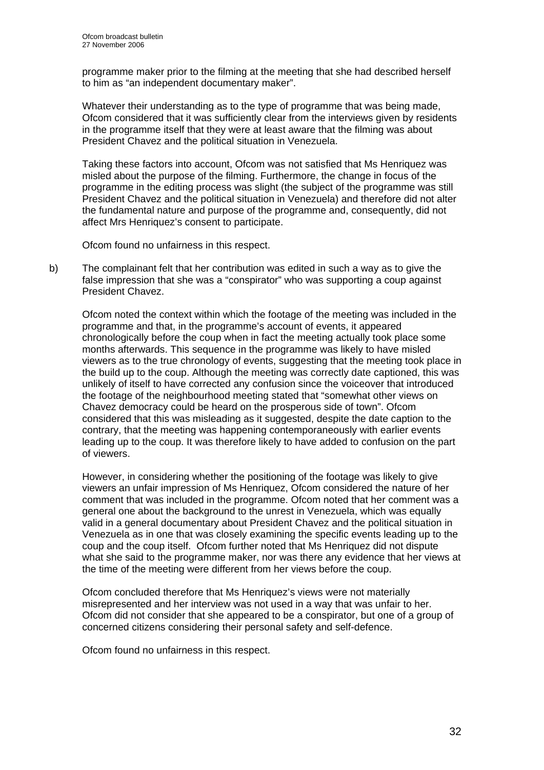programme maker prior to the filming at the meeting that she had described herself to him as "an independent documentary maker".

Whatever their understanding as to the type of programme that was being made, Ofcom considered that it was sufficiently clear from the interviews given by residents in the programme itself that they were at least aware that the filming was about President Chavez and the political situation in Venezuela.

Taking these factors into account, Ofcom was not satisfied that Ms Henriquez was misled about the purpose of the filming. Furthermore, the change in focus of the programme in the editing process was slight (the subject of the programme was still President Chavez and the political situation in Venezuela) and therefore did not alter the fundamental nature and purpose of the programme and, consequently, did not affect Mrs Henriquez's consent to participate.

Ofcom found no unfairness in this respect.

b) The complainant felt that her contribution was edited in such a way as to give the false impression that she was a "conspirator" who was supporting a coup against President Chavez.

Ofcom noted the context within which the footage of the meeting was included in the programme and that, in the programme's account of events, it appeared chronologically before the coup when in fact the meeting actually took place some months afterwards. This sequence in the programme was likely to have misled viewers as to the true chronology of events, suggesting that the meeting took place in the build up to the coup. Although the meeting was correctly date captioned, this was unlikely of itself to have corrected any confusion since the voiceover that introduced the footage of the neighbourhood meeting stated that "somewhat other views on Chavez democracy could be heard on the prosperous side of town". Ofcom considered that this was misleading as it suggested, despite the date caption to the contrary, that the meeting was happening contemporaneously with earlier events leading up to the coup. It was therefore likely to have added to confusion on the part of viewers.

However, in considering whether the positioning of the footage was likely to give viewers an unfair impression of Ms Henriquez, Ofcom considered the nature of her comment that was included in the programme. Ofcom noted that her comment was a general one about the background to the unrest in Venezuela, which was equally valid in a general documentary about President Chavez and the political situation in Venezuela as in one that was closely examining the specific events leading up to the coup and the coup itself. Ofcom further noted that Ms Henriquez did not dispute what she said to the programme maker, nor was there any evidence that her views at the time of the meeting were different from her views before the coup.

Ofcom concluded therefore that Ms Henriquez's views were not materially misrepresented and her interview was not used in a way that was unfair to her. Ofcom did not consider that she appeared to be a conspirator, but one of a group of concerned citizens considering their personal safety and self-defence.

Ofcom found no unfairness in this respect.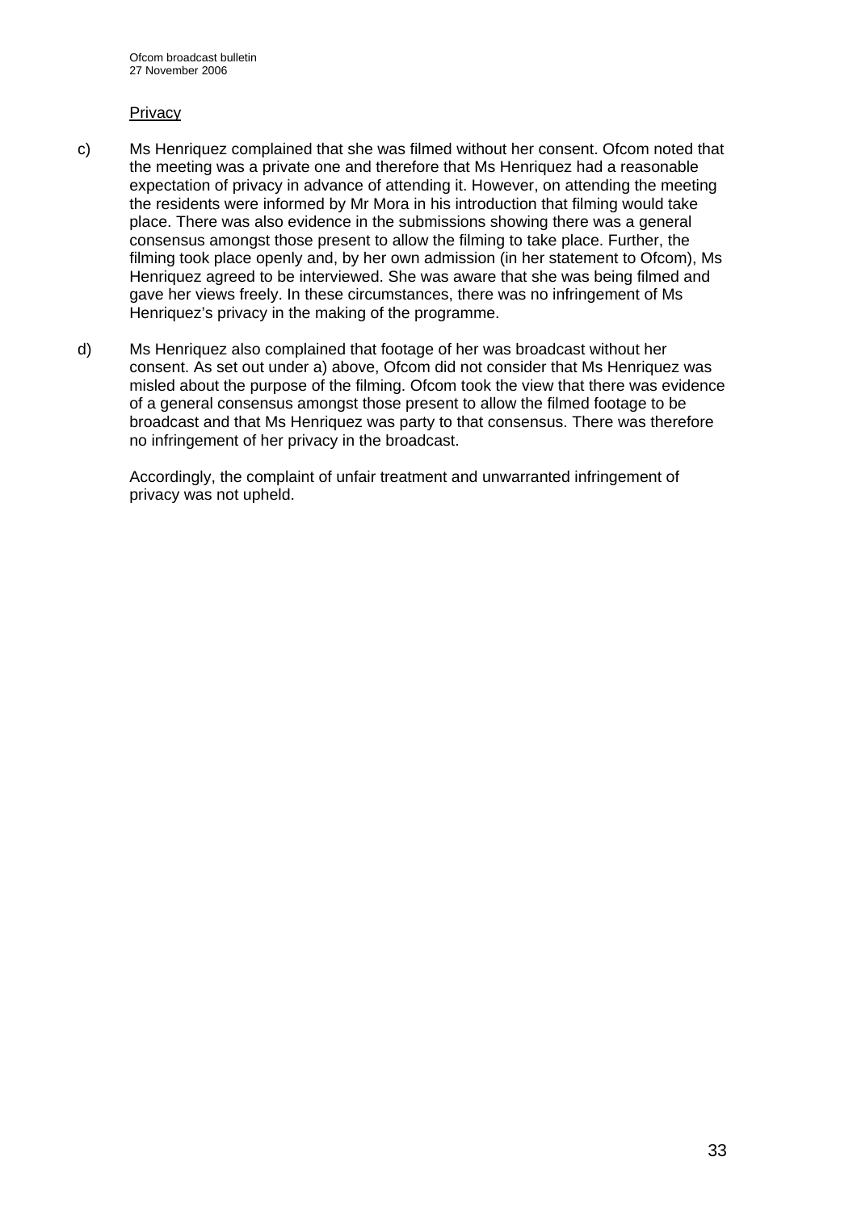Privacy

c) Ms Henriquez complained that she was filmed without her consent. Ofcom noted that the meeting was a private one and therefore that Ms Henriquez had a reasonable expectation of privacy in advance of attending it. However, on attending the meeting the residents were informed by Mr Mora in his introduction that filming would take place. There was also evidence in the submissions showing there was a general consensus amongst those present to allow the filming to take place. Further, the filming took place openly and, by her own admission (in her statement to Ofcom), Ms Henriquez agreed to be interviewed. She was aware that she was being filmed and gave her views freely. In these circumstances, there was no infringement of Ms Henriquez's privacy in the making of the programme.

d) Ms Henriquez also complained that footage of her was broadcast without her consent. As set out under a) above, Ofcom did not consider that Ms Henriquez was misled about the purpose of the filming. Ofcom took the view that there was evidence of a general consensus amongst those present to allow the filmed footage to be broadcast and that Ms Henriquez was party to that consensus. There was therefore no infringement of her privacy in the broadcast.

Accordingly, the complaint of unfair treatment and unwarranted infringement of privacy was not upheld.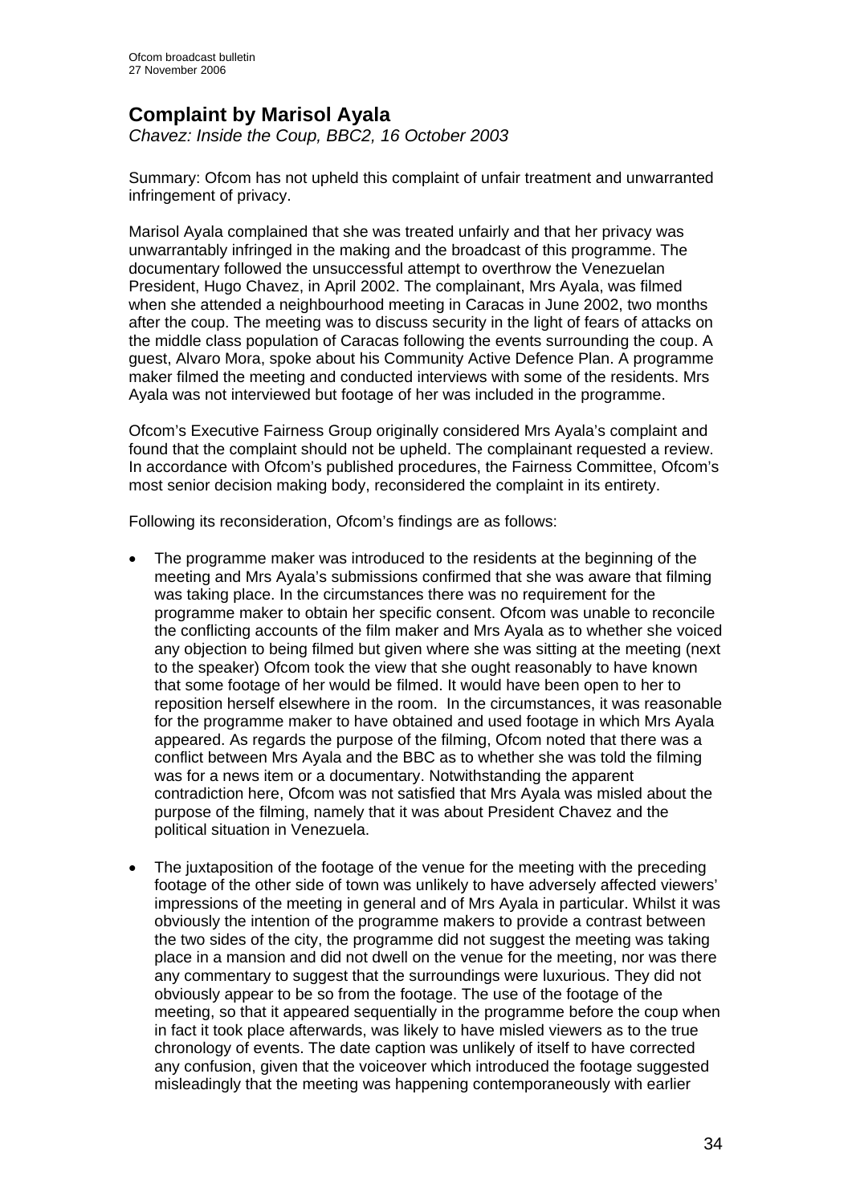## Complaint by Marisol Ayala

*Chavez: Inside the Coup, BBC2, 16 October 2003*

Summary: Ofcom has not upheld this complaint of unfair treatment and unwarranted infringement of privacy.

Marisol Ayala complained that she was treated unfairly and that her privacy was unwarrantably infringed in the making and the broadcast of this programme. The documentary followed the unsuccessful attempt to overthrow the Venezuelan President, Hugo Chavez, in April 2002. The complainant, Mrs Ayala, was filmed when she attended a neighbourhood meeting in Caracas in June 2002, two months after the coup. The meeting was to discuss security in the light of fears of attacks on the middle class population of Caracas following the events surrounding the coup. A guest, Alvaro Mora, spoke about his Community Active Defence Plan. A programme maker filmed the meeting and conducted interviews with some of the residents. Mrs Ayala was not interviewed but footage of her was included in the programme.

Ofcom's Executive Fairness Group originally considered Mrs Ayala's complaint and found that the complaint should not be upheld. The complainant requested a review. In accordance with Ofcom's published procedures, the Fairness Committee, Ofcom's most senior decision making body, reconsidered the complaint in its entirety.

Following its reconsideration, Ofcom's findings are as follows:

- The programme maker was introduced to the residents at the beginning of the meeting and Mrs Ayala's submissions confirmed that she was aware that filming was taking place. In the circumstances there was no requirement for the programme maker to obtain her specific consent. Ofcom was unable to reconcile the conflicting accounts of the film maker and Mrs Ayala as to whether she voiced any objection to being filmed but given where she was sitting at the meeting (next to the speaker) Ofcom took the view that she ought reasonably to have known that some footage of her would be filmed. It would have been open to her to reposition herself elsewhere in the room. In the circumstances, it was reasonable for the programme maker to have obtained and used footage in which Mrs Ayala appeared. As regards the purpose of the filming, Ofcom noted that there was a conflict between Mrs Ayala and the BBC as to whether she was told the filming was for a news item or a documentary. Notwithstanding the apparent contradiction here, Ofcom was not satisfied that Mrs Ayala was misled about the purpose of the filming, namely that it was about President Chavez and the political situation in Venezuela.

- The juxtaposition of the footage of the venue for the meeting with the preceding footage of the other side of town was unlikely to have adversely affected viewers' impressions of the meeting in general and of Mrs Ayala in particular. Whilst it was obviously the intention of the programme makers to provide a contrast between the two sides of the city, the programme did not suggest the meeting was taking place in a mansion and did not dwell on the venue for the meeting, nor was there any commentary to suggest that the surroundings were luxurious. They did not obviously appear to be so from the footage. The use of the footage of the meeting, so that it appeared sequentially in the programme before the coup when in fact it took place afterwards, was likely to have misled viewers as to the true chronology of events. The date caption was unlikely of itself to have corrected any confusion, given that the voiceover which introduced the footage suggested misleadingly that the meeting was happening contemporaneously with earlier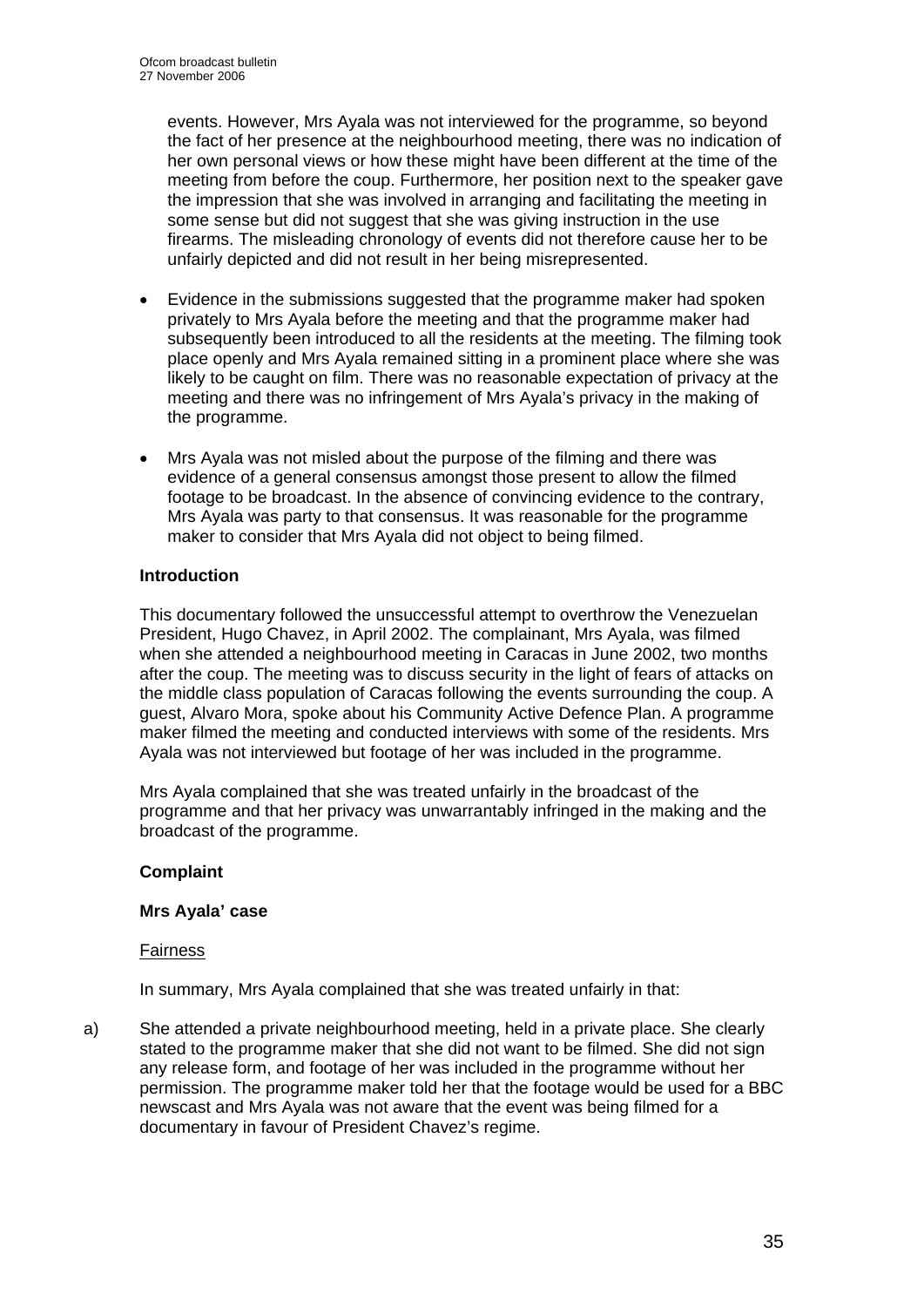events. However, Mrs Ayala was not interviewed for the programme, so beyond the fact of her presence at the neighbourhood meeting, there was no indication of her own personal views or how these might have been different at the time of the meeting from before the coup. Furthermore, her position next to the speaker gave the impression that she was involved in arranging and facilitating the meeting in some sense but did not suggest that she was giving instruction in the use firearms. The misleading chronology of events did not therefore cause her to be unfairly depicted and did not result in her being misrepresented.

- Evidence in the submissions suggested that the programme maker had spoken privately to Mrs Ayala before the meeting and that the programme maker had subsequently been introduced to all the residents at the meeting. The filming took place openly and Mrs Ayala remained sitting in a prominent place where she was likely to be caught on film. There was no reasonable expectation of privacy at the meeting and there was no infringement of Mrs Ayala's privacy in the making of the programme.

- Mrs Ayala was not misled about the purpose of the filming and there was evidence of a general consensus amongst those present to allow the filmed footage to be broadcast. In the absence of convincing evidence to the contrary, Mrs Ayala was party to that consensus. It was reasonable for the programme maker to consider that Mrs Ayala did not object to being filmed.

**Introduction**

This documentary followed the unsuccessful attempt to overthrow the Venezuelan President, Hugo Chavez, in April 2002. The complainant, Mrs Ayala, was filmed when she attended a neighbourhood meeting in Caracas in June 2002, two months after the coup. The meeting was to discuss security in the light of fears of attacks on the middle class population of Caracas following the events surrounding the coup. A guest, Alvaro Mora, spoke about his Community Active Defence Plan. A programme maker filmed the meeting and conducted interviews with some of the residents. Mrs Ayala was not interviewed but footage of her was included in the programme.

Mrs Ayala complained that she was treated unfairly in the broadcast of the programme and that her privacy was unwarrantably infringed in the making and the broadcast of the programme.

**Complaint**

**Mrs Ayala' case**

Fairness

In summary, Mrs Ayala complained that she was treated unfairly in that:

a) She attended a private neighbourhood meeting, held in a private place. She clearly stated to the programme maker that she did not want to be filmed. She did not sign any release form, and footage of her was included in the programme without her permission. The programme maker told her that the footage would be used for a BBC newscast and Mrs Ayala was not aware that the event was being filmed for a documentary in favour of President Chavez's regime.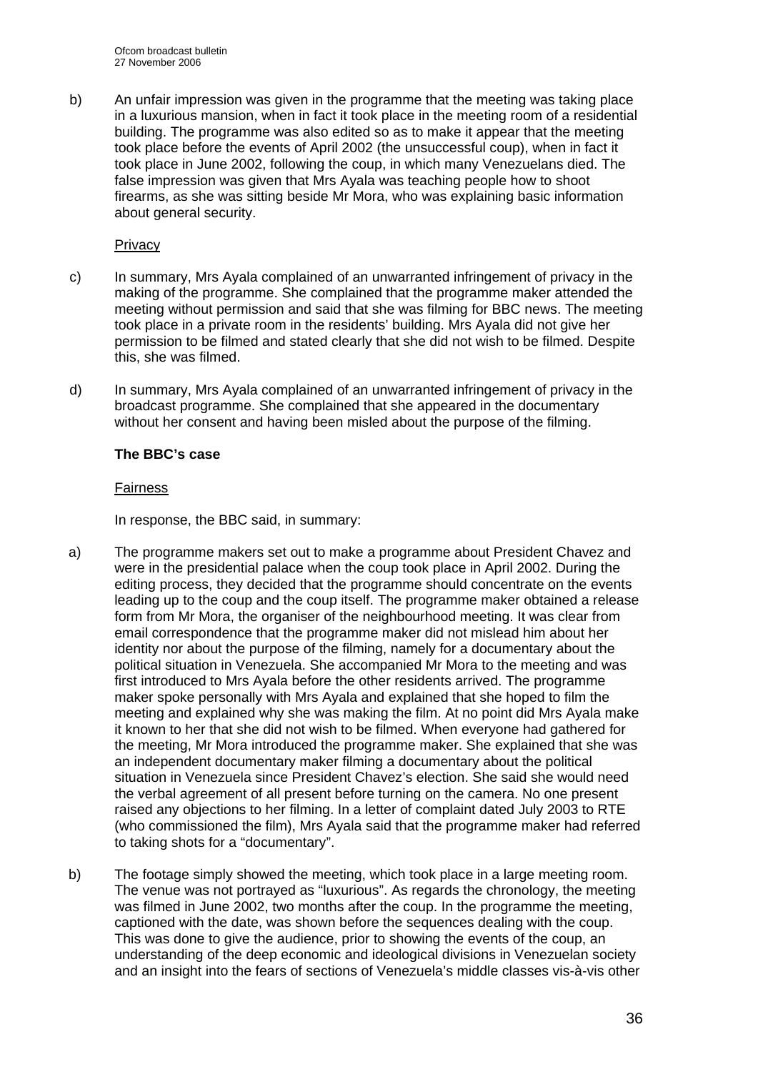b) An unfair impression was given in the programme that the meeting was taking place in a luxurious mansion, when in fact it took place in the meeting room of a residential building. The programme was also edited so as to make it appear that the meeting took place before the events of April 2002 (the unsuccessful coup), when in fact it took place in June 2002, following the coup, in which many Venezuelans died. The false impression was given that Mrs Ayala was teaching people how to shoot firearms, as she was sitting beside Mr Mora, who was explaining basic information about general security.

Privacy

c) In summary, Mrs Ayala complained of an unwarranted infringement of privacy in the making of the programme. She complained that the programme maker attended the meeting without permission and said that she was filming for BBC news. The meeting took place in a private room in the residents' building. Mrs Ayala did not give her permission to be filmed and stated clearly that she did not wish to be filmed. Despite this, she was filmed.

d) In summary, Mrs Ayala complained of an unwarranted infringement of privacy in the broadcast programme. She complained that she appeared in the documentary without her consent and having been misled about the purpose of the filming.

**The BBC's case**

Fairness

In response, the BBC said, in summary:

a) The programme makers set out to make a programme about President Chavez and were in the presidential palace when the coup took place in April 2002. During the editing process, they decided that the programme should concentrate on the events leading up to the coup and the coup itself. The programme maker obtained a release form from Mr Mora, the organiser of the neighbourhood meeting. It was clear from email correspondence that the programme maker did not mislead him about her identity nor about the purpose of the filming, namely for a documentary about the political situation in Venezuela. She accompanied Mr Mora to the meeting and was first introduced to Mrs Ayala before the other residents arrived. The programme maker spoke personally with Mrs Ayala and explained that she hoped to film the meeting and explained why she was making the film. At no point did Mrs Ayala make it known to her that she did not wish to be filmed. When everyone had gathered for the meeting, Mr Mora introduced the programme maker. She explained that she was an independent documentary maker filming a documentary about the political situation in Venezuela since President Chavez's election. She said she would need the verbal agreement of all present before turning on the camera. No one present raised any objections to her filming. In a letter of complaint dated July 2003 to RTE (who commissioned the film), Mrs Ayala said that the programme maker had referred to taking shots for a "documentary".

b) The footage simply showed the meeting, which took place in a large meeting room. The venue was not portrayed as "luxurious". As regards the chronology, the meeting was filmed in June 2002, two months after the coup. In the programme the meeting, captioned with the date, was shown before the sequences dealing with the coup. This was done to give the audience, prior to showing the events of the coup, an understanding of the deep economic and ideological divisions in Venezuelan society and an insight into the fears of sections of Venezuela's middle classes vis-à-vis other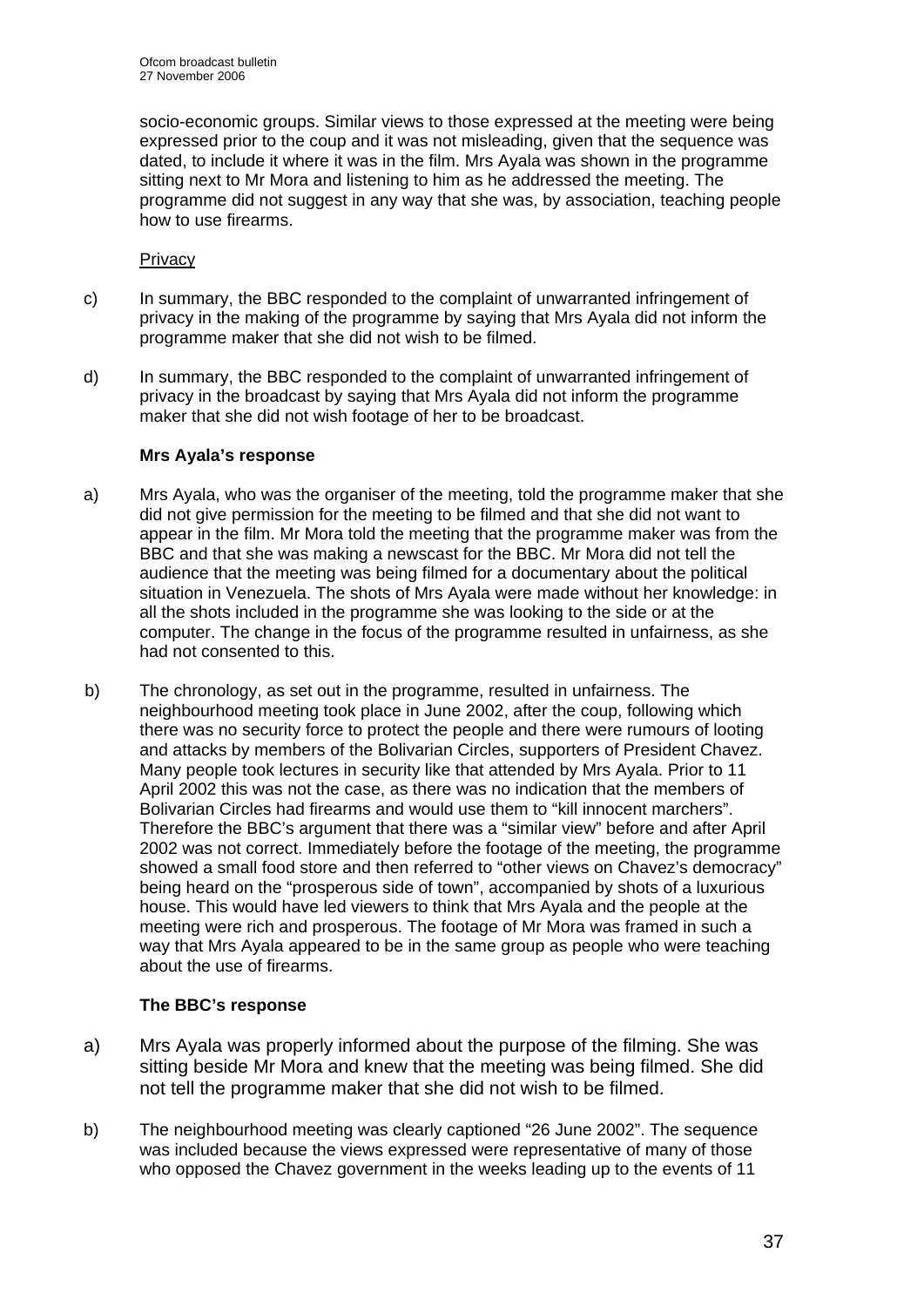socio-economic groups. Similar views to those expressed at the meeting were being expressed prior to the coup and it was not misleading, given that the sequence was dated, to include it where it was in the film. Mrs Ayala was shown in the programme sitting next to Mr Mora and listening to him as he addressed the meeting. The programme did not suggest in any way that she was, by association, teaching people how to use firearms.

Privacy

c) In summary, the BBC responded to the complaint of unwarranted infringement of privacy in the making of the programme by saying that Mrs Ayala did not inform the programme maker that she did not wish to be filmed.

d) In summary, the BBC responded to the complaint of unwarranted infringement of privacy in the broadcast by saying that Mrs Ayala did not inform the programme maker that she did not wish footage of her to be broadcast.

**Mrs Ayala's response**

a) Mrs Ayala, who was the organiser of the meeting, told the programme maker that she did not give permission for the meeting to be filmed and that she did not want to appear in the film. Mr Mora told the meeting that the programme maker was from the BBC and that she was making a newscast for the BBC. Mr Mora did not tell the audience that the meeting was being filmed for a documentary about the political situation in Venezuela. The shots of Mrs Ayala were made without her knowledge: in all the shots included in the programme she was looking to the side or at the computer. The change in the focus of the programme resulted in unfairness, as she had not consented to this.

b) The chronology, as set out in the programme, resulted in unfairness. The neighbourhood meeting took place in June 2002, after the coup, following which there was no security force to protect the people and there were rumours of looting and attacks by members of the Bolivarian Circles, supporters of President Chavez. Many people took lectures in security like that attended by Mrs Ayala. Prior to 11 April 2002 this was not the case, as there was no indication that the members of Bolivarian Circles had firearms and would use them to "kill innocent marchers". Therefore the BBC's argument that there was a "similar view" before and after April 2002 was not correct. Immediately before the footage of the meeting, the programme showed a small food store and then referred to "other views on Chavez's democracy" being heard on the "prosperous side of town", accompanied by shots of a luxurious house. This would have led viewers to think that Mrs Ayala and the people at the meeting were rich and prosperous. The footage of Mr Mora was framed in such a way that Mrs Ayala appeared to be in the same group as people who were teaching about the use of firearms.

**The BBC's response**

a) Mrs Ayala was properly informed about the purpose of the filming. She was sitting beside Mr Mora and knew that the meeting was being filmed. She did not tell the programme maker that she did not wish to be filmed.

b) The neighbourhood meeting was clearly captioned "26 June 2002". The sequence was included because the views expressed were representative of many of those who opposed the Chavez government in the weeks leading up to the events of 11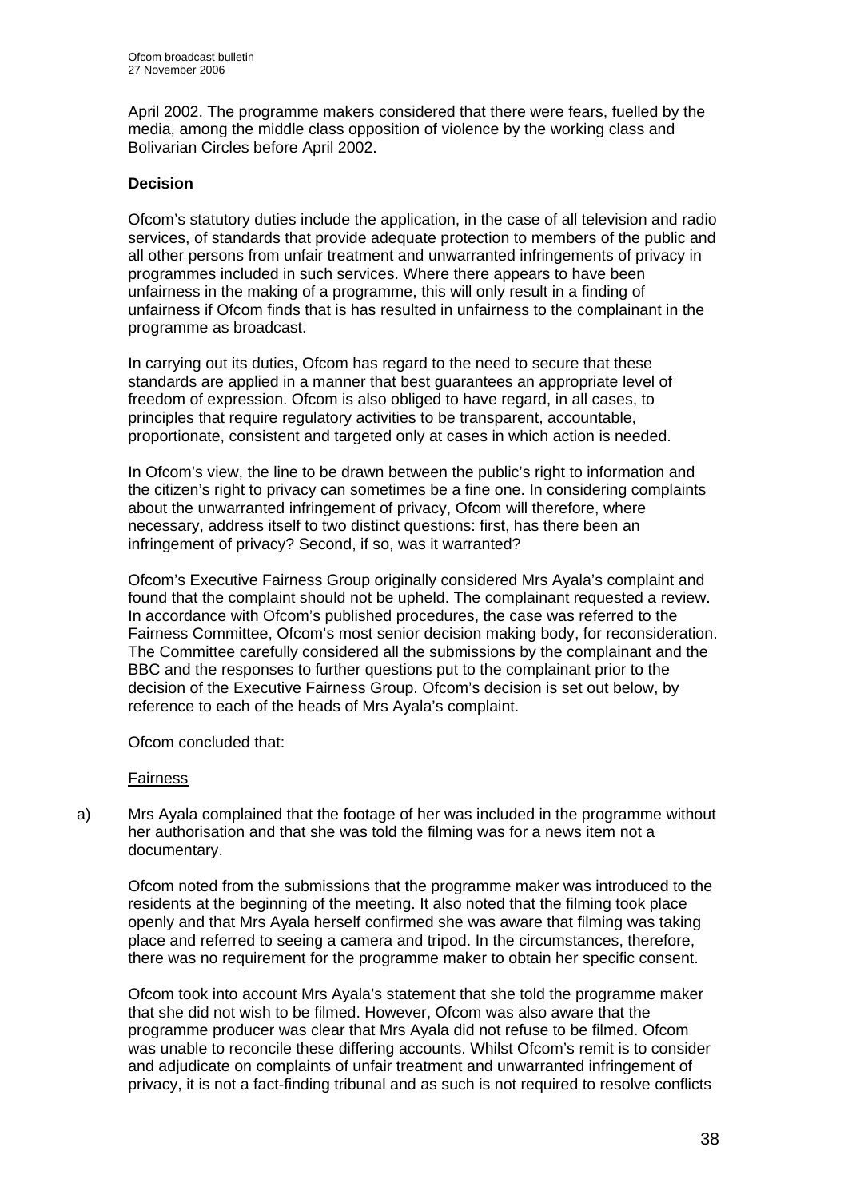April 2002. The programme makers considered that there were fears, fuelled by the media, among the middle class opposition of violence by the working class and Bolivarian Circles before April 2002.

**Decision**

Ofcom's statutory duties include the application, in the case of all television and radio services, of standards that provide adequate protection to members of the public and all other persons from unfair treatment and unwarranted infringements of privacy in programmes included in such services. Where there appears to have been unfairness in the making of a programme, this will only result in a finding of unfairness if Ofcom finds that is has resulted in unfairness to the complainant in the programme as broadcast.

In carrying out its duties, Ofcom has regard to the need to secure that these standards are applied in a manner that best guarantees an appropriate level of freedom of expression. Ofcom is also obliged to have regard, in all cases, to principles that require regulatory activities to be transparent, accountable, proportionate, consistent and targeted only at cases in which action is needed.

In Ofcom's view, the line to be drawn between the public's right to information and the citizen's right to privacy can sometimes be a fine one. In considering complaints about the unwarranted infringement of privacy, Ofcom will therefore, where necessary, address itself to two distinct questions: first, has there been an infringement of privacy? Second, if so, was it warranted?

Ofcom's Executive Fairness Group originally considered Mrs Ayala's complaint and found that the complaint should not be upheld. The complainant requested a review. In accordance with Ofcom's published procedures, the case was referred to the Fairness Committee, Ofcom's most senior decision making body, for reconsideration. The Committee carefully considered all the submissions by the complainant and the BBC and the responses to further questions put to the complainant prior to the decision of the Executive Fairness Group. Ofcom's decision is set out below, by reference to each of the heads of Mrs Ayala's complaint.

Ofcom concluded that:

<u>Fairness</u>

a) Mrs Ayala complained that the footage of her was included in the programme without her authorisation and that she was told the filming was for a news item not a documentary.

Ofcom noted from the submissions that the programme maker was introduced to the residents at the beginning of the meeting. It also noted that the filming took place openly and that Mrs Ayala herself confirmed she was aware that filming was taking place and referred to seeing a camera and tripod. In the circumstances, therefore, there was no requirement for the programme maker to obtain her specific consent.

Ofcom took into account Mrs Ayala's statement that she told the programme maker that she did not wish to be filmed. However, Ofcom was also aware that the programme producer was clear that Mrs Ayala did not refuse to be filmed. Ofcom was unable to reconcile these differing accounts. Whilst Ofcom's remit is to consider and adjudicate on complaints of unfair treatment and unwarranted infringement of privacy, it is not a fact-finding tribunal and as such is not required to resolve conflicts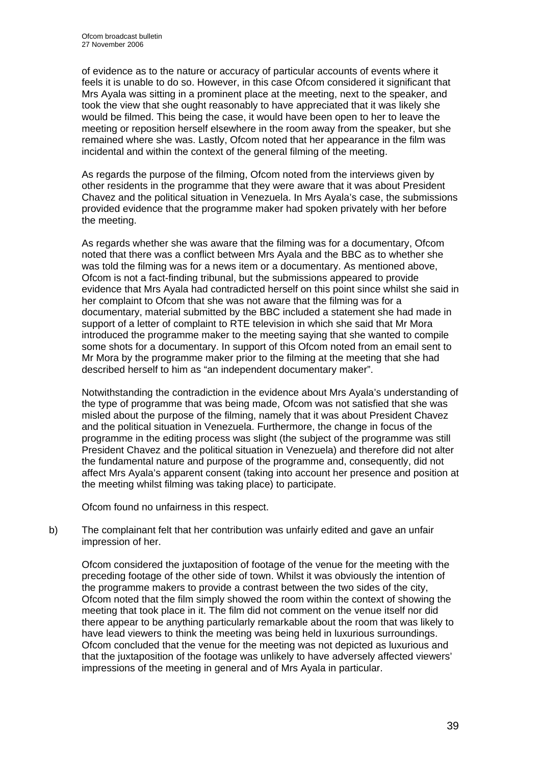of evidence as to the nature or accuracy of particular accounts of events where it feels it is unable to do so. However, in this case Ofcom considered it significant that Mrs Ayala was sitting in a prominent place at the meeting, next to the speaker, and took the view that she ought reasonably to have appreciated that it was likely she would be filmed. This being the case, it would have been open to her to leave the meeting or reposition herself elsewhere in the room away from the speaker, but she remained where she was. Lastly, Ofcom noted that her appearance in the film was incidental and within the context of the general filming of the meeting.

As regards the purpose of the filming, Ofcom noted from the interviews given by other residents in the programme that they were aware that it was about President Chavez and the political situation in Venezuela. In Mrs Ayala's case, the submissions provided evidence that the programme maker had spoken privately with her before the meeting.

As regards whether she was aware that the filming was for a documentary, Ofcom noted that there was a conflict between Mrs Ayala and the BBC as to whether she was told the filming was for a news item or a documentary. As mentioned above, Ofcom is not a fact-finding tribunal, but the submissions appeared to provide evidence that Mrs Ayala had contradicted herself on this point since whilst she said in her complaint to Ofcom that she was not aware that the filming was for a documentary, material submitted by the BBC included a statement she had made in support of a letter of complaint to RTE television in which she said that Mr Mora introduced the programme maker to the meeting saying that she wanted to compile some shots for a documentary. In support of this Ofcom noted from an email sent to Mr Mora by the programme maker prior to the filming at the meeting that she had described herself to him as "an independent documentary maker".

Notwithstanding the contradiction in the evidence about Mrs Ayala's understanding of the type of programme that was being made, Ofcom was not satisfied that she was misled about the purpose of the filming, namely that it was about President Chavez and the political situation in Venezuela. Furthermore, the change in focus of the programme in the editing process was slight (the subject of the programme was still President Chavez and the political situation in Venezuela) and therefore did not alter the fundamental nature and purpose of the programme and, consequently, did not affect Mrs Ayala's apparent consent (taking into account her presence and position at the meeting whilst filming was taking place) to participate.

Ofcom found no unfairness in this respect.

b) The complainant felt that her contribution was unfairly edited and gave an unfair impression of her.

Ofcom considered the juxtaposition of footage of the venue for the meeting with the preceding footage of the other side of town. Whilst it was obviously the intention of the programme makers to provide a contrast between the two sides of the city, Ofcom noted that the film simply showed the room within the context of showing the meeting that took place in it. The film did not comment on the venue itself nor did there appear to be anything particularly remarkable about the room that was likely to have lead viewers to think the meeting was being held in luxurious surroundings. Ofcom concluded that the venue for the meeting was not depicted as luxurious and that the juxtaposition of the footage was unlikely to have adversely affected viewers' impressions of the meeting in general and of Mrs Ayala in particular.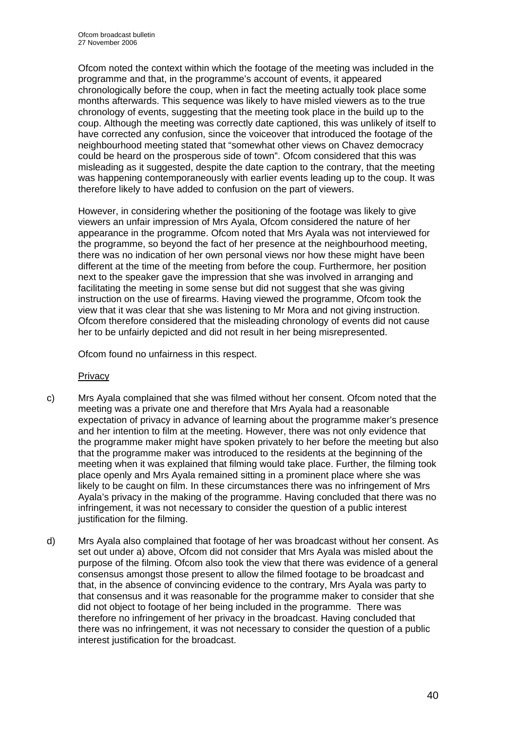Ofcom noted the context within which the footage of the meeting was included in the programme and that, in the programme's account of events, it appeared chronologically before the coup, when in fact the meeting actually took place some months afterwards. This sequence was likely to have misled viewers as to the true chronology of events, suggesting that the meeting took place in the build up to the coup. Although the meeting was correctly date captioned, this was unlikely of itself to have corrected any confusion, since the voiceover that introduced the footage of the neighbourhood meeting stated that "somewhat other views on Chavez democracy could be heard on the prosperous side of town". Ofcom considered that this was misleading as it suggested, despite the date caption to the contrary, that the meeting was happening contemporaneously with earlier events leading up to the coup. It was therefore likely to have added to confusion on the part of viewers.

However, in considering whether the positioning of the footage was likely to give viewers an unfair impression of Mrs Ayala, Ofcom considered the nature of her appearance in the programme. Ofcom noted that Mrs Ayala was not interviewed for the programme, so beyond the fact of her presence at the neighbourhood meeting, there was no indication of her own personal views nor how these might have been different at the time of the meeting from before the coup. Furthermore, her position next to the speaker gave the impression that she was involved in arranging and facilitating the meeting in some sense but did not suggest that she was giving instruction on the use of firearms. Having viewed the programme, Ofcom took the view that it was clear that she was listening to Mr Mora and not giving instruction. Ofcom therefore considered that the misleading chronology of events did not cause her to be unfairly depicted and did not result in her being misrepresented.

Ofcom found no unfairness in this respect.

Privacy

c) Mrs Ayala complained that she was filmed without her consent. Ofcom noted that the meeting was a private one and therefore that Mrs Ayala had a reasonable expectation of privacy in advance of learning about the programme maker's presence and her intention to film at the meeting. However, there was not only evidence that the programme maker might have spoken privately to her before the meeting but also that the programme maker was introduced to the residents at the beginning of the meeting when it was explained that filming would take place. Further, the filming took place openly and Mrs Ayala remained sitting in a prominent place where she was likely to be caught on film. In these circumstances there was no infringement of Mrs Ayala's privacy in the making of the programme. Having concluded that there was no infringement, it was not necessary to consider the question of a public interest justification for the filming.

d) Mrs Ayala also complained that footage of her was broadcast without her consent. As set out under a) above, Ofcom did not consider that Mrs Ayala was misled about the purpose of the filming. Ofcom also took the view that there was evidence of a general consensus amongst those present to allow the filmed footage to be broadcast and that, in the absence of convincing evidence to the contrary, Mrs Ayala was party to that consensus and it was reasonable for the programme maker to consider that she did not object to footage of her being included in the programme. There was therefore no infringement of her privacy in the broadcast. Having concluded that there was no infringement, it was not necessary to consider the question of a public interest justification for the broadcast.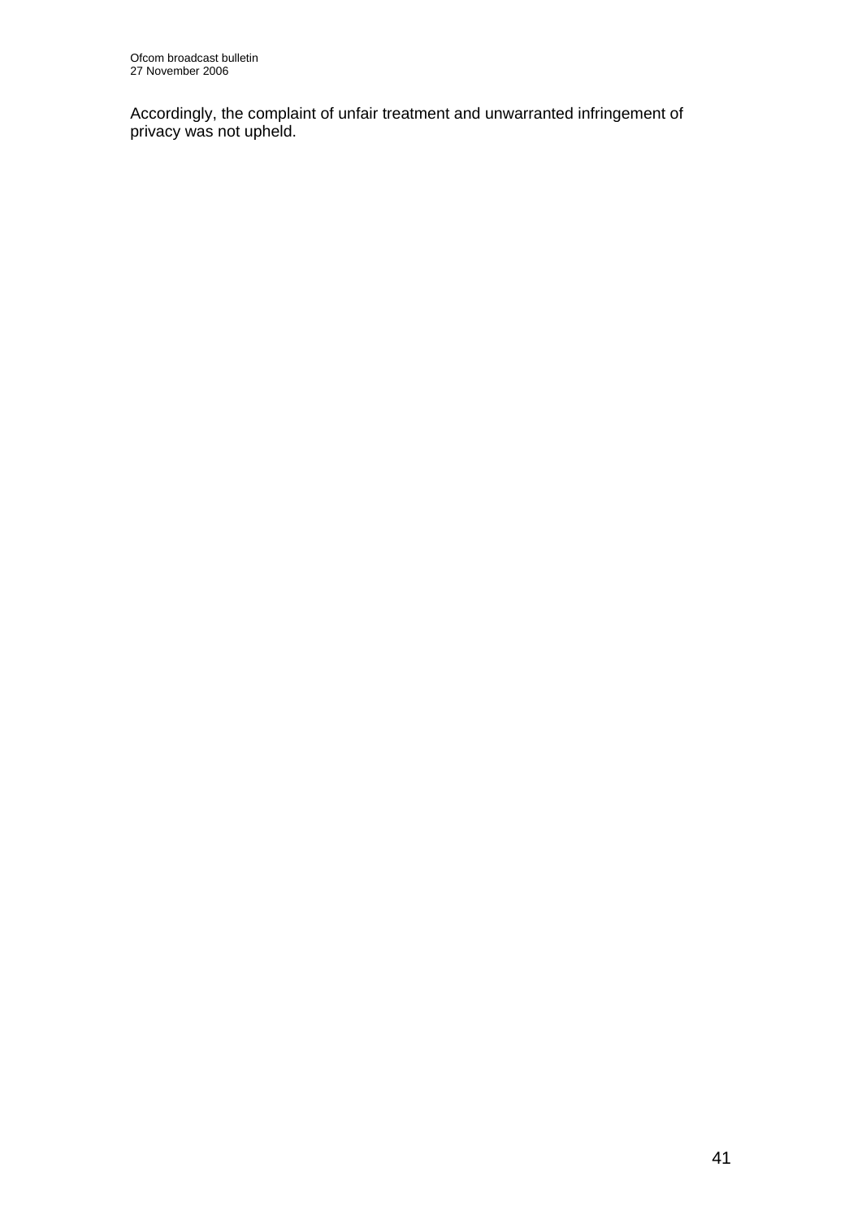Accordingly, the complaint of unfair treatment and unwarranted infringement of privacy was not upheld.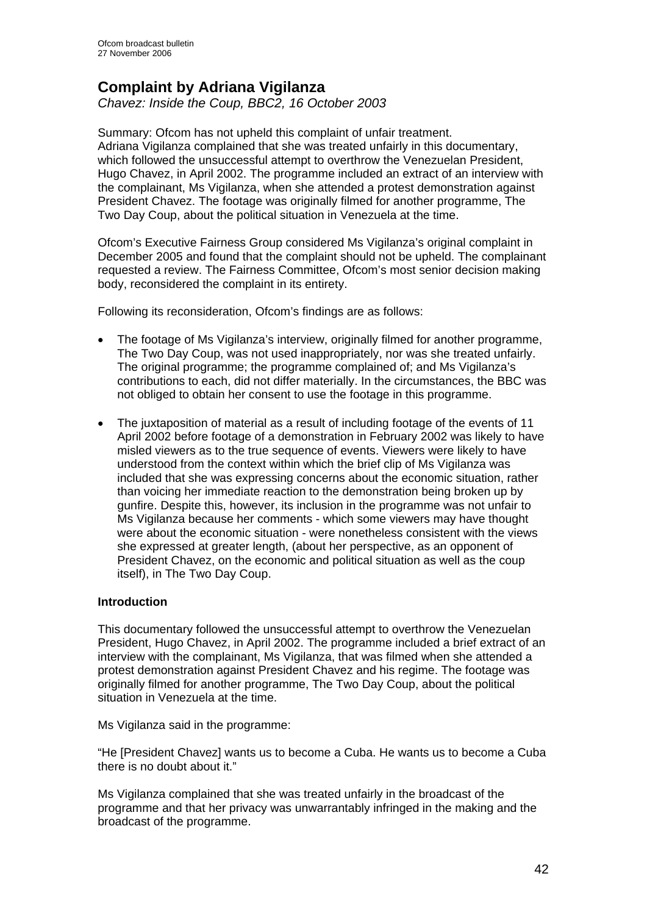# Complaint by Adriana Vigilanza

*Chavez: Inside the Coup, BBC2, 16 October 2003*

Summary: Ofcom has not upheld this complaint of unfair treatment.
Adriana Vigilanza complained that she was treated unfairly in this documentary, which followed the unsuccessful attempt to overthrow the Venezuelan President, Hugo Chavez, in April 2002. The programme included an extract of an interview with the complainant, Ms Vigilanza, when she attended a protest demonstration against President Chavez. The footage was originally filmed for another programme, The Two Day Coup, about the political situation in Venezuela at the time.

Ofcom's Executive Fairness Group considered Ms Vigilanza's original complaint in December 2005 and found that the complaint should not be upheld. The complainant requested a review. The Fairness Committee, Ofcom's most senior decision making body, reconsidered the complaint in its entirety.

Following its reconsideration, Ofcom's findings are as follows:

- The footage of Ms Vigilanza's interview, originally filmed for another programme, The Two Day Coup, was not used inappropriately, nor was she treated unfairly. The original programme; the programme complained of; and Ms Vigilanza's contributions to each, did not differ materially. In the circumstances, the BBC was not obliged to obtain her consent to use the footage in this programme.
- The juxtaposition of material as a result of including footage of the events of 11 April 2002 before footage of a demonstration in February 2002 was likely to have misled viewers as to the true sequence of events. Viewers were likely to have understood from the context within which the brief clip of Ms Vigilanza was included that she was expressing concerns about the economic situation, rather than voicing her immediate reaction to the demonstration being broken up by gunfire. Despite this, however, its inclusion in the programme was not unfair to Ms Vigilanza because her comments - which some viewers may have thought were about the economic situation - were nonetheless consistent with the views she expressed at greater length, (about her perspective, as an opponent of President Chavez, on the economic and political situation as well as the coup itself), in The Two Day Coup.

**Introduction**

This documentary followed the unsuccessful attempt to overthrow the Venezuelan President, Hugo Chavez, in April 2002. The programme included a brief extract of an interview with the complainant, Ms Vigilanza, that was filmed when she attended a protest demonstration against President Chavez and his regime. The footage was originally filmed for another programme, The Two Day Coup, about the political situation in Venezuela at the time.

Ms Vigilanza said in the programme:

"He [President Chavez] wants us to become a Cuba. He wants us to become a Cuba there is no doubt about it."

Ms Vigilanza complained that she was treated unfairly in the broadcast of the programme and that her privacy was unwarrantably infringed in the making and the broadcast of the programme.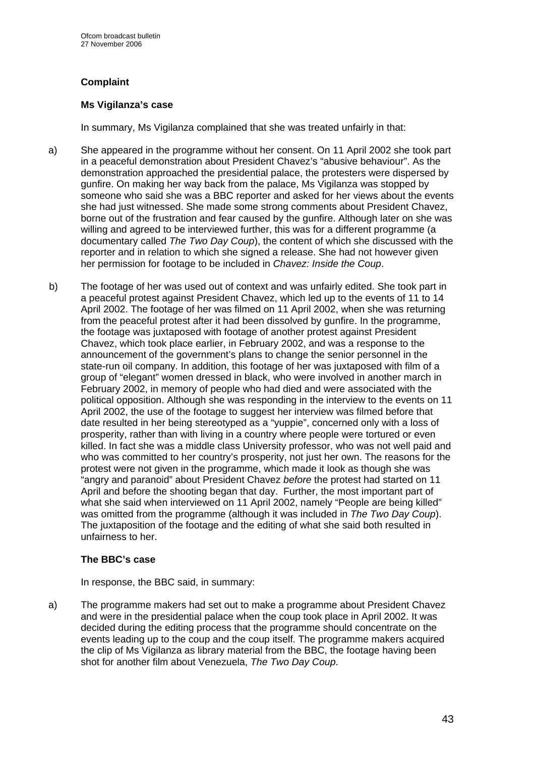### Complaint

#### Ms Vigilanza's case

In summary, Ms Vigilanza complained that she was treated unfairly in that:

a) She appeared in the programme without her consent. On 11 April 2002 she took part in a peaceful demonstration about President Chavez's "abusive behaviour". As the demonstration approached the presidential palace, the protesters were dispersed by gunfire. On making her way back from the palace, Ms Vigilanza was stopped by someone who said she was a BBC reporter and asked for her views about the events she had just witnessed. She made some strong comments about President Chavez, borne out of the frustration and fear caused by the gunfire. Although later on she was willing and agreed to be interviewed further, this was for a different programme (a documentary called *The Two Day Coup*), the content of which she discussed with the reporter and in relation to which she signed a release. She had not however given her permission for footage to be included in *Chavez: Inside the Coup*.

b) The footage of her was used out of context and was unfairly edited. She took part in a peaceful protest against President Chavez, which led up to the events of 11 to 14 April 2002. The footage of her was filmed on 11 April 2002, when she was returning from the peaceful protest after it had been dissolved by gunfire. In the programme, the footage was juxtaposed with footage of another protest against President Chavez, which took place earlier, in February 2002, and was a response to the announcement of the government's plans to change the senior personnel in the state-run oil company. In addition, this footage of her was juxtaposed with film of a group of "elegant" women dressed in black, who were involved in another march in February 2002, in memory of people who had died and were associated with the political opposition. Although she was responding in the interview to the events on 11 April 2002, the use of the footage to suggest her interview was filmed before that date resulted in her being stereotyped as a "yuppie", concerned only with a loss of prosperity, rather than with living in a country where people were tortured or even killed. In fact she was a middle class University professor, who was not well paid and who was committed to her country's prosperity, not just her own. The reasons for the protest were not given in the programme, which made it look as though she was "angry and paranoid" about President Chavez *before* the protest had started on 11 April and before the shooting began that day. Further, the most important part of what she said when interviewed on 11 April 2002, namely "People are being killed" was omitted from the programme (although it was included in *The Two Day Coup*). The juxtaposition of the footage and the editing of what she said both resulted in unfairness to her.

#### The BBC's case

In response, the BBC said, in summary:

a) The programme makers had set out to make a programme about President Chavez and were in the presidential palace when the coup took place in April 2002. It was decided during the editing process that the programme should concentrate on the events leading up to the coup and the coup itself. The programme makers acquired the clip of Ms Vigilanza as library material from the BBC, the footage having been shot for another film about Venezuela, *The Two Day Coup*.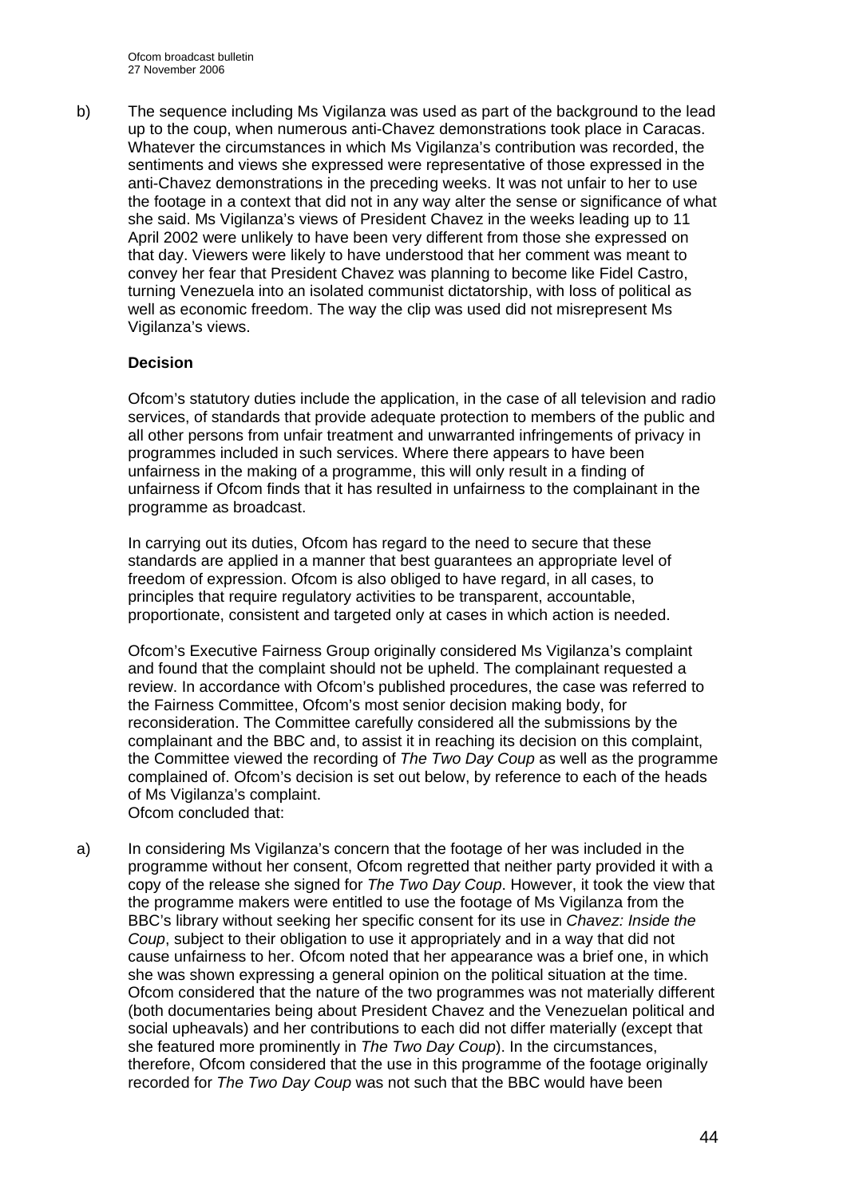b) The sequence including Ms Vigilanza was used as part of the background to the lead up to the coup, when numerous anti-Chavez demonstrations took place in Caracas. Whatever the circumstances in which Ms Vigilanza's contribution was recorded, the sentiments and views she expressed were representative of those expressed in the anti-Chavez demonstrations in the preceding weeks. It was not unfair to her to use the footage in a context that did not in any way alter the sense or significance of what she said. Ms Vigilanza's views of President Chavez in the weeks leading up to 11 April 2002 were unlikely to have been very different from those she expressed on that day. Viewers were likely to have understood that her comment was meant to convey her fear that President Chavez was planning to become like Fidel Castro, turning Venezuela into an isolated communist dictatorship, with loss of political as well as economic freedom. The way the clip was used did not misrepresent Ms Vigilanza's views.

**Decision**

Ofcom's statutory duties include the application, in the case of all television and radio services, of standards that provide adequate protection to members of the public and all other persons from unfair treatment and unwarranted infringements of privacy in programmes included in such services. Where there appears to have been unfairness in the making of a programme, this will only result in a finding of unfairness if Ofcom finds that it has resulted in unfairness to the complainant in the programme as broadcast.

In carrying out its duties, Ofcom has regard to the need to secure that these standards are applied in a manner that best guarantees an appropriate level of freedom of expression. Ofcom is also obliged to have regard, in all cases, to principles that require regulatory activities to be transparent, accountable, proportionate, consistent and targeted only at cases in which action is needed.

Ofcom's Executive Fairness Group originally considered Ms Vigilanza's complaint and found that the complaint should not be upheld. The complainant requested a review. In accordance with Ofcom's published procedures, the case was referred to the Fairness Committee, Ofcom's most senior decision making body, for reconsideration. The Committee carefully considered all the submissions by the complainant and the BBC and, to assist it in reaching its decision on this complaint, the Committee viewed the recording of *The Two Day Coup* as well as the programme complained of. Ofcom's decision is set out below, by reference to each of the heads of Ms Vigilanza's complaint.
Ofcom concluded that:

a) In considering Ms Vigilanza's concern that the footage of her was included in the programme without her consent, Ofcom regretted that neither party provided it with a copy of the release she signed for *The Two Day Coup*. However, it took the view that the programme makers were entitled to use the footage of Ms Vigilanza from the BBC's library without seeking her specific consent for its use in *Chavez: Inside the Coup*, subject to their obligation to use it appropriately and in a way that did not cause unfairness to her. Ofcom noted that her appearance was a brief one, in which she was shown expressing a general opinion on the political situation at the time. Ofcom considered that the nature of the two programmes was not materially different (both documentaries being about President Chavez and the Venezuelan political and social upheavals) and her contributions to each did not differ materially (except that she featured more prominently in *The Two Day Coup*). In the circumstances, therefore, Ofcom considered that the use in this programme of the footage originally recorded for *The Two Day Coup* was not such that the BBC would have been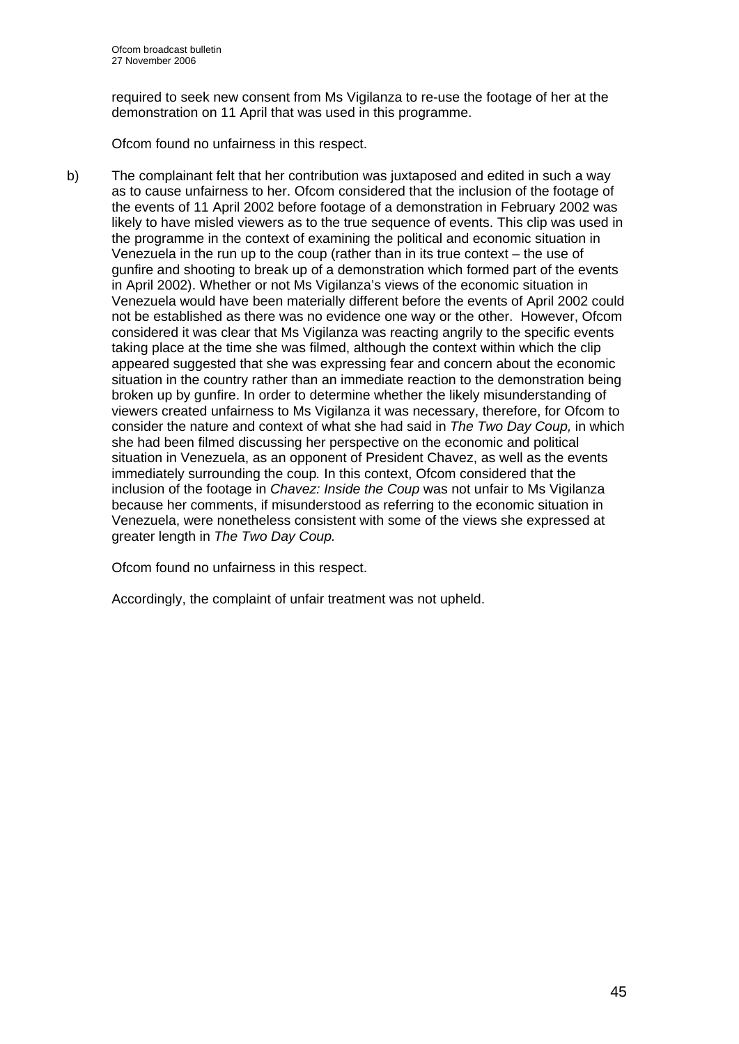required to seek new consent from Ms Vigilanza to re-use the footage of her at the demonstration on 11 April that was used in this programme.

Ofcom found no unfairness in this respect.

b) The complainant felt that her contribution was juxtaposed and edited in such a way as to cause unfairness to her. Ofcom considered that the inclusion of the footage of the events of 11 April 2002 before footage of a demonstration in February 2002 was likely to have misled viewers as to the true sequence of events. This clip was used in the programme in the context of examining the political and economic situation in Venezuela in the run up to the coup (rather than in its true context – the use of gunfire and shooting to break up of a demonstration which formed part of the events in April 2002). Whether or not Ms Vigilanza's views of the economic situation in Venezuela would have been materially different before the events of April 2002 could not be established as there was no evidence one way or the other. However, Ofcom considered it was clear that Ms Vigilanza was reacting angrily to the specific events taking place at the time she was filmed, although the context within which the clip appeared suggested that she was expressing fear and concern about the economic situation in the country rather than an immediate reaction to the demonstration being broken up by gunfire. In order to determine whether the likely misunderstanding of viewers created unfairness to Ms Vigilanza it was necessary, therefore, for Ofcom to consider the nature and context of what she had said in *The Two Day Coup,* in which she had been filmed discussing her perspective on the economic and political situation in Venezuela, as an opponent of President Chavez, as well as the events immediately surrounding the coup*.* In this context, Ofcom considered that the inclusion of the footage in *Chavez: Inside the Coup* was not unfair to Ms Vigilanza because her comments, if misunderstood as referring to the economic situation in Venezuela, were nonetheless consistent with some of the views she expressed at greater length in *The Two Day Coup.*

Ofcom found no unfairness in this respect.

Accordingly, the complaint of unfair treatment was not upheld.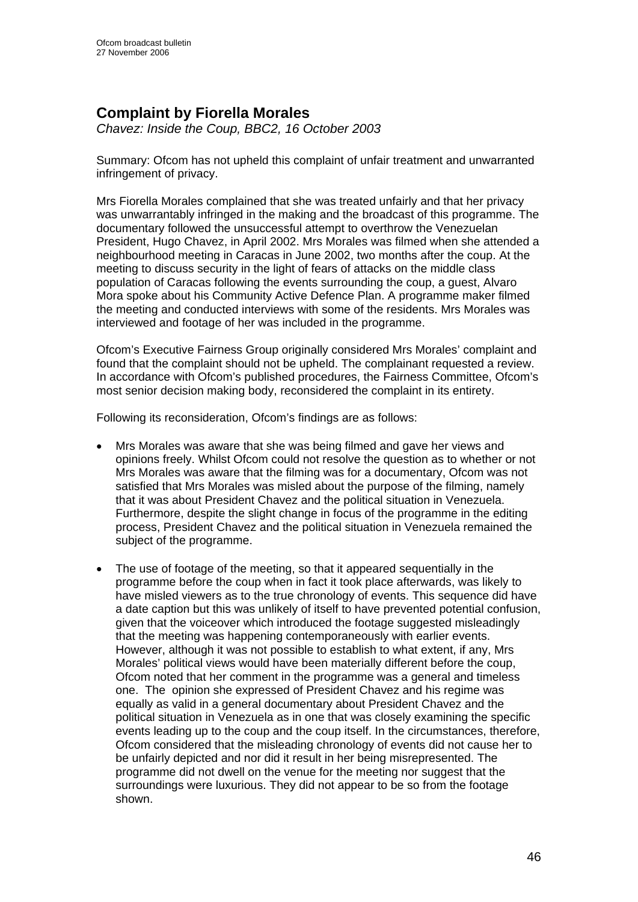## Complaint by Fiorella Morales

*Chavez: Inside the Coup, BBC2, 16 October 2003*

Summary: Ofcom has not upheld this complaint of unfair treatment and unwarranted infringement of privacy.

Mrs Fiorella Morales complained that she was treated unfairly and that her privacy was unwarrantably infringed in the making and the broadcast of this programme. The documentary followed the unsuccessful attempt to overthrow the Venezuelan President, Hugo Chavez, in April 2002. Mrs Morales was filmed when she attended a neighbourhood meeting in Caracas in June 2002, two months after the coup. At the meeting to discuss security in the light of fears of attacks on the middle class population of Caracas following the events surrounding the coup, a guest, Alvaro Mora spoke about his Community Active Defence Plan. A programme maker filmed the meeting and conducted interviews with some of the residents. Mrs Morales was interviewed and footage of her was included in the programme.

Ofcom's Executive Fairness Group originally considered Mrs Morales' complaint and found that the complaint should not be upheld. The complainant requested a review. In accordance with Ofcom's published procedures, the Fairness Committee, Ofcom's most senior decision making body, reconsidered the complaint in its entirety.

Following its reconsideration, Ofcom's findings are as follows:

- Mrs Morales was aware that she was being filmed and gave her views and opinions freely. Whilst Ofcom could not resolve the question as to whether or not Mrs Morales was aware that the filming was for a documentary, Ofcom was not satisfied that Mrs Morales was misled about the purpose of the filming, namely that it was about President Chavez and the political situation in Venezuela. Furthermore, despite the slight change in focus of the programme in the editing process, President Chavez and the political situation in Venezuela remained the subject of the programme.

- The use of footage of the meeting, so that it appeared sequentially in the programme before the coup when in fact it took place afterwards, was likely to have misled viewers as to the true chronology of events. This sequence did have a date caption but this was unlikely of itself to have prevented potential confusion, given that the voiceover which introduced the footage suggested misleadingly that the meeting was happening contemporaneously with earlier events. However, although it was not possible to establish to what extent, if any, Mrs Morales' political views would have been materially different before the coup, Ofcom noted that her comment in the programme was a general and timeless one. The opinion she expressed of President Chavez and his regime was equally as valid in a general documentary about President Chavez and the political situation in Venezuela as in one that was closely examining the specific events leading up to the coup and the coup itself. In the circumstances, therefore, Ofcom considered that the misleading chronology of events did not cause her to be unfairly depicted and nor did it result in her being misrepresented. The programme did not dwell on the venue for the meeting nor suggest that the surroundings were luxurious. They did not appear to be so from the footage shown.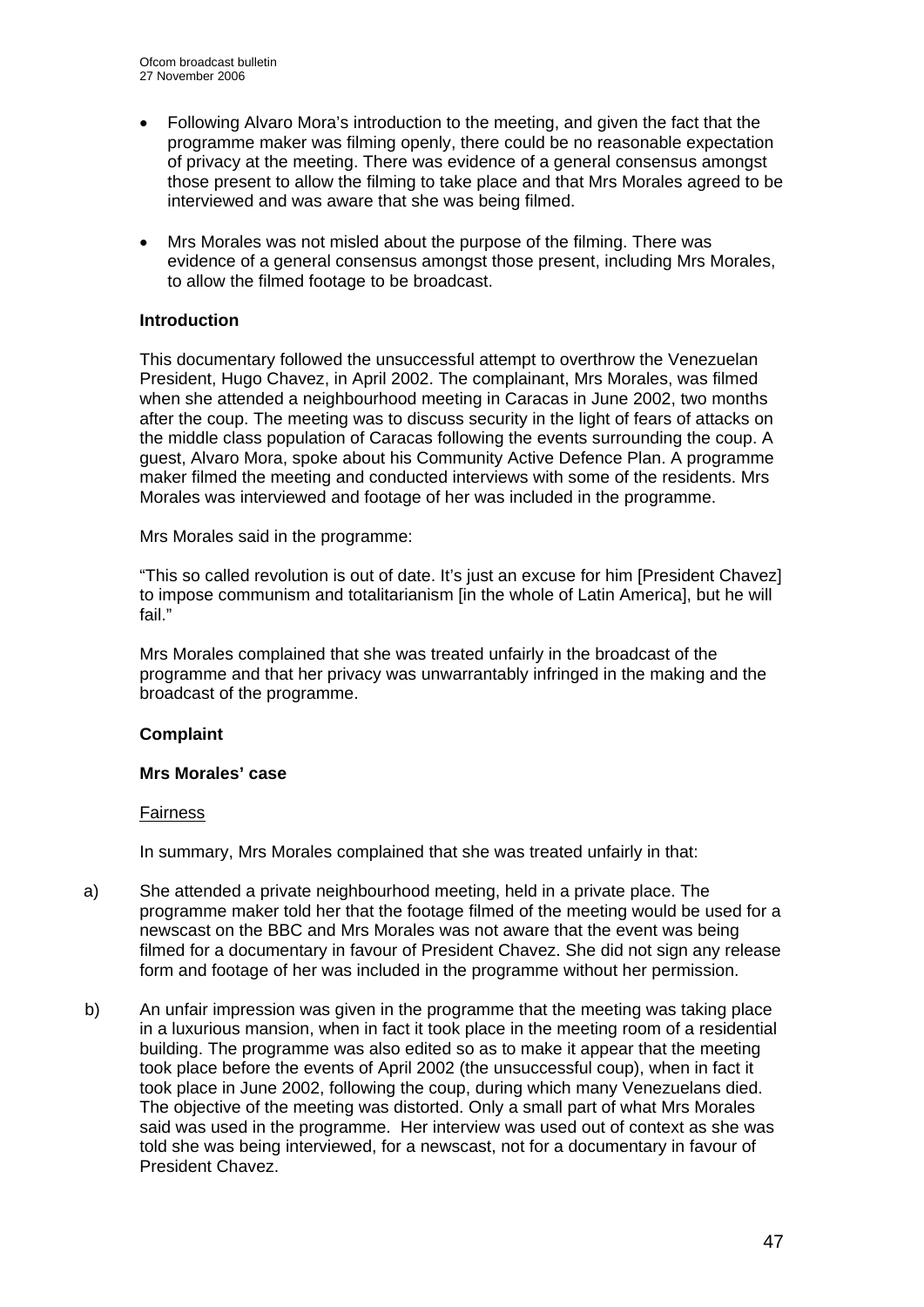- Following Alvaro Mora's introduction to the meeting, and given the fact that the programme maker was filming openly, there could be no reasonable expectation of privacy at the meeting. There was evidence of a general consensus amongst those present to allow the filming to take place and that Mrs Morales agreed to be interviewed and was aware that she was being filmed.
- Mrs Morales was not misled about the purpose of the filming. There was evidence of a general consensus amongst those present, including Mrs Morales, to allow the filmed footage to be broadcast.

**Introduction**

This documentary followed the unsuccessful attempt to overthrow the Venezuelan President, Hugo Chavez, in April 2002. The complainant, Mrs Morales, was filmed when she attended a neighbourhood meeting in Caracas in June 2002, two months after the coup. The meeting was to discuss security in the light of fears of attacks on the middle class population of Caracas following the events surrounding the coup. A guest, Alvaro Mora, spoke about his Community Active Defence Plan. A programme maker filmed the meeting and conducted interviews with some of the residents. Mrs Morales was interviewed and footage of her was included in the programme.

Mrs Morales said in the programme:

"This so called revolution is out of date. It's just an excuse for him [President Chavez] to impose communism and totalitarianism [in the whole of Latin America], but he will fail."

Mrs Morales complained that she was treated unfairly in the broadcast of the programme and that her privacy was unwarrantably infringed in the making and the broadcast of the programme.

**Complaint**

**Mrs Morales' case**

Fairness

In summary, Mrs Morales complained that she was treated unfairly in that:

a) She attended a private neighbourhood meeting, held in a private place. The programme maker told her that the footage filmed of the meeting would be used for a newscast on the BBC and Mrs Morales was not aware that the event was being filmed for a documentary in favour of President Chavez. She did not sign any release form and footage of her was included in the programme without her permission.

b) An unfair impression was given in the programme that the meeting was taking place in a luxurious mansion, when in fact it took place in the meeting room of a residential building. The programme was also edited so as to make it appear that the meeting took place before the events of April 2002 (the unsuccessful coup), when in fact it took place in June 2002, following the coup, during which many Venezuelans died. The objective of the meeting was distorted. Only a small part of what Mrs Morales said was used in the programme. Her interview was used out of context as she was told she was being interviewed, for a newscast, not for a documentary in favour of President Chavez.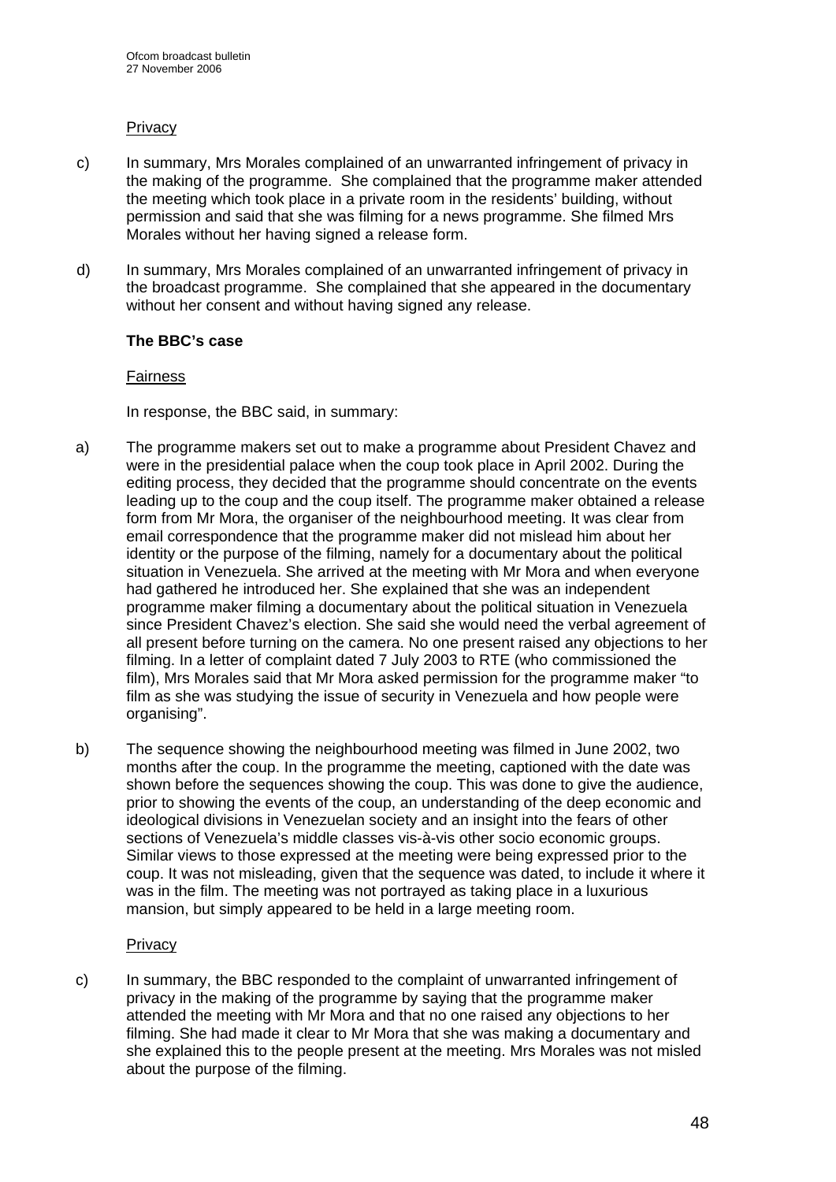Privacy

c) In summary, Mrs Morales complained of an unwarranted infringement of privacy in the making of the programme. She complained that the programme maker attended the meeting which took place in a private room in the residents' building, without permission and said that she was filming for a news programme. She filmed Mrs Morales without her having signed a release form.

d) In summary, Mrs Morales complained of an unwarranted infringement of privacy in the broadcast programme. She complained that she appeared in the documentary without her consent and without having signed any release.

**The BBC's case**

Fairness

In response, the BBC said, in summary:

a) The programme makers set out to make a programme about President Chavez and were in the presidential palace when the coup took place in April 2002. During the editing process, they decided that the programme should concentrate on the events leading up to the coup and the coup itself. The programme maker obtained a release form from Mr Mora, the organiser of the neighbourhood meeting. It was clear from email correspondence that the programme maker did not mislead him about her identity or the purpose of the filming, namely for a documentary about the political situation in Venezuela. She arrived at the meeting with Mr Mora and when everyone had gathered he introduced her. She explained that she was an independent programme maker filming a documentary about the political situation in Venezuela since President Chavez's election. She said she would need the verbal agreement of all present before turning on the camera. No one present raised any objections to her filming. In a letter of complaint dated 7 July 2003 to RTE (who commissioned the film), Mrs Morales said that Mr Mora asked permission for the programme maker "to film as she was studying the issue of security in Venezuela and how people were organising".

b) The sequence showing the neighbourhood meeting was filmed in June 2002, two months after the coup. In the programme the meeting, captioned with the date was shown before the sequences showing the coup. This was done to give the audience, prior to showing the events of the coup, an understanding of the deep economic and ideological divisions in Venezuelan society and an insight into the fears of other sections of Venezuela's middle classes vis-à-vis other socio economic groups. Similar views to those expressed at the meeting were being expressed prior to the coup. It was not misleading, given that the sequence was dated, to include it where it was in the film. The meeting was not portrayed as taking place in a luxurious mansion, but simply appeared to be held in a large meeting room.

Privacy

c) In summary, the BBC responded to the complaint of unwarranted infringement of privacy in the making of the programme by saying that the programme maker attended the meeting with Mr Mora and that no one raised any objections to her filming. She had made it clear to Mr Mora that she was making a documentary and she explained this to the people present at the meeting. Mrs Morales was not misled about the purpose of the filming.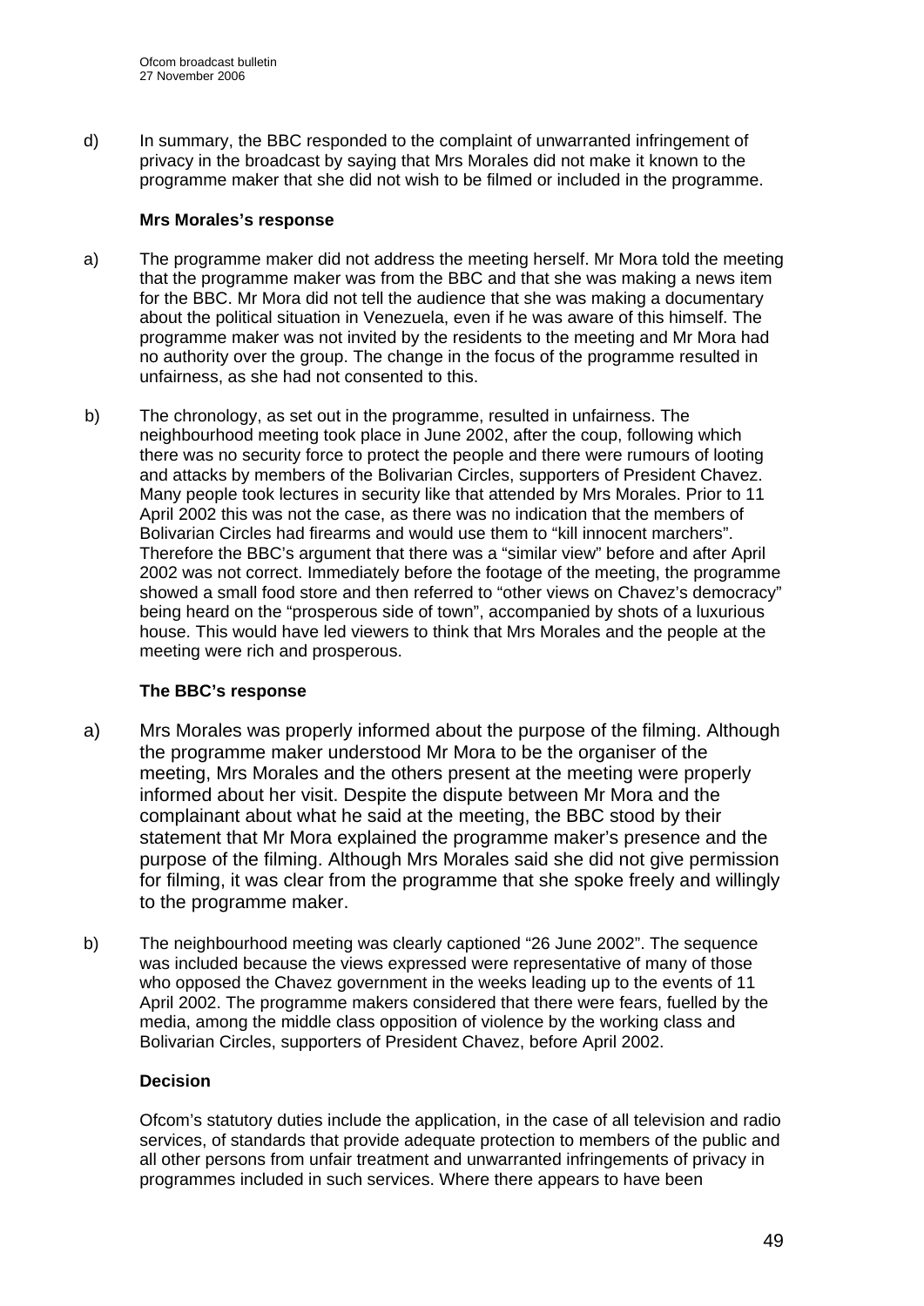d) In summary, the BBC responded to the complaint of unwarranted infringement of privacy in the broadcast by saying that Mrs Morales did not make it known to the programme maker that she did not wish to be filmed or included in the programme.

**Mrs Morales's response**

a) The programme maker did not address the meeting herself. Mr Mora told the meeting that the programme maker was from the BBC and that she was making a news item for the BBC. Mr Mora did not tell the audience that she was making a documentary about the political situation in Venezuela, even if he was aware of this himself. The programme maker was not invited by the residents to the meeting and Mr Mora had no authority over the group. The change in the focus of the programme resulted in unfairness, as she had not consented to this.

b) The chronology, as set out in the programme, resulted in unfairness. The neighbourhood meeting took place in June 2002, after the coup, following which there was no security force to protect the people and there were rumours of looting and attacks by members of the Bolivarian Circles, supporters of President Chavez. Many people took lectures in security like that attended by Mrs Morales. Prior to 11 April 2002 this was not the case, as there was no indication that the members of Bolivarian Circles had firearms and would use them to "kill innocent marchers". Therefore the BBC's argument that there was a "similar view" before and after April 2002 was not correct. Immediately before the footage of the meeting, the programme showed a small food store and then referred to "other views on Chavez's democracy" being heard on the "prosperous side of town", accompanied by shots of a luxurious house. This would have led viewers to think that Mrs Morales and the people at the meeting were rich and prosperous.

**The BBC's response**

a) Mrs Morales was properly informed about the purpose of the filming. Although the programme maker understood Mr Mora to be the organiser of the meeting, Mrs Morales and the others present at the meeting were properly informed about her visit. Despite the dispute between Mr Mora and the complainant about what he said at the meeting, the BBC stood by their statement that Mr Mora explained the programme maker's presence and the purpose of the filming. Although Mrs Morales said she did not give permission for filming, it was clear from the programme that she spoke freely and willingly to the programme maker.

b) The neighbourhood meeting was clearly captioned "26 June 2002". The sequence was included because the views expressed were representative of many of those who opposed the Chavez government in the weeks leading up to the events of 11 April 2002. The programme makers considered that there were fears, fuelled by the media, among the middle class opposition of violence by the working class and Bolivarian Circles, supporters of President Chavez, before April 2002.

**Decision**

Ofcom's statutory duties include the application, in the case of all television and radio services, of standards that provide adequate protection to members of the public and all other persons from unfair treatment and unwarranted infringements of privacy in programmes included in such services. Where there appears to have been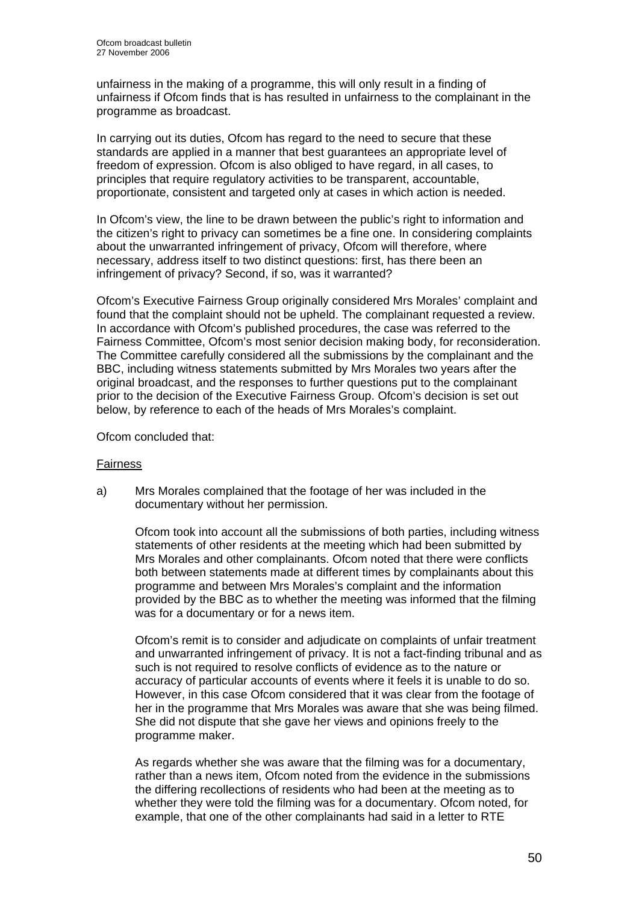unfairness in the making of a programme, this will only result in a finding of unfairness if Ofcom finds that is has resulted in unfairness to the complainant in the programme as broadcast.

In carrying out its duties, Ofcom has regard to the need to secure that these standards are applied in a manner that best guarantees an appropriate level of freedom of expression. Ofcom is also obliged to have regard, in all cases, to principles that require regulatory activities to be transparent, accountable, proportionate, consistent and targeted only at cases in which action is needed.

In Ofcom's view, the line to be drawn between the public's right to information and the citizen's right to privacy can sometimes be a fine one. In considering complaints about the unwarranted infringement of privacy, Ofcom will therefore, where necessary, address itself to two distinct questions: first, has there been an infringement of privacy? Second, if so, was it warranted?

Ofcom's Executive Fairness Group originally considered Mrs Morales' complaint and found that the complaint should not be upheld. The complainant requested a review. In accordance with Ofcom's published procedures, the case was referred to the Fairness Committee, Ofcom's most senior decision making body, for reconsideration. The Committee carefully considered all the submissions by the complainant and the BBC, including witness statements submitted by Mrs Morales two years after the original broadcast, and the responses to further questions put to the complainant prior to the decision of the Executive Fairness Group. Ofcom's decision is set out below, by reference to each of the heads of Mrs Morales's complaint.

Ofcom concluded that:

Fairness

a) Mrs Morales complained that the footage of her was included in the documentary without her permission.

   Ofcom took into account all the submissions of both parties, including witness statements of other residents at the meeting which had been submitted by Mrs Morales and other complainants. Ofcom noted that there were conflicts both between statements made at different times by complainants about this programme and between Mrs Morales's complaint and the information provided by the BBC as to whether the meeting was informed that the filming was for a documentary or for a news item.

   Ofcom's remit is to consider and adjudicate on complaints of unfair treatment and unwarranted infringement of privacy. It is not a fact-finding tribunal and as such is not required to resolve conflicts of evidence as to the nature or accuracy of particular accounts of events where it feels it is unable to do so. However, in this case Ofcom considered that it was clear from the footage of her in the programme that Mrs Morales was aware that she was being filmed. She did not dispute that she gave her views and opinions freely to the programme maker.

   As regards whether she was aware that the filming was for a documentary, rather than a news item, Ofcom noted from the evidence in the submissions the differing recollections of residents who had been at the meeting as to whether they were told the filming was for a documentary. Ofcom noted, for example, that one of the other complainants had said in a letter to RTE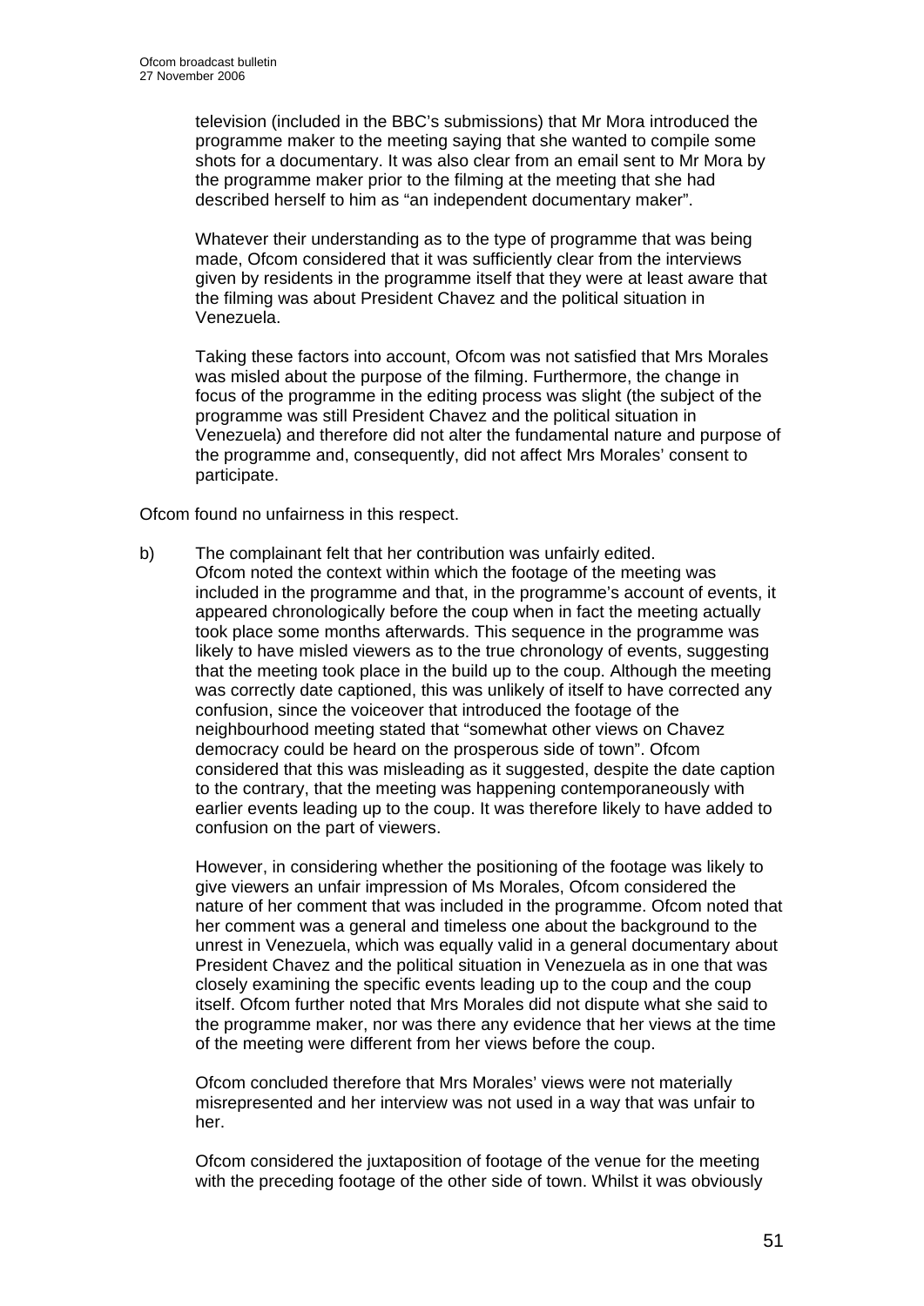television (included in the BBC's submissions) that Mr Mora introduced the programme maker to the meeting saying that she wanted to compile some shots for a documentary. It was also clear from an email sent to Mr Mora by the programme maker prior to the filming at the meeting that she had described herself to him as "an independent documentary maker".

Whatever their understanding as to the type of programme that was being made, Ofcom considered that it was sufficiently clear from the interviews given by residents in the programme itself that they were at least aware that the filming was about President Chavez and the political situation in Venezuela.

Taking these factors into account, Ofcom was not satisfied that Mrs Morales was misled about the purpose of the filming. Furthermore, the change in focus of the programme in the editing process was slight (the subject of the programme was still President Chavez and the political situation in Venezuela) and therefore did not alter the fundamental nature and purpose of the programme and, consequently, did not affect Mrs Morales' consent to participate.

Ofcom found no unfairness in this respect.

b) The complainant felt that her contribution was unfairly edited.
Ofcom noted the context within which the footage of the meeting was included in the programme and that, in the programme's account of events, it appeared chronologically before the coup when in fact the meeting actually took place some months afterwards. This sequence in the programme was likely to have misled viewers as to the true chronology of events, suggesting that the meeting took place in the build up to the coup. Although the meeting was correctly date captioned, this was unlikely of itself to have corrected any confusion, since the voiceover that introduced the footage of the neighbourhood meeting stated that "somewhat other views on Chavez democracy could be heard on the prosperous side of town". Ofcom considered that this was misleading as it suggested, despite the date caption to the contrary, that the meeting was happening contemporaneously with earlier events leading up to the coup. It was therefore likely to have added to confusion on the part of viewers.

However, in considering whether the positioning of the footage was likely to give viewers an unfair impression of Ms Morales, Ofcom considered the nature of her comment that was included in the programme. Ofcom noted that her comment was a general and timeless one about the background to the unrest in Venezuela, which was equally valid in a general documentary about President Chavez and the political situation in Venezuela as in one that was closely examining the specific events leading up to the coup and the coup itself. Ofcom further noted that Mrs Morales did not dispute what she said to the programme maker, nor was there any evidence that her views at the time of the meeting were different from her views before the coup.

Ofcom concluded therefore that Mrs Morales' views were not materially misrepresented and her interview was not used in a way that was unfair to her.

Ofcom considered the juxtaposition of footage of the venue for the meeting with the preceding footage of the other side of town. Whilst it was obviously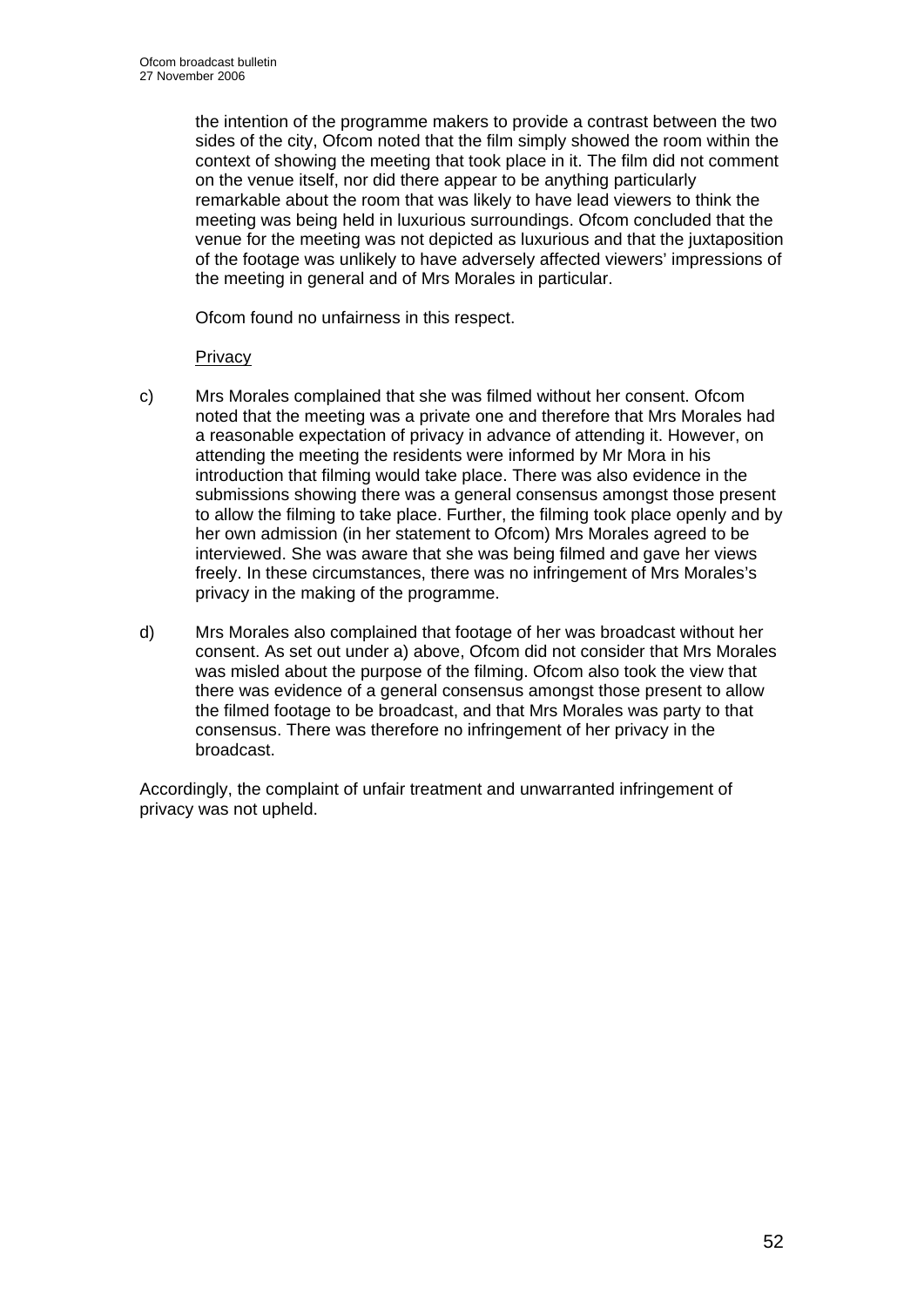the intention of the programme makers to provide a contrast between the two sides of the city, Ofcom noted that the film simply showed the room within the context of showing the meeting that took place in it. The film did not comment on the venue itself, nor did there appear to be anything particularly remarkable about the room that was likely to have lead viewers to think the meeting was being held in luxurious surroundings. Ofcom concluded that the venue for the meeting was not depicted as luxurious and that the juxtaposition of the footage was unlikely to have adversely affected viewers' impressions of the meeting in general and of Mrs Morales in particular.

Ofcom found no unfairness in this respect.

Privacy

c) Mrs Morales complained that she was filmed without her consent. Ofcom noted that the meeting was a private one and therefore that Mrs Morales had a reasonable expectation of privacy in advance of attending it. However, on attending the meeting the residents were informed by Mr Mora in his introduction that filming would take place. There was also evidence in the submissions showing there was a general consensus amongst those present to allow the filming to take place. Further, the filming took place openly and by her own admission (in her statement to Ofcom) Mrs Morales agreed to be interviewed. She was aware that she was being filmed and gave her views freely. In these circumstances, there was no infringement of Mrs Morales's privacy in the making of the programme.

d) Mrs Morales also complained that footage of her was broadcast without her consent. As set out under a) above, Ofcom did not consider that Mrs Morales was misled about the purpose of the filming. Ofcom also took the view that there was evidence of a general consensus amongst those present to allow the filmed footage to be broadcast, and that Mrs Morales was party to that consensus. There was therefore no infringement of her privacy in the broadcast.

Accordingly, the complaint of unfair treatment and unwarranted infringement of privacy was not upheld.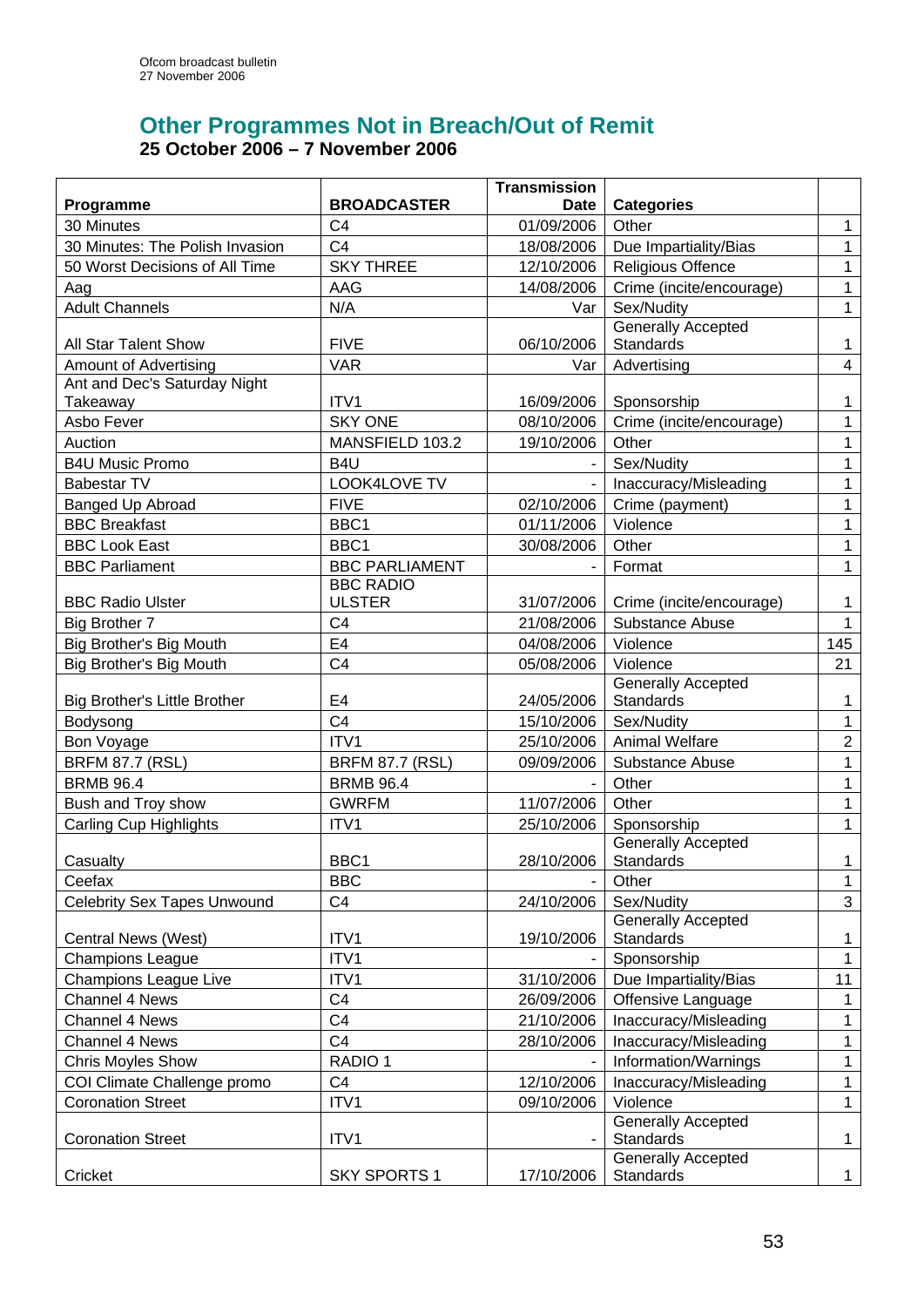## Other Programmes Not in Breach/Out of Remit

**25 October 2006 – 7 November 2006**

| Programme | BROADCASTER | Transmission Date | Categories | |
|---|---|---|---|---|
| 30 Minutes | C4 | 01/09/2006 | Other | 1 |
| 30 Minutes: The Polish Invasion | C4 | 18/08/2006 | Due Impartiality/Bias | 1 |
| 50 Worst Decisions of All Time | SKY THREE | 12/10/2006 | Religious Offence | 1 |
| Aag | AAG | 14/08/2006 | Crime (incite/encourage) | 1 |
| Adult Channels | N/A | Var | Sex/Nudity | 1 |
| All Star Talent Show | FIVE | 06/10/2006 | Generally Accepted Standards | 1 |
| Amount of Advertising | VAR | Var | Advertising | 4 |
| Ant and Dec's Saturday Night Takeaway | ITV1 | 16/09/2006 | Sponsorship | 1 |
| Asbo Fever | SKY ONE | 08/10/2006 | Crime (incite/encourage) | 1 |
| Auction | MANSFIELD 103.2 | 19/10/2006 | Other | 1 |
| B4U Music Promo | B4U | - | Sex/Nudity | 1 |
| Babestar TV | LOOK4LOVE TV | - | Inaccuracy/Misleading | 1 |
| Banged Up Abroad | FIVE | 02/10/2006 | Crime (payment) | 1 |
| BBC Breakfast | BBC1 | 01/11/2006 | Violence | 1 |
| BBC Look East | BBC1 | 30/08/2006 | Other | 1 |
| BBC Parliament | BBC PARLIAMENT | - | Format | 1 |
| BBC Radio Ulster | BBC RADIO ULSTER | 31/07/2006 | Crime (incite/encourage) | 1 |
| Big Brother 7 | C4 | 21/08/2006 | Substance Abuse | 1 |
| Big Brother's Big Mouth | E4 | 04/08/2006 | Violence | 145 |
| Big Brother's Big Mouth | C4 | 05/08/2006 | Violence | 21 |
| Big Brother's Little Brother | E4 | 24/05/2006 | Generally Accepted Standards | 1 |
| Bodysong | C4 | 15/10/2006 | Sex/Nudity | 1 |
| Bon Voyage | ITV1 | 25/10/2006 | Animal Welfare | 2 |
| BRFM 87.7 (RSL) | BRFM 87.7 (RSL) | 09/09/2006 | Substance Abuse | 1 |
| BRMB 96.4 | BRMB 96.4 | - | Other | 1 |
| Bush and Troy show | GWRFM | 11/07/2006 | Other | 1 |
| Carling Cup Highlights | ITV1 | 25/10/2006 | Sponsorship | 1 |
| Casualty | BBC1 | 28/10/2006 | Generally Accepted Standards | 1 |
| Ceefax | BBC | - | Other | 1 |
| Celebrity Sex Tapes Unwound | C4 | 24/10/2006 | Sex/Nudity | 3 |
| Central News (West) | ITV1 | 19/10/2006 | Generally Accepted Standards | 1 |
| Champions League | ITV1 | - | Sponsorship | 1 |
| Champions League Live | ITV1 | 31/10/2006 | Due Impartiality/Bias | 11 |
| Channel 4 News | C4 | 26/09/2006 | Offensive Language | 1 |
| Channel 4 News | C4 | 21/10/2006 | Inaccuracy/Misleading | 1 |
| Channel 4 News | C4 | 28/10/2006 | Inaccuracy/Misleading | 1 |
| Chris Moyles Show | RADIO 1 | - | Information/Warnings | 1 |
| COI Climate Challenge promo | C4 | 12/10/2006 | Inaccuracy/Misleading | 1 |
| Coronation Street | ITV1 | 09/10/2006 | Violence | 1 |
| Coronation Street | ITV1 | - | Generally Accepted Standards | 1 |
| Cricket | SKY SPORTS 1 | 17/10/2006 | Generally Accepted Standards | 1 |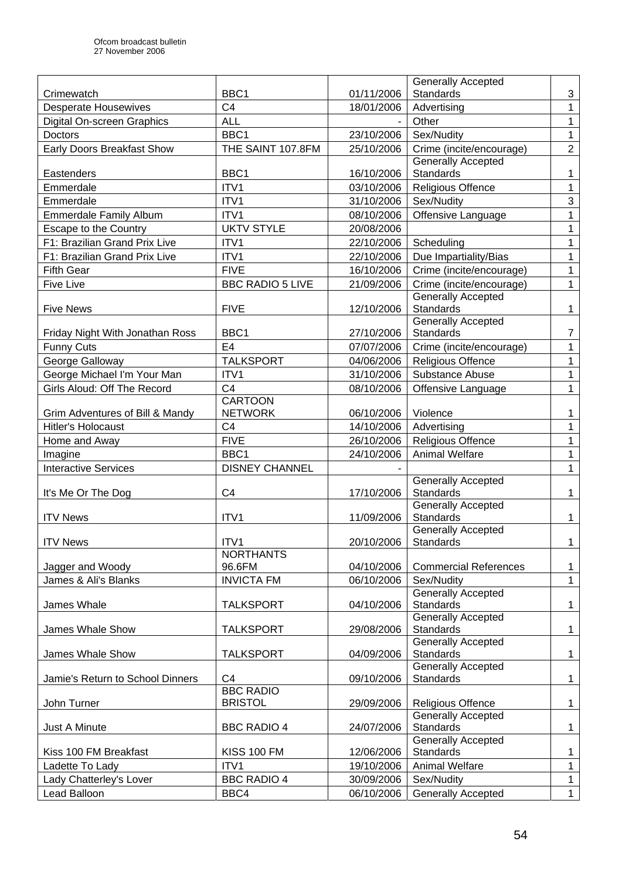| | | | | |
|---|---|---|---|---|
| Crimewatch | BBC1 | 01/11/2006 | Generally Accepted Standards | 3 |
| Desperate Housewives | C4 | 18/01/2006 | Advertising | 1 |
| Digital On-screen Graphics | ALL | - | Other | 1 |
| Doctors | BBC1 | 23/10/2006 | Sex/Nudity | 1 |
| Early Doors Breakfast Show | THE SAINT 107.8FM | 25/10/2006 | Crime (incite/encourage) | 2 |
| Eastenders | BBC1 | 16/10/2006 | Generally Accepted Standards | 1 |
| Emmerdale | ITV1 | 03/10/2006 | Religious Offence | 1 |
| Emmerdale | ITV1 | 31/10/2006 | Sex/Nudity | 3 |
| Emmerdale Family Album | ITV1 | 08/10/2006 | Offensive Language | 1 |
| Escape to the Country | UKTV STYLE | 20/08/2006 | | 1 |
| F1: Brazilian Grand Prix Live | ITV1 | 22/10/2006 | Scheduling | 1 |
| F1: Brazilian Grand Prix Live | ITV1 | 22/10/2006 | Due Impartiality/Bias | 1 |
| Fifth Gear | FIVE | 16/10/2006 | Crime (incite/encourage) | 1 |
| Five Live | BBC RADIO 5 LIVE | 21/09/2006 | Crime (incite/encourage) | 1 |
| Five News | FIVE | 12/10/2006 | Generally Accepted Standards | 1 |
| Friday Night With Jonathan Ross | BBC1 | 27/10/2006 | Generally Accepted Standards | 7 |
| Funny Cuts | E4 | 07/07/2006 | Crime (incite/encourage) | 1 |
| George Galloway | TALKSPORT | 04/06/2006 | Religious Offence | 1 |
| George Michael I'm Your Man | ITV1 | 31/10/2006 | Substance Abuse | 1 |
| Girls Aloud: Off The Record | C4 | 08/10/2006 | Offensive Language | 1 |
| Grim Adventures of Bill & Mandy | CARTOON NETWORK | 06/10/2006 | Violence | 1 |
| Hitler's Holocaust | C4 | 14/10/2006 | Advertising | 1 |
| Home and Away | FIVE | 26/10/2006 | Religious Offence | 1 |
| Imagine | BBC1 | 24/10/2006 | Animal Welfare | 1 |
| Interactive Services | DISNEY CHANNEL | - | | 1 |
| It's Me Or The Dog | C4 | 17/10/2006 | Generally Accepted Standards | 1 |
| ITV News | ITV1 | 11/09/2006 | Generally Accepted Standards | 1 |
| ITV News | ITV1 | 20/10/2006 | Generally Accepted Standards | 1 |
| Jagger and Woody | NORTHANTS 96.6FM | 04/10/2006 | Commercial References | 1 |
| James & Ali's Blanks | INVICTA FM | 06/10/2006 | Sex/Nudity | 1 |
| James Whale | TALKSPORT | 04/10/2006 | Generally Accepted Standards | 1 |
| James Whale Show | TALKSPORT | 29/08/2006 | Generally Accepted Standards | 1 |
| James Whale Show | TALKSPORT | 04/09/2006 | Generally Accepted Standards | 1 |
| Jamie's Return to School Dinners | C4 | 09/10/2006 | Generally Accepted Standards | 1 |
| John Turner | BBC RADIO BRISTOL | 29/09/2006 | Religious Offence | 1 |
| Just A Minute | BBC RADIO 4 | 24/07/2006 | Generally Accepted Standards | 1 |
| Kiss 100 FM Breakfast | KISS 100 FM | 12/06/2006 | Generally Accepted Standards | 1 |
| Ladette To Lady | ITV1 | 19/10/2006 | Animal Welfare | 1 |
| Lady Chatterley's Lover | BBC RADIO 4 | 30/09/2006 | Sex/Nudity | 1 |
| Lead Balloon | BBC4 | 06/10/2006 | Generally Accepted | 1 |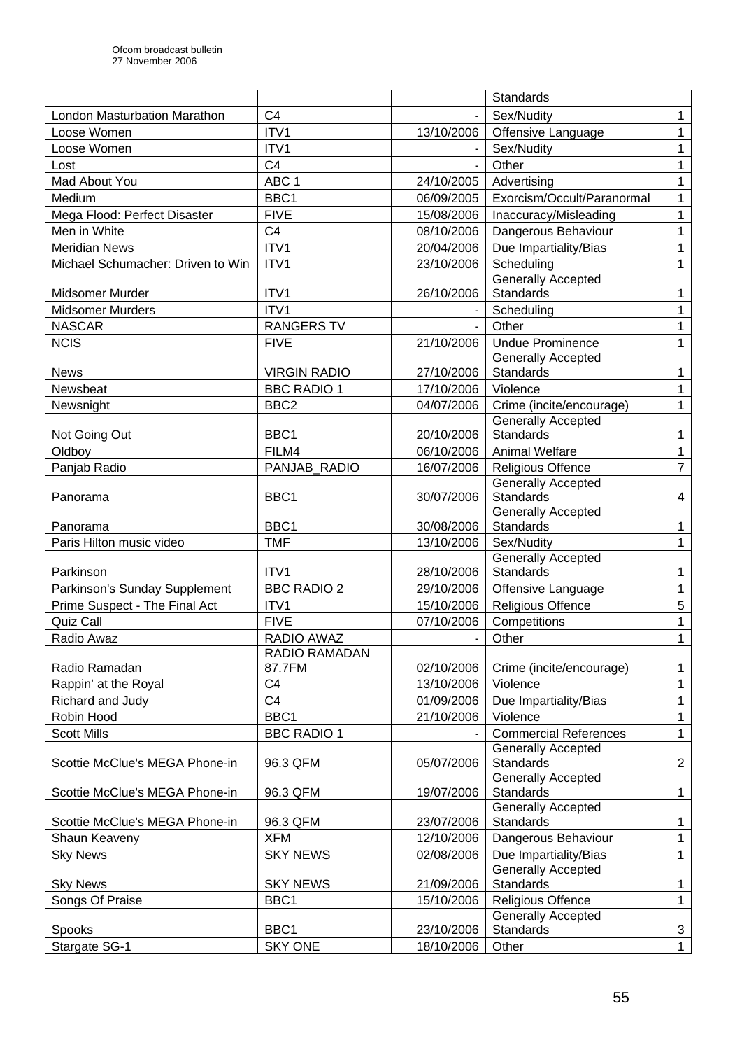| | | | Standards | |
|---|---|---|---|---|
| London Masturbation Marathon | C4 | - | Sex/Nudity | 1 |
| Loose Women | ITV1 | 13/10/2006 | Offensive Language | 1 |
| Loose Women | ITV1 | - | Sex/Nudity | 1 |
| Lost | C4 | - | Other | 1 |
| Mad About You | ABC 1 | 24/10/2005 | Advertising | 1 |
| Medium | BBC1 | 06/09/2005 | Exorcism/Occult/Paranormal | 1 |
| Mega Flood: Perfect Disaster | FIVE | 15/08/2006 | Inaccuracy/Misleading | 1 |
| Men in White | C4 | 08/10/2006 | Dangerous Behaviour | 1 |
| Meridian News | ITV1 | 20/04/2006 | Due Impartiality/Bias | 1 |
| Michael Schumacher: Driven to Win | ITV1 | 23/10/2006 | Scheduling | 1 |
| Midsomer Murder | ITV1 | 26/10/2006 | Generally Accepted Standards | 1 |
| Midsomer Murders | ITV1 | - | Scheduling | 1 |
| NASCAR | RANGERS TV | - | Other | 1 |
| NCIS | FIVE | 21/10/2006 | Undue Prominence | 1 |
| News | VIRGIN RADIO | 27/10/2006 | Generally Accepted Standards | 1 |
| Newsbeat | BBC RADIO 1 | 17/10/2006 | Violence | 1 |
| Newsnight | BBC2 | 04/07/2006 | Crime (incite/encourage) | 1 |
| Not Going Out | BBC1 | 20/10/2006 | Generally Accepted Standards | 1 |
| Oldboy | FILM4 | 06/10/2006 | Animal Welfare | 1 |
| Panjab Radio | PANJAB_RADIO | 16/07/2006 | Religious Offence | 7 |
| Panorama | BBC1 | 30/07/2006 | Generally Accepted Standards | 4 |
| Panorama | BBC1 | 30/08/2006 | Generally Accepted Standards | 1 |
| Paris Hilton music video | TMF | 13/10/2006 | Sex/Nudity | 1 |
| Parkinson | ITV1 | 28/10/2006 | Generally Accepted Standards | 1 |
| Parkinson's Sunday Supplement | BBC RADIO 2 | 29/10/2006 | Offensive Language | 1 |
| Prime Suspect - The Final Act | ITV1 | 15/10/2006 | Religious Offence | 5 |
| Quiz Call | FIVE | 07/10/2006 | Competitions | 1 |
| Radio Awaz | RADIO AWAZ | - | Other | 1 |
| Radio Ramadan | RADIO RAMADAN 87.7FM | 02/10/2006 | Crime (incite/encourage) | 1 |
| Rappin' at the Royal | C4 | 13/10/2006 | Violence | 1 |
| Richard and Judy | C4 | 01/09/2006 | Due Impartiality/Bias | 1 |
| Robin Hood | BBC1 | 21/10/2006 | Violence | 1 |
| Scott Mills | BBC RADIO 1 | - | Commercial References | 1 |
| Scottie McClue's MEGA Phone-in | 96.3 QFM | 05/07/2006 | Generally Accepted Standards | 2 |
| Scottie McClue's MEGA Phone-in | 96.3 QFM | 19/07/2006 | Generally Accepted Standards | 1 |
| Scottie McClue's MEGA Phone-in | 96.3 QFM | 23/07/2006 | Generally Accepted Standards | 1 |
| Shaun Keaveny | XFM | 12/10/2006 | Dangerous Behaviour | 1 |
| Sky News | SKY NEWS | 02/08/2006 | Due Impartiality/Bias | 1 |
| Sky News | SKY NEWS | 21/09/2006 | Generally Accepted Standards | 1 |
| Songs Of Praise | BBC1 | 15/10/2006 | Religious Offence | 1 |
| Spooks | BBC1 | 23/10/2006 | Generally Accepted Standards | 3 |
| Stargate SG-1 | SKY ONE | 18/10/2006 | Other | 1 |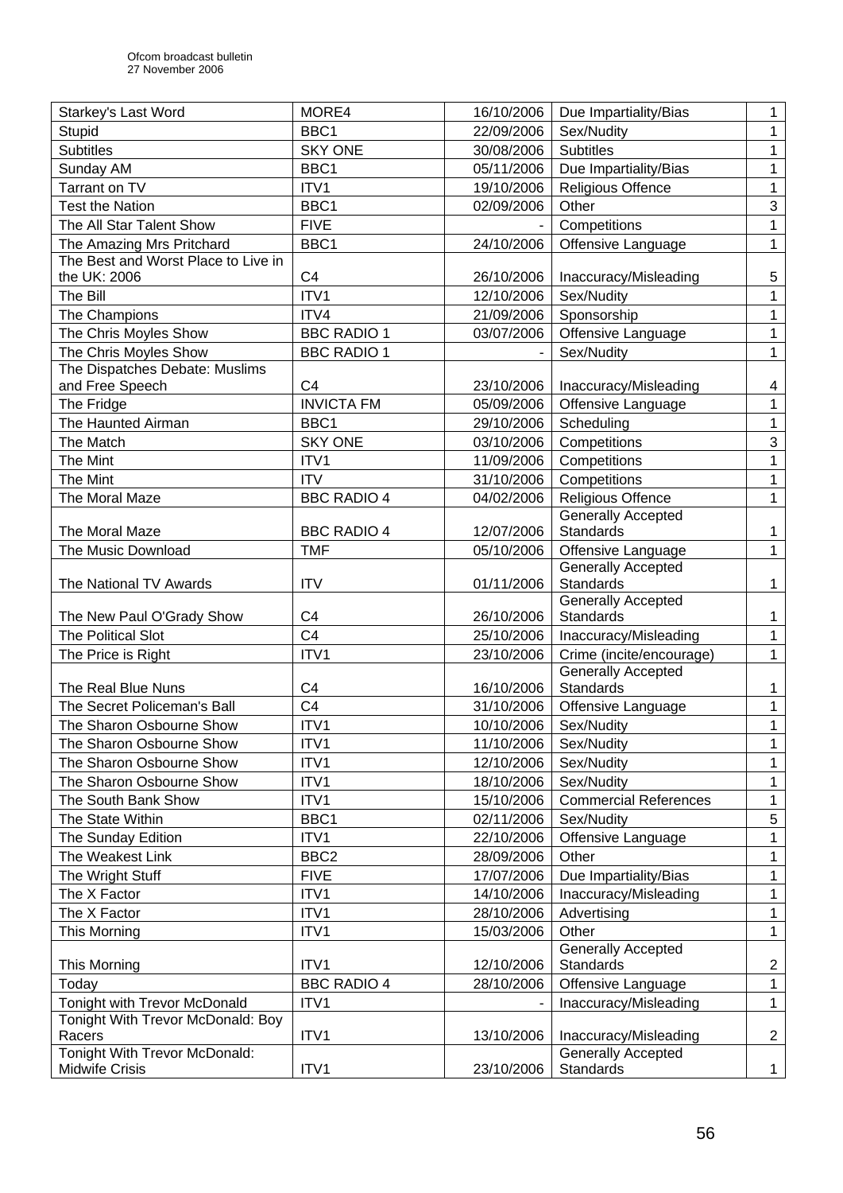| Starkey's Last Word | MORE4 | 16/10/2006 | Due Impartiality/Bias | 1 |
|---|---|---|---|---|
| Stupid | BBC1 | 22/09/2006 | Sex/Nudity | 1 |
| Subtitles | SKY ONE | 30/08/2006 | Subtitles | 1 |
| Sunday AM | BBC1 | 05/11/2006 | Due Impartiality/Bias | 1 |
| Tarrant on TV | ITV1 | 19/10/2006 | Religious Offence | 1 |
| Test the Nation | BBC1 | 02/09/2006 | Other | 3 |
| The All Star Talent Show | FIVE | - | Competitions | 1 |
| The Amazing Mrs Pritchard | BBC1 | 24/10/2006 | Offensive Language | 1 |
| The Best and Worst Place to Live in the UK: 2006 | C4 | 26/10/2006 | Inaccuracy/Misleading | 5 |
| The Bill | ITV1 | 12/10/2006 | Sex/Nudity | 1 |
| The Champions | ITV4 | 21/09/2006 | Sponsorship | 1 |
| The Chris Moyles Show | BBC RADIO 1 | 03/07/2006 | Offensive Language | 1 |
| The Chris Moyles Show | BBC RADIO 1 | - | Sex/Nudity | 1 |
| The Dispatches Debate: Muslims and Free Speech | C4 | 23/10/2006 | Inaccuracy/Misleading | 4 |
| The Fridge | INVICTA FM | 05/09/2006 | Offensive Language | 1 |
| The Haunted Airman | BBC1 | 29/10/2006 | Scheduling | 1 |
| The Match | SKY ONE | 03/10/2006 | Competitions | 3 |
| The Mint | ITV1 | 11/09/2006 | Competitions | 1 |
| The Mint | ITV | 31/10/2006 | Competitions | 1 |
| The Moral Maze | BBC RADIO 4 | 04/02/2006 | Religious Offence | 1 |
| The Moral Maze | BBC RADIO 4 | 12/07/2006 | Generally Accepted Standards | 1 |
| The Music Download | TMF | 05/10/2006 | Offensive Language | 1 |
| The National TV Awards | ITV | 01/11/2006 | Generally Accepted Standards | 1 |
| The New Paul O'Grady Show | C4 | 26/10/2006 | Generally Accepted Standards | 1 |
| The Political Slot | C4 | 25/10/2006 | Inaccuracy/Misleading | 1 |
| The Price is Right | ITV1 | 23/10/2006 | Crime (incite/encourage) | 1 |
| The Real Blue Nuns | C4 | 16/10/2006 | Generally Accepted Standards | 1 |
| The Secret Policeman's Ball | C4 | 31/10/2006 | Offensive Language | 1 |
| The Sharon Osbourne Show | ITV1 | 10/10/2006 | Sex/Nudity | 1 |
| The Sharon Osbourne Show | ITV1 | 11/10/2006 | Sex/Nudity | 1 |
| The Sharon Osbourne Show | ITV1 | 12/10/2006 | Sex/Nudity | 1 |
| The Sharon Osbourne Show | ITV1 | 18/10/2006 | Sex/Nudity | 1 |
| The South Bank Show | ITV1 | 15/10/2006 | Commercial References | 1 |
| The State Within | BBC1 | 02/11/2006 | Sex/Nudity | 5 |
| The Sunday Edition | ITV1 | 22/10/2006 | Offensive Language | 1 |
| The Weakest Link | BBC2 | 28/09/2006 | Other | 1 |
| The Wright Stuff | FIVE | 17/07/2006 | Due Impartiality/Bias | 1 |
| The X Factor | ITV1 | 14/10/2006 | Inaccuracy/Misleading | 1 |
| The X Factor | ITV1 | 28/10/2006 | Advertising | 1 |
| This Morning | ITV1 | 15/03/2006 | Other | 1 |
| This Morning | ITV1 | 12/10/2006 | Generally Accepted Standards | 2 |
| Today | BBC RADIO 4 | 28/10/2006 | Offensive Language | 1 |
| Tonight with Trevor McDonald | ITV1 | - | Inaccuracy/Misleading | 1 |
| Tonight With Trevor McDonald: Boy Racers | ITV1 | 13/10/2006 | Inaccuracy/Misleading | 2 |
| Tonight With Trevor McDonald: Midwife Crisis | ITV1 | 23/10/2006 | Generally Accepted Standards | 1 |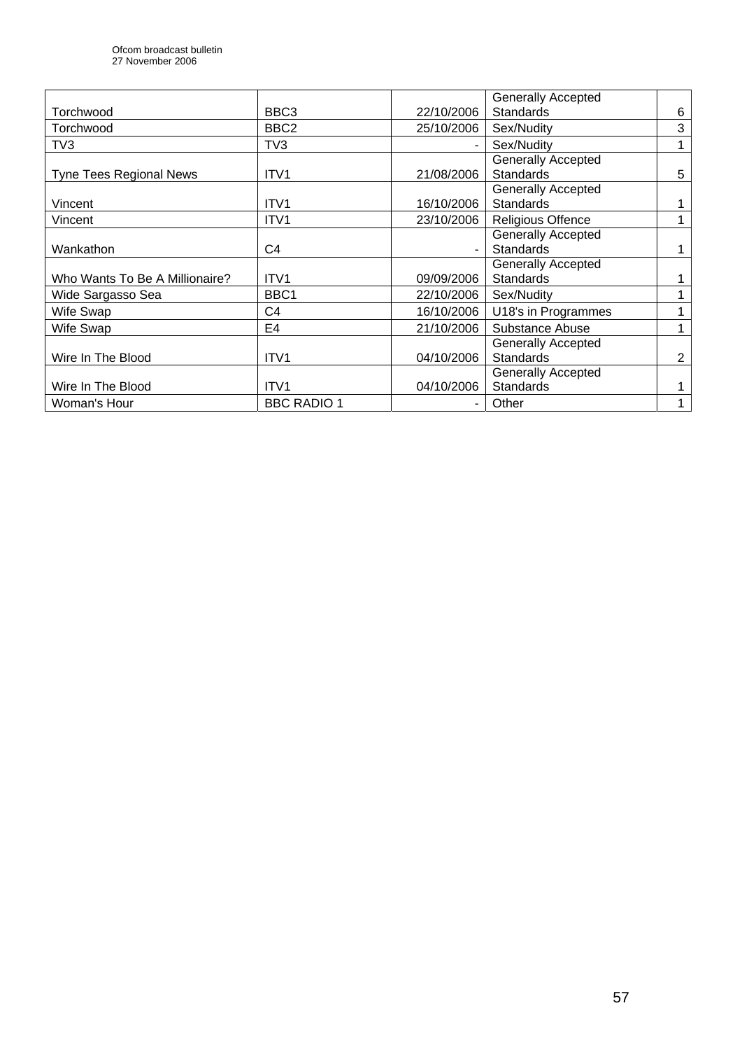| | | | | |
|---|---|---|---|---|
| Torchwood | BBC3 | 22/10/2006 | Generally Accepted Standards | 6 |
| Torchwood | BBC2 | 25/10/2006 | Sex/Nudity | 3 |
| TV3 | TV3 | - | Sex/Nudity | 1 |
| Tyne Tees Regional News | ITV1 | 21/08/2006 | Generally Accepted Standards | 5 |
| Vincent | ITV1 | 16/10/2006 | Generally Accepted Standards | 1 |
| Vincent | ITV1 | 23/10/2006 | Religious Offence | 1 |
| Wankathon | C4 | - | Generally Accepted Standards | 1 |
| Who Wants To Be A Millionaire? | ITV1 | 09/09/2006 | Generally Accepted Standards | 1 |
| Wide Sargasso Sea | BBC1 | 22/10/2006 | Sex/Nudity | 1 |
| Wife Swap | C4 | 16/10/2006 | U18's in Programmes | 1 |
| Wife Swap | E4 | 21/10/2006 | Substance Abuse | 1 |
| Wire In The Blood | ITV1 | 04/10/2006 | Generally Accepted Standards | 2 |
| Wire In The Blood | ITV1 | 04/10/2006 | Generally Accepted Standards | 1 |
| Woman's Hour | BBC RADIO 1 | - | Other | 1 |